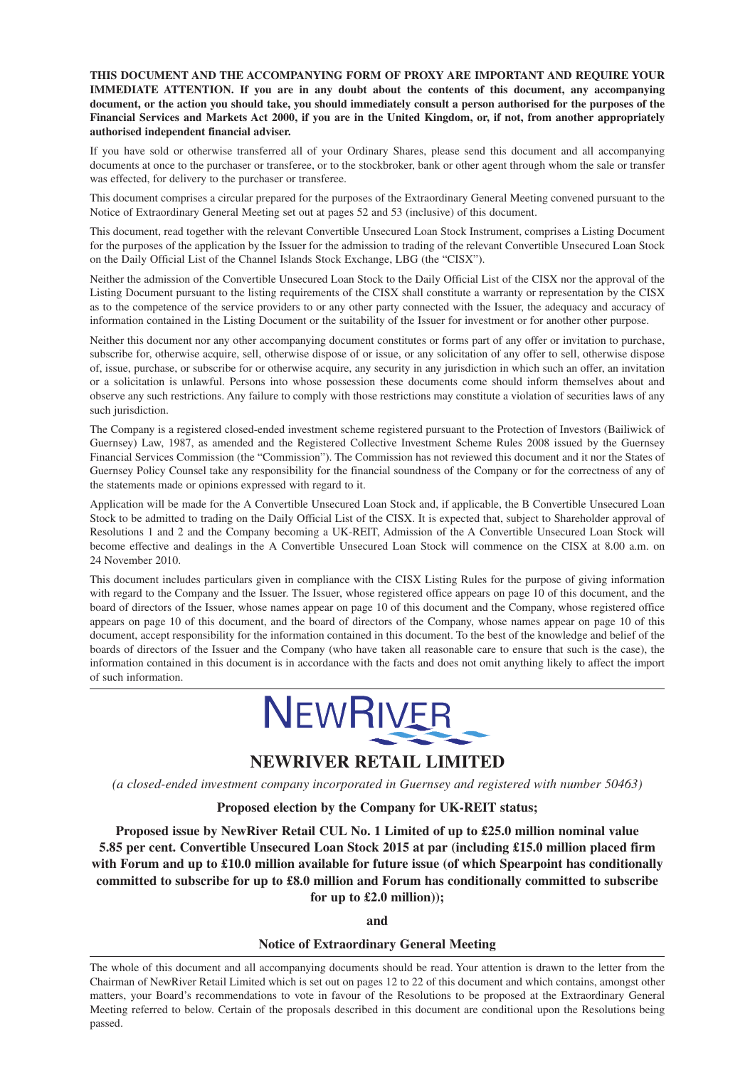**THIS DOCUMENT AND THE ACCOMPANYING FORM OF PROXY ARE IMPORTANT AND REQUIRE YOUR IMMEDIATE ATTENTION. If you are in any doubt about the contents of this document, any accompanying document, or the action you should take, you should immediately consult a person authorised for the purposes of the Financial Services and Markets Act 2000, if you are in the United Kingdom, or, if not, from another appropriately authorised independent financial adviser.**

If you have sold or otherwise transferred all of your Ordinary Shares, please send this document and all accompanying documents at once to the purchaser or transferee, or to the stockbroker, bank or other agent through whom the sale or transfer was effected, for delivery to the purchaser or transferee.

This document comprises a circular prepared for the purposes of the Extraordinary General Meeting convened pursuant to the Notice of Extraordinary General Meeting set out at pages 52 and 53 (inclusive) of this document.

This document, read together with the relevant Convertible Unsecured Loan Stock Instrument, comprises a Listing Document for the purposes of the application by the Issuer for the admission to trading of the relevant Convertible Unsecured Loan Stock on the Daily Official List of the Channel Islands Stock Exchange, LBG (the "CISX").

Neither the admission of the Convertible Unsecured Loan Stock to the Daily Official List of the CISX nor the approval of the Listing Document pursuant to the listing requirements of the CISX shall constitute a warranty or representation by the CISX as to the competence of the service providers to or any other party connected with the Issuer, the adequacy and accuracy of information contained in the Listing Document or the suitability of the Issuer for investment or for another other purpose.

Neither this document nor any other accompanying document constitutes or forms part of any offer or invitation to purchase, subscribe for, otherwise acquire, sell, otherwise dispose of or issue, or any solicitation of any offer to sell, otherwise dispose of, issue, purchase, or subscribe for or otherwise acquire, any security in any jurisdiction in which such an offer, an invitation or a solicitation is unlawful. Persons into whose possession these documents come should inform themselves about and observe any such restrictions. Any failure to comply with those restrictions may constitute a violation of securities laws of any such jurisdiction.

The Company is a registered closed-ended investment scheme registered pursuant to the Protection of Investors (Bailiwick of Guernsey) Law, 1987, as amended and the Registered Collective Investment Scheme Rules 2008 issued by the Guernsey Financial Services Commission (the "Commission"). The Commission has not reviewed this document and it nor the States of Guernsey Policy Counsel take any responsibility for the financial soundness of the Company or for the correctness of any of the statements made or opinions expressed with regard to it.

Application will be made for the A Convertible Unsecured Loan Stock and, if applicable, the B Convertible Unsecured Loan Stock to be admitted to trading on the Daily Official List of the CISX. It is expected that, subject to Shareholder approval of Resolutions 1 and 2 and the Company becoming a UK-REIT, Admission of the A Convertible Unsecured Loan Stock will become effective and dealings in the A Convertible Unsecured Loan Stock will commence on the CISX at 8.00 a.m. on 24 November 2010.

This document includes particulars given in compliance with the CISX Listing Rules for the purpose of giving information with regard to the Company and the Issuer. The Issuer, whose registered office appears on page 10 of this document, and the board of directors of the Issuer, whose names appear on page 10 of this document and the Company, whose registered office appears on page 10 of this document, and the board of directors of the Company, whose names appear on page 10 of this document, accept responsibility for the information contained in this document. To the best of the knowledge and belief of the boards of directors of the Issuer and the Company (who have taken all reasonable care to ensure that such is the case), the information contained in this document is in accordance with the facts and does not omit anything likely to affect the import of such information.

NEWRIVER

# NEWRIVER RETAIL LIMITED

*(a closed-ended investment company incorporated in Guernsey and registered with number 50463)*

**Proposed election by the Company for UK-REIT status;**

**Proposed issue by NewRiver Retail CUL No. 1 Limited of up to £25.0 million nominal value 5.85 per cent. Convertible Unsecured Loan Stock 2015 at par (including £15.0 million placed firm with Forum and up to £10.0 million available for future issue (of which Spearpoint has conditionally committed to subscribe for up to £8.0 million and Forum has conditionally committed to subscribe for up to £2.0 million));**

**and**

**Notice of Extraordinary General Meeting**

The whole of this document and all accompanying documents should be read. Your attention is drawn to the letter from the Chairman of NewRiver Retail Limited which is set out on pages 12 to 22 of this document and which contains, amongst other matters, your Board's recommendations to vote in favour of the Resolutions to be proposed at the Extraordinary General Meeting referred to below. Certain of the proposals described in this document are conditional upon the Resolutions being passed.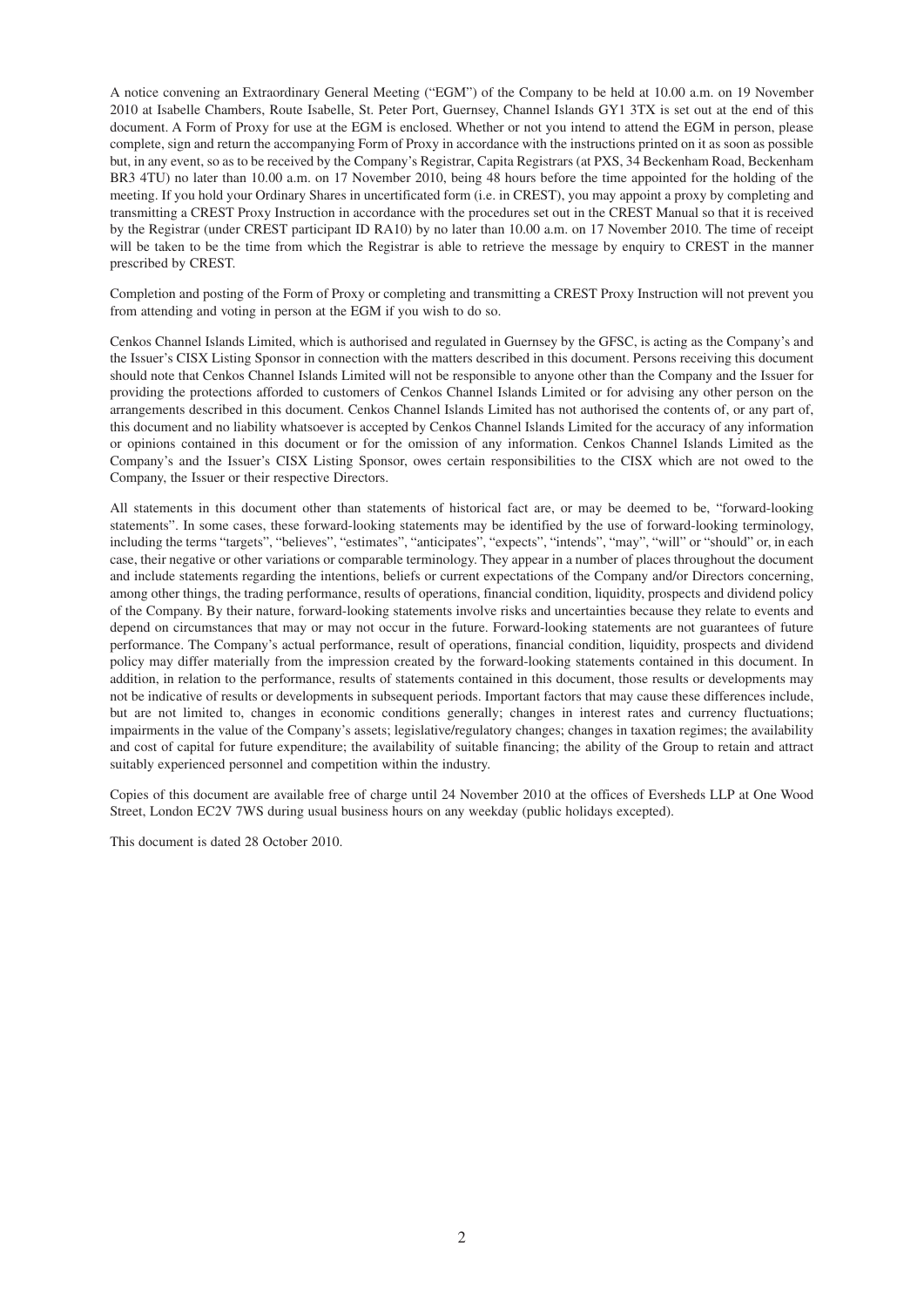A notice convening an Extraordinary General Meeting ("EGM") of the Company to be held at 10.00 a.m. on 19 November 2010 at Isabelle Chambers, Route Isabelle, St. Peter Port, Guernsey, Channel Islands GY1 3TX is set out at the end of this document. A Form of Proxy for use at the EGM is enclosed. Whether or not you intend to attend the EGM in person, please complete, sign and return the accompanying Form of Proxy in accordance with the instructions printed on it as soon as possible but, in any event, so as to be received by the Company's Registrar, Capita Registrars (at PXS, 34 Beckenham Road, Beckenham BR3 4TU) no later than 10.00 a.m. on 17 November 2010, being 48 hours before the time appointed for the holding of the meeting. If you hold your Ordinary Shares in uncertificated form (i.e. in CREST), you may appoint a proxy by completing and transmitting a CREST Proxy Instruction in accordance with the procedures set out in the CREST Manual so that it is received by the Registrar (under CREST participant ID RA10) by no later than 10.00 a.m. on 17 November 2010. The time of receipt will be taken to be the time from which the Registrar is able to retrieve the message by enquiry to CREST in the manner prescribed by CREST.

Completion and posting of the Form of Proxy or completing and transmitting a CREST Proxy Instruction will not prevent you from attending and voting in person at the EGM if you wish to do so.

Cenkos Channel Islands Limited, which is authorised and regulated in Guernsey by the GFSC, is acting as the Company's and the Issuer's CISX Listing Sponsor in connection with the matters described in this document. Persons receiving this document should note that Cenkos Channel Islands Limited will not be responsible to anyone other than the Company and the Issuer for providing the protections afforded to customers of Cenkos Channel Islands Limited or for advising any other person on the arrangements described in this document. Cenkos Channel Islands Limited has not authorised the contents of, or any part of, this document and no liability whatsoever is accepted by Cenkos Channel Islands Limited for the accuracy of any information or opinions contained in this document or for the omission of any information. Cenkos Channel Islands Limited as the Company's and the Issuer's CISX Listing Sponsor, owes certain responsibilities to the CISX which are not owed to the Company, the Issuer or their respective Directors.

All statements in this document other than statements of historical fact are, or may be deemed to be, "forward-looking statements". In some cases, these forward-looking statements may be identified by the use of forward-looking terminology, including the terms "targets", "believes", "estimates", "anticipates", "expects", "intends", "may", "will" or "should" or, in each case, their negative or other variations or comparable terminology. They appear in a number of places throughout the document and include statements regarding the intentions, beliefs or current expectations of the Company and/or Directors concerning, among other things, the trading performance, results of operations, financial condition, liquidity, prospects and dividend policy of the Company. By their nature, forward-looking statements involve risks and uncertainties because they relate to events and depend on circumstances that may or may not occur in the future. Forward-looking statements are not guarantees of future performance. The Company's actual performance, result of operations, financial condition, liquidity, prospects and dividend policy may differ materially from the impression created by the forward-looking statements contained in this document. In addition, in relation to the performance, results of statements contained in this document, those results or developments may not be indicative of results or developments in subsequent periods. Important factors that may cause these differences include, but are not limited to, changes in economic conditions generally; changes in interest rates and currency fluctuations; impairments in the value of the Company's assets; legislative/regulatory changes; changes in taxation regimes; the availability and cost of capital for future expenditure; the availability of suitable financing; the ability of the Group to retain and attract suitably experienced personnel and competition within the industry.

Copies of this document are available free of charge until 24 November 2010 at the offices of Eversheds LLP at One Wood Street, London EC2V 7WS during usual business hours on any weekday (public holidays excepted).

This document is dated 28 October 2010.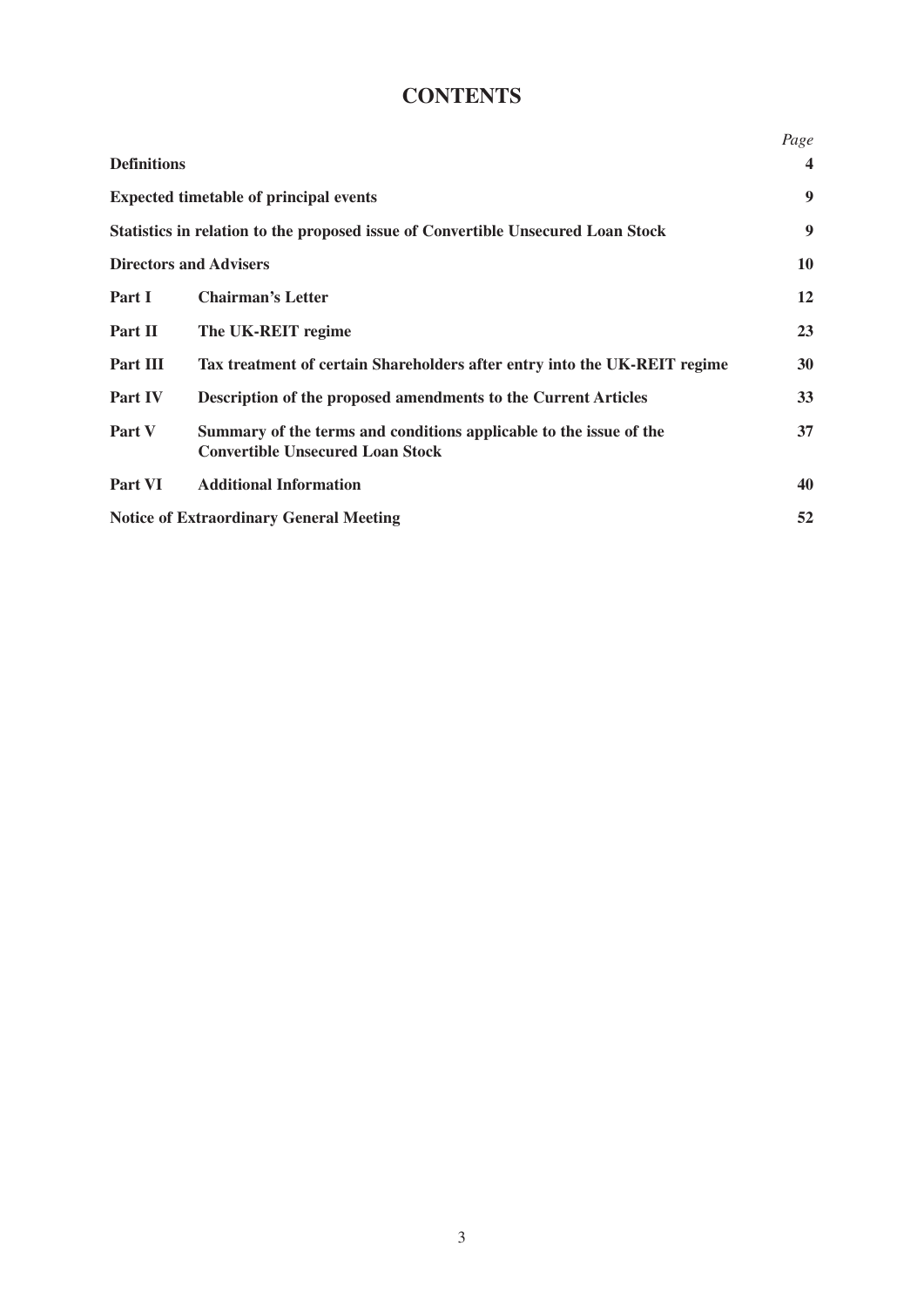# CONTENTS

| | | Page |
|---|---|---|
| **Definitions** | | **4** |
| **Expected timetable of principal events** | | **9** |
| **Statistics in relation to the proposed issue of Convertible Unsecured Loan Stock** | | **9** |
| **Directors and Advisers** | | **10** |
| **Part I** | **Chairman's Letter** | **12** |
| **Part II** | **The UK-REIT regime** | **23** |
| **Part III** | **Tax treatment of certain Shareholders after entry into the UK-REIT regime** | **30** |
| **Part IV** | **Description of the proposed amendments to the Current Articles** | **33** |
| **Part V** | **Summary of the terms and conditions applicable to the issue of the Convertible Unsecured Loan Stock** | **37** |
| **Part VI** | **Additional Information** | **40** |
| **Notice of Extraordinary General Meeting** | | **52** |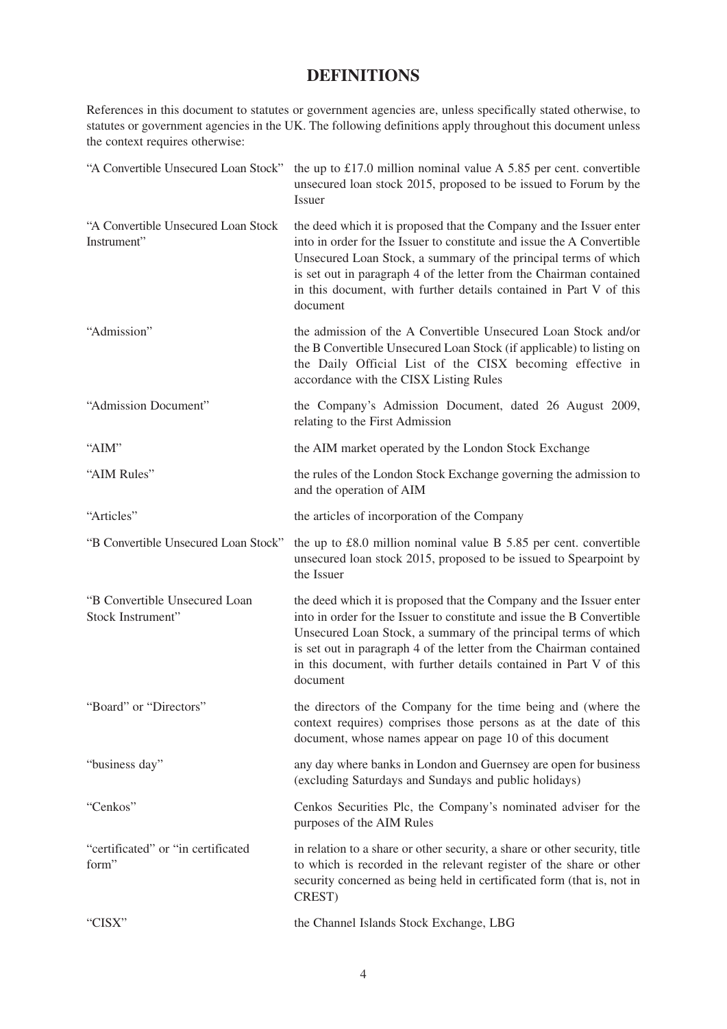# DEFINITIONS

References in this document to statutes or government agencies are, unless specifically stated otherwise, to statutes or government agencies in the UK. The following definitions apply throughout this document unless the context requires otherwise:

| | |
|---|---|
| "A Convertible Unsecured Loan Stock" | the up to £17.0 million nominal value A 5.85 per cent. convertible unsecured loan stock 2015, proposed to be issued to Forum by the Issuer |
| "A Convertible Unsecured Loan Stock Instrument" | the deed which it is proposed that the Company and the Issuer enter into in order for the Issuer to constitute and issue the A Convertible Unsecured Loan Stock, a summary of the principal terms of which is set out in paragraph 4 of the letter from the Chairman contained in this document, with further details contained in Part V of this document |
| "Admission" | the admission of the A Convertible Unsecured Loan Stock and/or the B Convertible Unsecured Loan Stock (if applicable) to listing on the Daily Official List of the CISX becoming effective in accordance with the CISX Listing Rules |
| "Admission Document" | the Company's Admission Document, dated 26 August 2009, relating to the First Admission |
| "AIM" | the AIM market operated by the London Stock Exchange |
| "AIM Rules" | the rules of the London Stock Exchange governing the admission to and the operation of AIM |
| "Articles" | the articles of incorporation of the Company |
| "B Convertible Unsecured Loan Stock" | the up to £8.0 million nominal value B 5.85 per cent. convertible unsecured loan stock 2015, proposed to be issued to Spearpoint by the Issuer |
| "B Convertible Unsecured Loan Stock Instrument" | the deed which it is proposed that the Company and the Issuer enter into in order for the Issuer to constitute and issue the B Convertible Unsecured Loan Stock, a summary of the principal terms of which is set out in paragraph 4 of the letter from the Chairman contained in this document, with further details contained in Part V of this document |
| "Board" or "Directors" | the directors of the Company for the time being and (where the context requires) comprises those persons as at the date of this document, whose names appear on page 10 of this document |
| "business day" | any day where banks in London and Guernsey are open for business (excluding Saturdays and Sundays and public holidays) |
| "Cenkos" | Cenkos Securities Plc, the Company's nominated adviser for the purposes of the AIM Rules |
| "certificated" or "in certificated form" | in relation to a share or other security, a share or other security, title to which is recorded in the relevant register of the share or other security concerned as being held in certificated form (that is, not in CREST) |
| "CISX" | the Channel Islands Stock Exchange, LBG |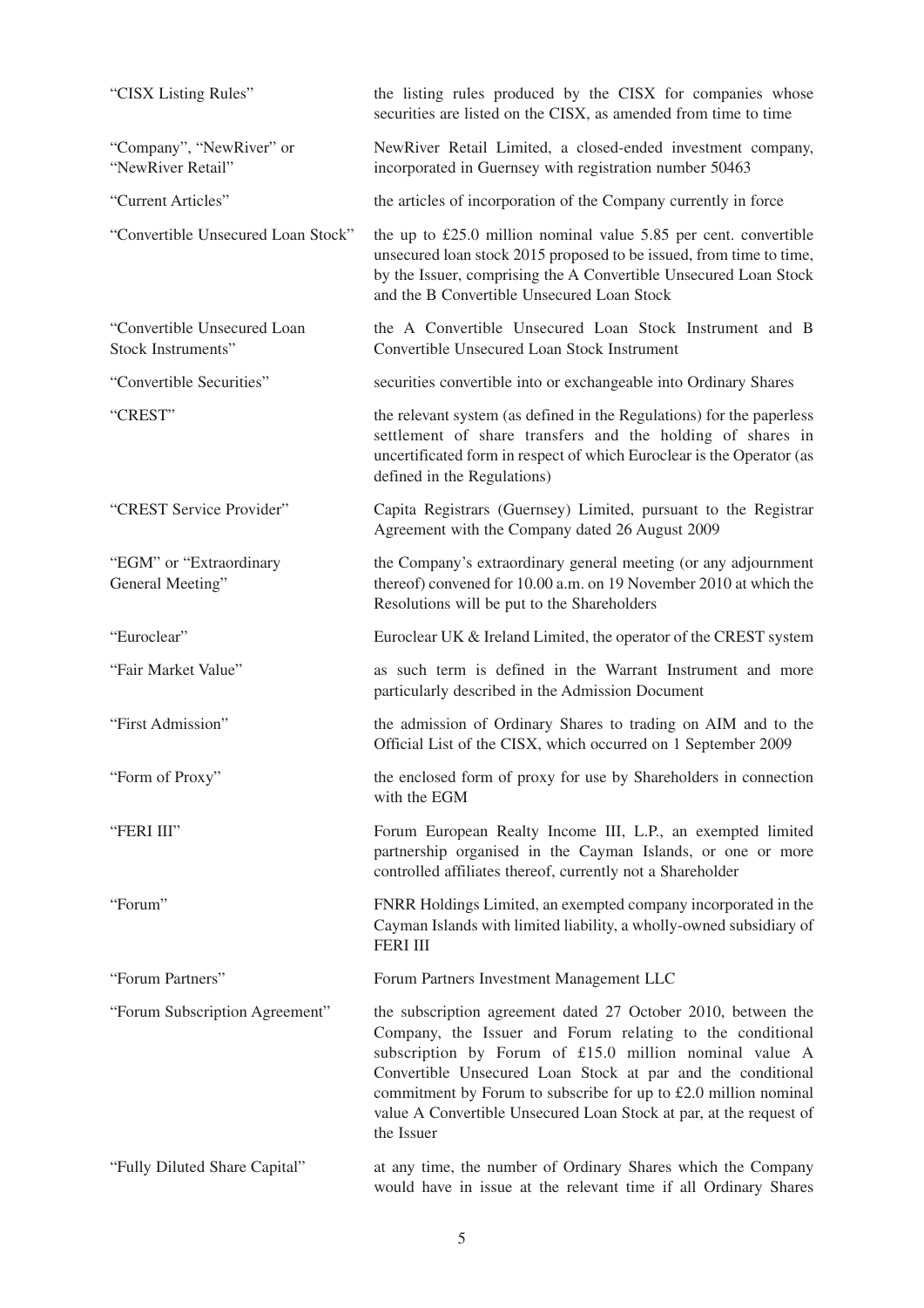| | |
|---|---|
| "CISX Listing Rules" | the listing rules produced by the CISX for companies whose securities are listed on the CISX, as amended from time to time |
| "Company", "NewRiver" or "NewRiver Retail" | NewRiver Retail Limited, a closed-ended investment company, incorporated in Guernsey with registration number 50463 |
| "Current Articles" | the articles of incorporation of the Company currently in force |
| "Convertible Unsecured Loan Stock" | the up to £25.0 million nominal value 5.85 per cent. convertible unsecured loan stock 2015 proposed to be issued, from time to time, by the Issuer, comprising the A Convertible Unsecured Loan Stock and the B Convertible Unsecured Loan Stock |
| "Convertible Unsecured Loan Stock Instruments" | the A Convertible Unsecured Loan Stock Instrument and B Convertible Unsecured Loan Stock Instrument |
| "Convertible Securities" | securities convertible into or exchangeable into Ordinary Shares |
| "CREST" | the relevant system (as defined in the Regulations) for the paperless settlement of share transfers and the holding of shares in uncertificated form in respect of which Euroclear is the Operator (as defined in the Regulations) |
| "CREST Service Provider" | Capita Registrars (Guernsey) Limited, pursuant to the Registrar Agreement with the Company dated 26 August 2009 |
| "EGM" or "Extraordinary General Meeting" | the Company's extraordinary general meeting (or any adjournment thereof) convened for 10.00 a.m. on 19 November 2010 at which the Resolutions will be put to the Shareholders |
| "Euroclear" | Euroclear UK & Ireland Limited, the operator of the CREST system |
| "Fair Market Value" | as such term is defined in the Warrant Instrument and more particularly described in the Admission Document |
| "First Admission" | the admission of Ordinary Shares to trading on AIM and to the Official List of the CISX, which occurred on 1 September 2009 |
| "Form of Proxy" | the enclosed form of proxy for use by Shareholders in connection with the EGM |
| "FERI III" | Forum European Realty Income III, L.P., an exempted limited partnership organised in the Cayman Islands, or one or more controlled affiliates thereof, currently not a Shareholder |
| "Forum" | FNRR Holdings Limited, an exempted company incorporated in the Cayman Islands with limited liability, a wholly-owned subsidiary of FERI III |
| "Forum Partners" | Forum Partners Investment Management LLC |
| "Forum Subscription Agreement" | the subscription agreement dated 27 October 2010, between the Company, the Issuer and Forum relating to the conditional subscription by Forum of £15.0 million nominal value A Convertible Unsecured Loan Stock at par and the conditional commitment by Forum to subscribe for up to £2.0 million nominal value A Convertible Unsecured Loan Stock at par, at the request of the Issuer |
| "Fully Diluted Share Capital" | at any time, the number of Ordinary Shares which the Company would have in issue at the relevant time if all Ordinary Shares |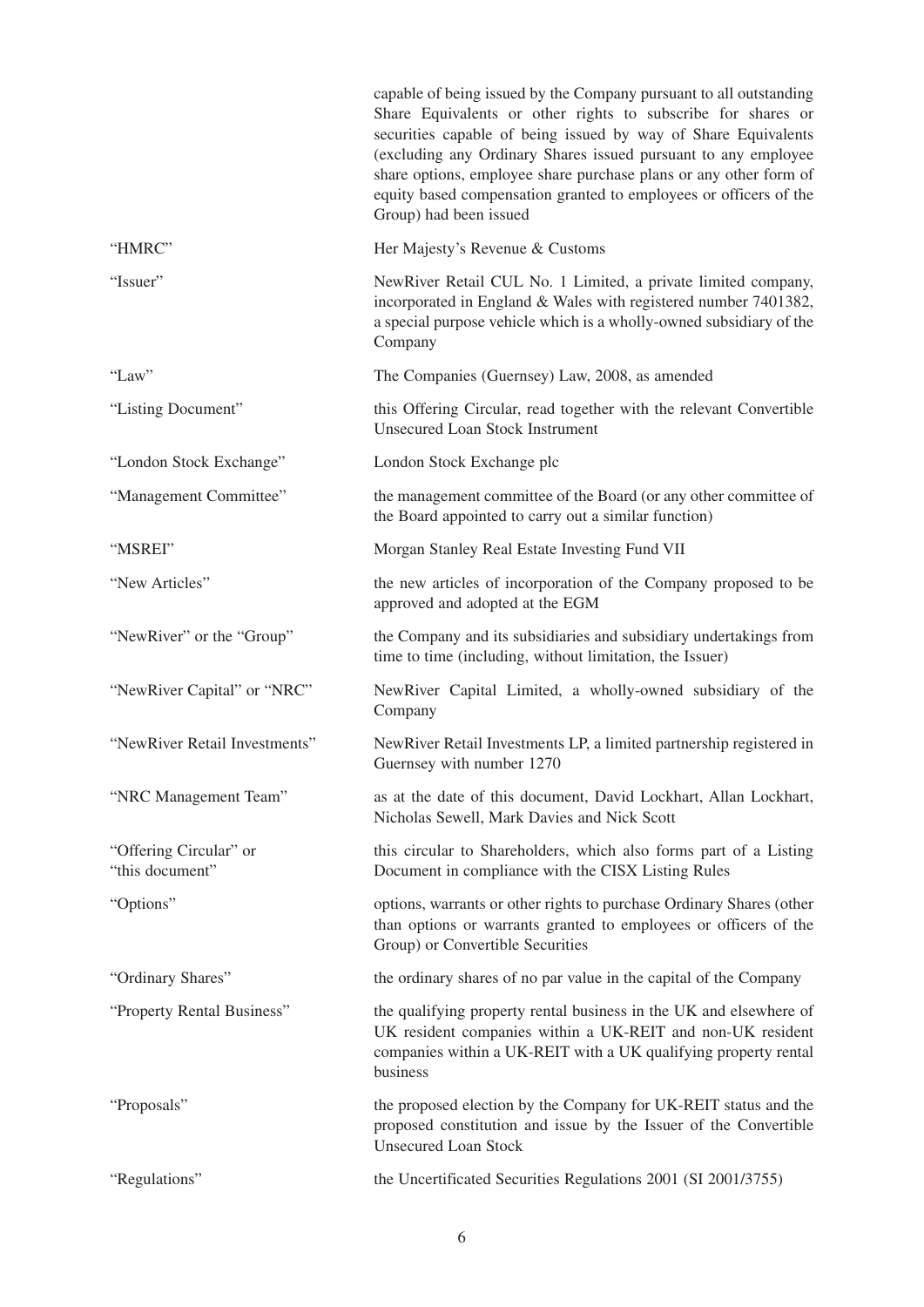| | |
|---|---|
| | capable of being issued by the Company pursuant to all outstanding Share Equivalents or other rights to subscribe for shares or securities capable of being issued by way of Share Equivalents (excluding any Ordinary Shares issued pursuant to any employee share options, employee share purchase plans or any other form of equity based compensation granted to employees or officers of the Group) had been issued |
| "HMRC" | Her Majesty's Revenue & Customs |
| "Issuer" | NewRiver Retail CUL No. 1 Limited, a private limited company, incorporated in England & Wales with registered number 7401382, a special purpose vehicle which is a wholly-owned subsidiary of the Company |
| "Law" | The Companies (Guernsey) Law, 2008, as amended |
| "Listing Document" | this Offering Circular, read together with the relevant Convertible Unsecured Loan Stock Instrument |
| "London Stock Exchange" | London Stock Exchange plc |
| "Management Committee" | the management committee of the Board (or any other committee of the Board appointed to carry out a similar function) |
| "MSREI" | Morgan Stanley Real Estate Investing Fund VII |
| "New Articles" | the new articles of incorporation of the Company proposed to be approved and adopted at the EGM |
| "NewRiver" or the "Group" | the Company and its subsidiaries and subsidiary undertakings from time to time (including, without limitation, the Issuer) |
| "NewRiver Capital" or "NRC" | NewRiver Capital Limited, a wholly-owned subsidiary of the Company |
| "NewRiver Retail Investments" | NewRiver Retail Investments LP, a limited partnership registered in Guernsey with number 1270 |
| "NRC Management Team" | as at the date of this document, David Lockhart, Allan Lockhart, Nicholas Sewell, Mark Davies and Nick Scott |
| "Offering Circular" or "this document" | this circular to Shareholders, which also forms part of a Listing Document in compliance with the CISX Listing Rules |
| "Options" | options, warrants or other rights to purchase Ordinary Shares (other than options or warrants granted to employees or officers of the Group) or Convertible Securities |
| "Ordinary Shares" | the ordinary shares of no par value in the capital of the Company |
| "Property Rental Business" | the qualifying property rental business in the UK and elsewhere of UK resident companies within a UK-REIT and non-UK resident companies within a UK-REIT with a UK qualifying property rental business |
| "Proposals" | the proposed election by the Company for UK-REIT status and the proposed constitution and issue by the Issuer of the Convertible Unsecured Loan Stock |
| "Regulations" | the Uncertificated Securities Regulations 2001 (SI 2001/3755) |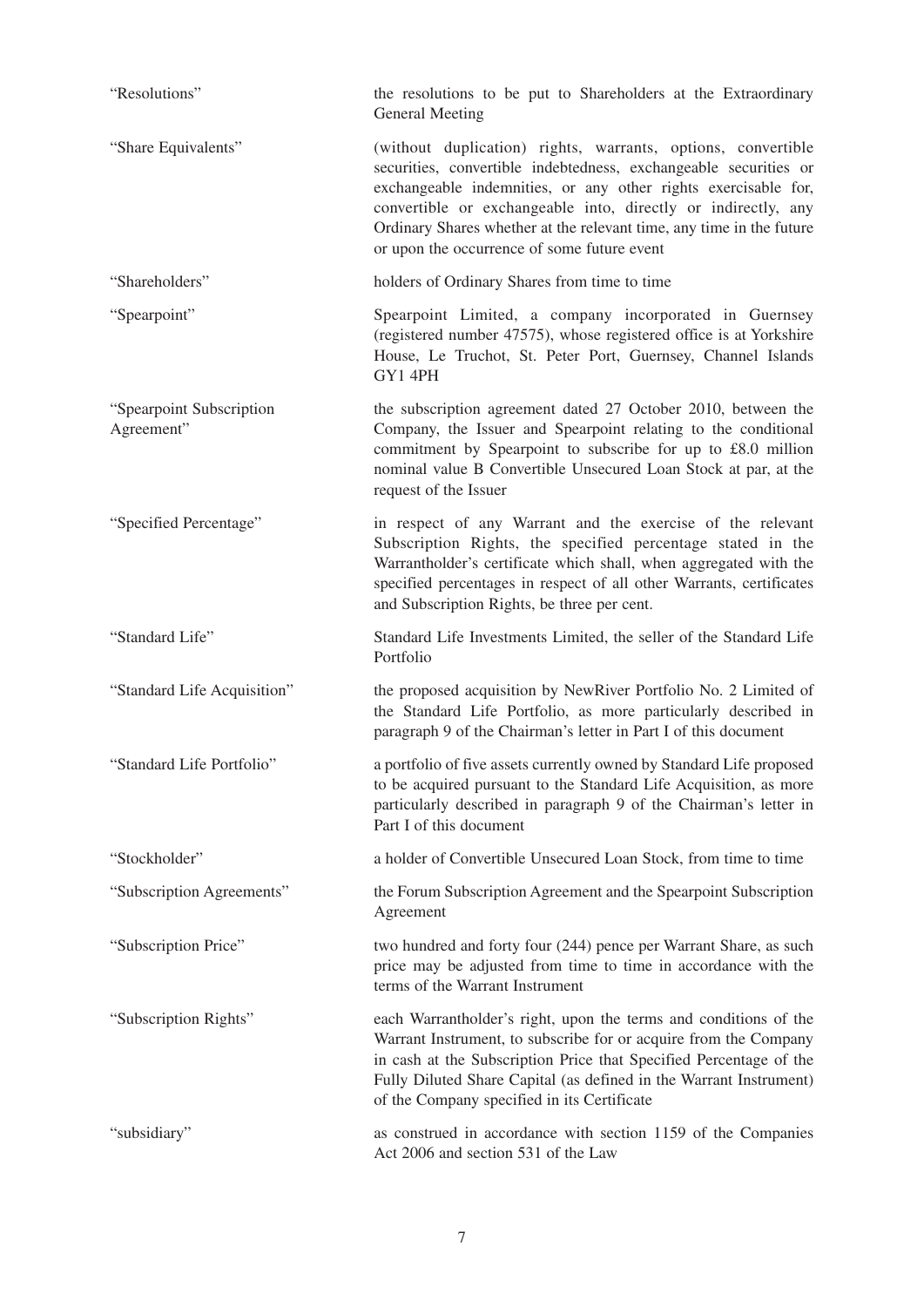| | |
|---|---|
| "Resolutions" | the resolutions to be put to Shareholders at the Extraordinary General Meeting |
| "Share Equivalents" | (without duplication) rights, warrants, options, convertible securities, convertible indebtedness, exchangeable securities or exchangeable indemnities, or any other rights exercisable for, convertible or exchangeable into, directly or indirectly, any Ordinary Shares whether at the relevant time, any time in the future or upon the occurrence of some future event |
| "Shareholders" | holders of Ordinary Shares from time to time |
| "Spearpoint" | Spearpoint Limited, a company incorporated in Guernsey (registered number 47575), whose registered office is at Yorkshire House, Le Truchot, St. Peter Port, Guernsey, Channel Islands GY1 4PH |
| "Spearpoint Subscription Agreement" | the subscription agreement dated 27 October 2010, between the Company, the Issuer and Spearpoint relating to the conditional commitment by Spearpoint to subscribe for up to £8.0 million nominal value B Convertible Unsecured Loan Stock at par, at the request of the Issuer |
| "Specified Percentage" | in respect of any Warrant and the exercise of the relevant Subscription Rights, the specified percentage stated in the Warrantholder's certificate which shall, when aggregated with the specified percentages in respect of all other Warrants, certificates and Subscription Rights, be three per cent. |
| "Standard Life" | Standard Life Investments Limited, the seller of the Standard Life Portfolio |
| "Standard Life Acquisition" | the proposed acquisition by NewRiver Portfolio No. 2 Limited of the Standard Life Portfolio, as more particularly described in paragraph 9 of the Chairman's letter in Part I of this document |
| "Standard Life Portfolio" | a portfolio of five assets currently owned by Standard Life proposed to be acquired pursuant to the Standard Life Acquisition, as more particularly described in paragraph 9 of the Chairman's letter in Part I of this document |
| "Stockholder" | a holder of Convertible Unsecured Loan Stock, from time to time |
| "Subscription Agreements" | the Forum Subscription Agreement and the Spearpoint Subscription Agreement |
| "Subscription Price" | two hundred and forty four (244) pence per Warrant Share, as such price may be adjusted from time to time in accordance with the terms of the Warrant Instrument |
| "Subscription Rights" | each Warrantholder's right, upon the terms and conditions of the Warrant Instrument, to subscribe for or acquire from the Company in cash at the Subscription Price that Specified Percentage of the Fully Diluted Share Capital (as defined in the Warrant Instrument) of the Company specified in its Certificate |
| "subsidiary" | as construed in accordance with section 1159 of the Companies Act 2006 and section 531 of the Law |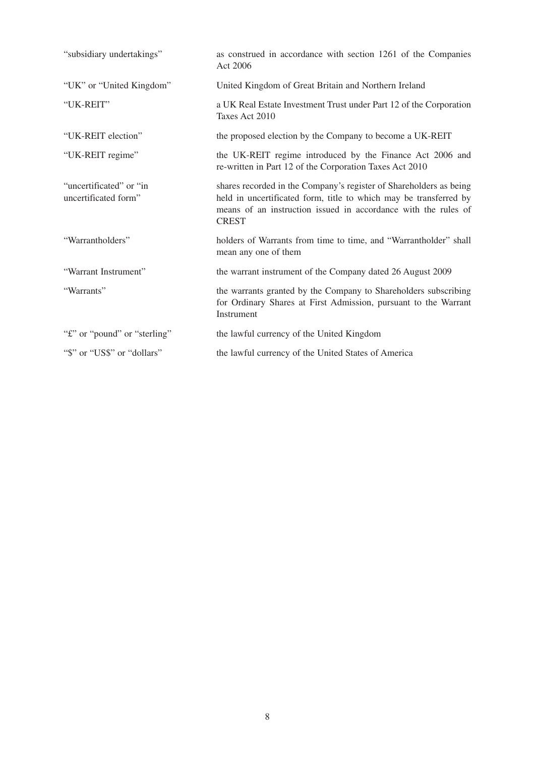| | |
|---|---|
| "subsidiary undertakings" | as construed in accordance with section 1261 of the Companies Act 2006 |
| "UK" or "United Kingdom" | United Kingdom of Great Britain and Northern Ireland |
| "UK-REIT" | a UK Real Estate Investment Trust under Part 12 of the Corporation Taxes Act 2010 |
| "UK-REIT election" | the proposed election by the Company to become a UK-REIT |
| "UK-REIT regime" | the UK-REIT regime introduced by the Finance Act 2006 and re-written in Part 12 of the Corporation Taxes Act 2010 |
| "uncertificated" or "in uncertificated form" | shares recorded in the Company's register of Shareholders as being held in uncertificated form, title to which may be transferred by means of an instruction issued in accordance with the rules of CREST |
| "Warrantholders" | holders of Warrants from time to time, and "Warrantholder" shall mean any one of them |
| "Warrant Instrument" | the warrant instrument of the Company dated 26 August 2009 |
| "Warrants" | the warrants granted by the Company to Shareholders subscribing for Ordinary Shares at First Admission, pursuant to the Warrant Instrument |
| "£" or "pound" or "sterling" | the lawful currency of the United Kingdom |
| "$" or "US$" or "dollars" | the lawful currency of the United States of America |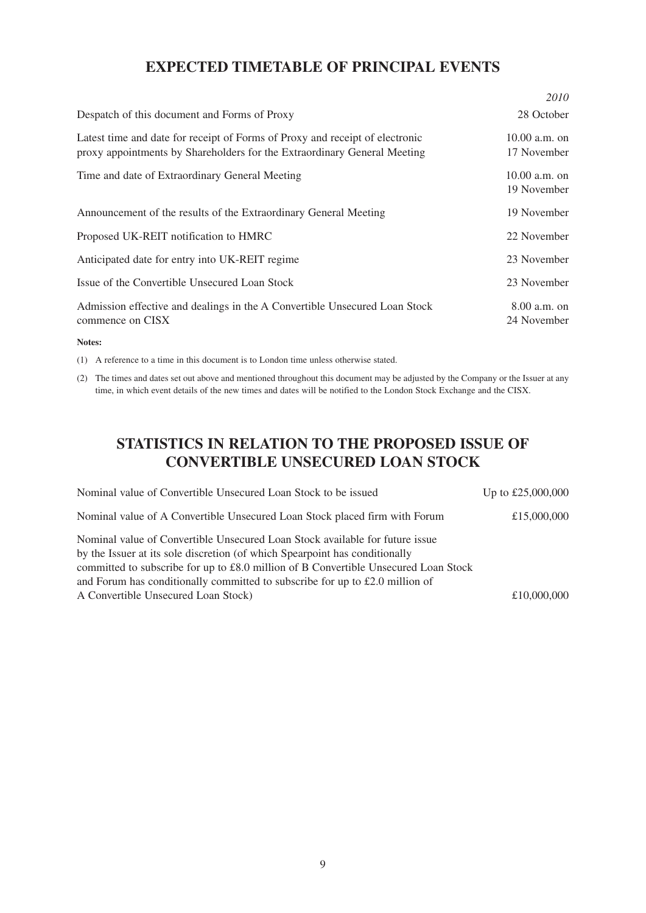# EXPECTED TIMETABLE OF PRINCIPAL EVENTS

| | *2010* |
|---|---|
| Despatch of this document and Forms of Proxy | 28 October |
| Latest time and date for receipt of Forms of Proxy and receipt of electronic proxy appointments by Shareholders for the Extraordinary General Meeting | 10.00 a.m. on 17 November |
| Time and date of Extraordinary General Meeting | 10.00 a.m. on 19 November |
| Announcement of the results of the Extraordinary General Meeting | 19 November |
| Proposed UK-REIT notification to HMRC | 22 November |
| Anticipated date for entry into UK-REIT regime | 23 November |
| Issue of the Convertible Unsecured Loan Stock | 23 November |
| Admission effective and dealings in the A Convertible Unsecured Loan Stock commence on CISX | 8.00 a.m. on 24 November |

**Notes:**

(1) A reference to a time in this document is to London time unless otherwise stated.

(2) The times and dates set out above and mentioned throughout this document may be adjusted by the Company or the Issuer at any time, in which event details of the new times and dates will be notified to the London Stock Exchange and the CISX.

# STATISTICS IN RELATION TO THE PROPOSED ISSUE OF CONVERTIBLE UNSECURED LOAN STOCK

| | |
|---|---|
| Nominal value of Convertible Unsecured Loan Stock to be issued | Up to £25,000,000 |
| Nominal value of A Convertible Unsecured Loan Stock placed firm with Forum | £15,000,000 |
| Nominal value of Convertible Unsecured Loan Stock available for future issue by the Issuer at its sole discretion (of which Spearpoint has conditionally committed to subscribe for up to £8.0 million of B Convertible Unsecured Loan Stock and Forum has conditionally committed to subscribe for up to £2.0 million of A Convertible Unsecured Loan Stock) | £10,000,000 |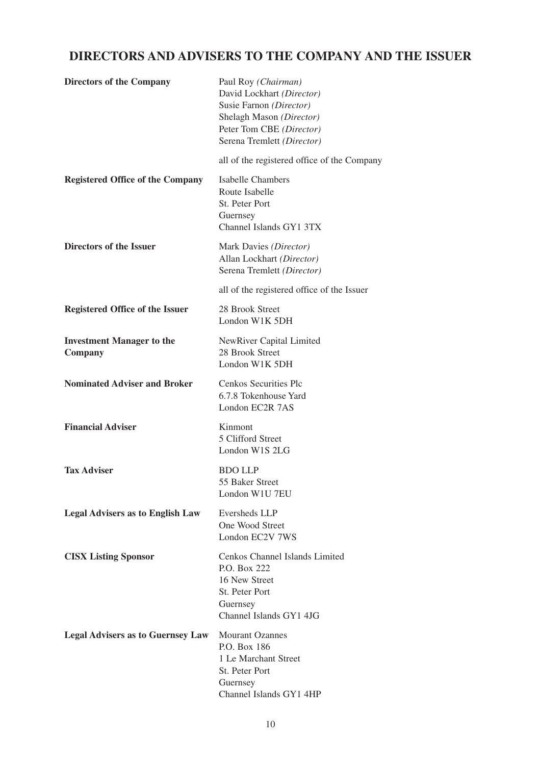# DIRECTORS AND ADVISERS TO THE COMPANY AND THE ISSUER

| | |
|---|---|
| **Directors of the Company** | Paul Roy *(Chairman)*<br>David Lockhart *(Director)*<br>Susie Farnon *(Director)*<br>Shelagh Mason *(Director)*<br>Peter Tom CBE *(Director)*<br>Serena Tremlett *(Director)*<br><br>all of the registered office of the Company |
| **Registered Office of the Company** | Isabelle Chambers<br>Route Isabelle<br>St. Peter Port<br>Guernsey<br>Channel Islands GY1 3TX |
| **Directors of the Issuer** | Mark Davies *(Director)*<br>Allan Lockhart *(Director)*<br>Serena Tremlett *(Director)*<br><br>all of the registered office of the Issuer |
| **Registered Office of the Issuer** | 28 Brook Street<br>London W1K 5DH |
| **Investment Manager to the Company** | NewRiver Capital Limited<br>28 Brook Street<br>London W1K 5DH |
| **Nominated Adviser and Broker** | Cenkos Securities Plc<br>6.7.8 Tokenhouse Yard<br>London EC2R 7AS |
| **Financial Adviser** | Kinmont<br>5 Clifford Street<br>London W1S 2LG |
| **Tax Adviser** | BDO LLP<br>55 Baker Street<br>London W1U 7EU |
| **Legal Advisers as to English Law** | Eversheds LLP<br>One Wood Street<br>London EC2V 7WS |
| **CISX Listing Sponsor** | Cenkos Channel Islands Limited<br>P.O. Box 222<br>16 New Street<br>St. Peter Port<br>Guernsey<br>Channel Islands GY1 4JG |
| **Legal Advisers as to Guernsey Law** | Mourant Ozannes<br>P.O. Box 186<br>1 Le Marchant Street<br>St. Peter Port<br>Guernsey<br>Channel Islands GY1 4HP |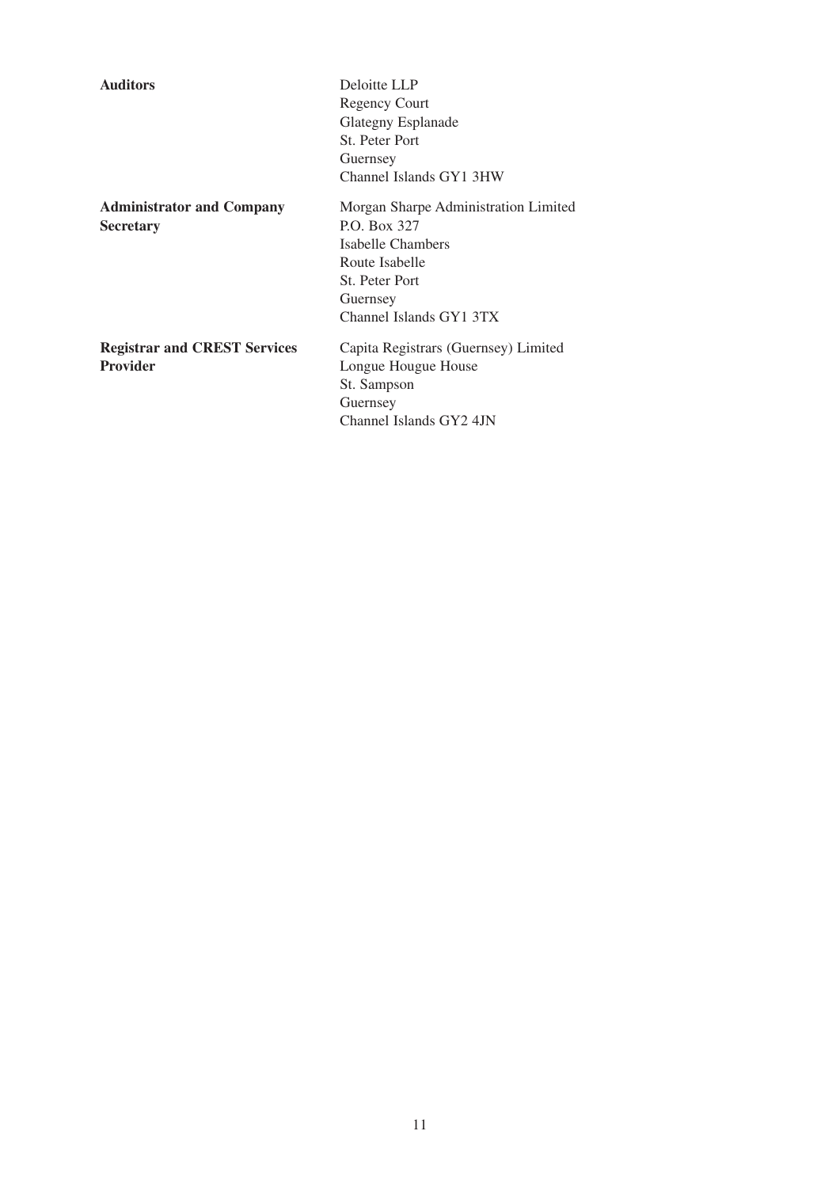| | |
|---|---|
| **Auditors** | Deloitte LLP<br>Regency Court<br>Glategny Esplanade<br>St. Peter Port<br>Guernsey<br>Channel Islands GY1 3HW |
| **Administrator and Company Secretary** | Morgan Sharpe Administration Limited<br>P.O. Box 327<br>Isabelle Chambers<br>Route Isabelle<br>St. Peter Port<br>Guernsey<br>Channel Islands GY1 3TX |
| **Registrar and CREST Services Provider** | Capita Registrars (Guernsey) Limited<br>Longue Hougue House<br>St. Sampson<br>Guernsey<br>Channel Islands GY2 4JN |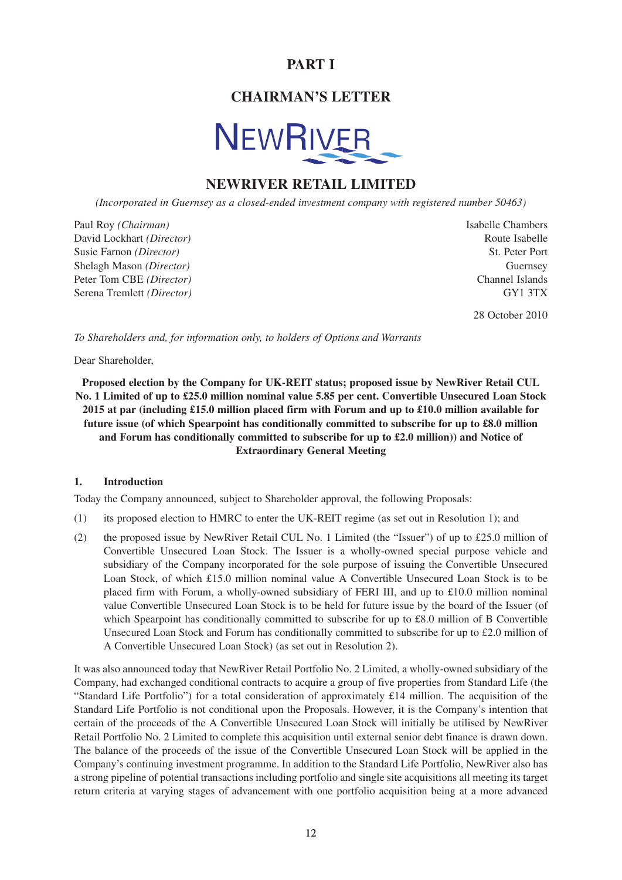# PART I

## CHAIRMAN'S LETTER

NEWRIVER

## NEWRIVER RETAIL LIMITED

*(Incorporated in Guernsey as a closed-ended investment company with registered number 50463)*

Paul Roy *(Chairman)*
David Lockhart *(Director)*
Susie Farnon *(Director)*
Shelagh Mason *(Director)*
Peter Tom CBE *(Director)*
Serena Tremlett *(Director)*

Isabelle Chambers
Route Isabelle
St. Peter Port
Guernsey
Channel Islands
GY1 3TX

28 October 2010

*To Shareholders and, for information only, to holders of Options and Warrants*

Dear Shareholder,

**Proposed election by the Company for UK-REIT status; proposed issue by NewRiver Retail CUL No. 1 Limited of up to £25.0 million nominal value 5.85 per cent. Convertible Unsecured Loan Stock 2015 at par (including £15.0 million placed firm with Forum and up to £10.0 million available for future issue (of which Spearpoint has conditionally committed to subscribe for up to £8.0 million and Forum has conditionally committed to subscribe for up to £2.0 million)) and Notice of Extraordinary General Meeting**

### 1. Introduction

Today the Company announced, subject to Shareholder approval, the following Proposals:

(1) its proposed election to HMRC to enter the UK-REIT regime (as set out in Resolution 1); and

(2) the proposed issue by NewRiver Retail CUL No. 1 Limited (the "Issuer") of up to £25.0 million of Convertible Unsecured Loan Stock. The Issuer is a wholly-owned special purpose vehicle and subsidiary of the Company incorporated for the sole purpose of issuing the Convertible Unsecured Loan Stock, of which £15.0 million nominal value A Convertible Unsecured Loan Stock is to be placed firm with Forum, a wholly-owned subsidiary of FERI III, and up to £10.0 million nominal value Convertible Unsecured Loan Stock is to be held for future issue by the board of the Issuer (of which Spearpoint has conditionally committed to subscribe for up to £8.0 million of B Convertible Unsecured Loan Stock and Forum has conditionally committed to subscribe for up to £2.0 million of A Convertible Unsecured Loan Stock) (as set out in Resolution 2).

It was also announced today that NewRiver Retail Portfolio No. 2 Limited, a wholly-owned subsidiary of the Company, had exchanged conditional contracts to acquire a group of five properties from Standard Life (the "Standard Life Portfolio") for a total consideration of approximately £14 million. The acquisition of the Standard Life Portfolio is not conditional upon the Proposals. However, it is the Company's intention that certain of the proceeds of the A Convertible Unsecured Loan Stock will initially be utilised by NewRiver Retail Portfolio No. 2 Limited to complete this acquisition until external senior debt finance is drawn down. The balance of the proceeds of the issue of the Convertible Unsecured Loan Stock will be applied in the Company's continuing investment programme. In addition to the Standard Life Portfolio, NewRiver also has a strong pipeline of potential transactions including portfolio and single site acquisitions all meeting its target return criteria at varying stages of advancement with one portfolio acquisition being at a more advanced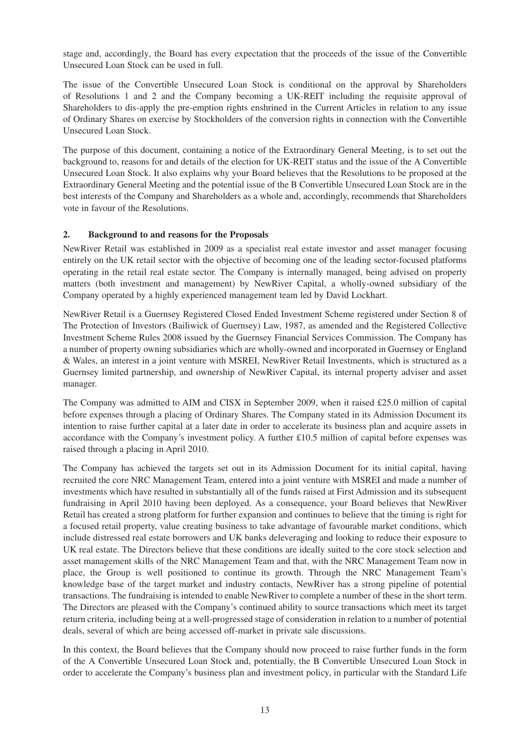stage and, accordingly, the Board has every expectation that the proceeds of the issue of the Convertible Unsecured Loan Stock can be used in full.

The issue of the Convertible Unsecured Loan Stock is conditional on the approval by Shareholders of Resolutions 1 and 2 and the Company becoming a UK-REIT including the requisite approval of Shareholders to dis-apply the pre-emption rights enshrined in the Current Articles in relation to any issue of Ordinary Shares on exercise by Stockholders of the conversion rights in connection with the Convertible Unsecured Loan Stock.

The purpose of this document, containing a notice of the Extraordinary General Meeting, is to set out the background to, reasons for and details of the election for UK-REIT status and the issue of the A Convertible Unsecured Loan Stock. It also explains why your Board believes that the Resolutions to be proposed at the Extraordinary General Meeting and the potential issue of the B Convertible Unsecured Loan Stock are in the best interests of the Company and Shareholders as a whole and, accordingly, recommends that Shareholders vote in favour of the Resolutions.

## 2. Background to and reasons for the Proposals

NewRiver Retail was established in 2009 as a specialist real estate investor and asset manager focusing entirely on the UK retail sector with the objective of becoming one of the leading sector-focused platforms operating in the retail real estate sector. The Company is internally managed, being advised on property matters (both investment and management) by NewRiver Capital, a wholly-owned subsidiary of the Company operated by a highly experienced management team led by David Lockhart.

NewRiver Retail is a Guernsey Registered Closed Ended Investment Scheme registered under Section 8 of The Protection of Investors (Bailiwick of Guernsey) Law, 1987, as amended and the Registered Collective Investment Scheme Rules 2008 issued by the Guernsey Financial Services Commission. The Company has a number of property owning subsidiaries which are wholly-owned and incorporated in Guernsey or England & Wales, an interest in a joint venture with MSREI, NewRiver Retail Investments, which is structured as a Guernsey limited partnership, and ownership of NewRiver Capital, its internal property adviser and asset manager.

The Company was admitted to AIM and CISX in September 2009, when it raised £25.0 million of capital before expenses through a placing of Ordinary Shares. The Company stated in its Admission Document its intention to raise further capital at a later date in order to accelerate its business plan and acquire assets in accordance with the Company's investment policy. A further £10.5 million of capital before expenses was raised through a placing in April 2010.

The Company has achieved the targets set out in its Admission Document for its initial capital, having recruited the core NRC Management Team, entered into a joint venture with MSREI and made a number of investments which have resulted in substantially all of the funds raised at First Admission and its subsequent fundraising in April 2010 having been deployed. As a consequence, your Board believes that NewRiver Retail has created a strong platform for further expansion and continues to believe that the timing is right for a focused retail property, value creating business to take advantage of favourable market conditions, which include distressed real estate borrowers and UK banks deleveraging and looking to reduce their exposure to UK real estate. The Directors believe that these conditions are ideally suited to the core stock selection and asset management skills of the NRC Management Team and that, with the NRC Management Team now in place, the Group is well positioned to continue its growth. Through the NRC Management Team's knowledge base of the target market and industry contacts, NewRiver has a strong pipeline of potential transactions. The fundraising is intended to enable NewRiver to complete a number of these in the short term. The Directors are pleased with the Company's continued ability to source transactions which meet its target return criteria, including being at a well-progressed stage of consideration in relation to a number of potential deals, several of which are being accessed off-market in private sale discussions.

In this context, the Board believes that the Company should now proceed to raise further funds in the form of the A Convertible Unsecured Loan Stock and, potentially, the B Convertible Unsecured Loan Stock in order to accelerate the Company's business plan and investment policy, in particular with the Standard Life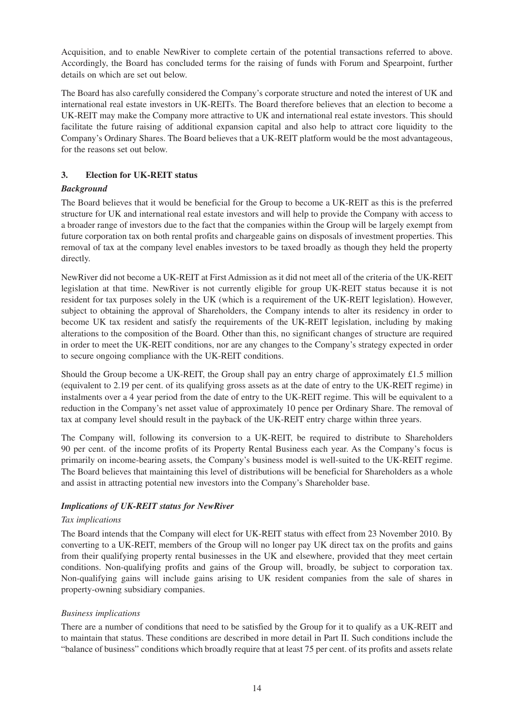Acquisition, and to enable NewRiver to complete certain of the potential transactions referred to above. Accordingly, the Board has concluded terms for the raising of funds with Forum and Spearpoint, further details on which are set out below.

The Board has also carefully considered the Company's corporate structure and noted the interest of UK and international real estate investors in UK-REITs. The Board therefore believes that an election to become a UK-REIT may make the Company more attractive to UK and international real estate investors. This should facilitate the future raising of additional expansion capital and also help to attract core liquidity to the Company's Ordinary Shares. The Board believes that a UK-REIT platform would be the most advantageous, for the reasons set out below.

## 3. Election for UK-REIT status

### *Background*

The Board believes that it would be beneficial for the Group to become a UK-REIT as this is the preferred structure for UK and international real estate investors and will help to provide the Company with access to a broader range of investors due to the fact that the companies within the Group will be largely exempt from future corporation tax on both rental profits and chargeable gains on disposals of investment properties. This removal of tax at the company level enables investors to be taxed broadly as though they held the property directly.

NewRiver did not become a UK-REIT at First Admission as it did not meet all of the criteria of the UK-REIT legislation at that time. NewRiver is not currently eligible for group UK-REIT status because it is not resident for tax purposes solely in the UK (which is a requirement of the UK-REIT legislation). However, subject to obtaining the approval of Shareholders, the Company intends to alter its residency in order to become UK tax resident and satisfy the requirements of the UK-REIT legislation, including by making alterations to the composition of the Board. Other than this, no significant changes of structure are required in order to meet the UK-REIT conditions, nor are any changes to the Company's strategy expected in order to secure ongoing compliance with the UK-REIT conditions.

Should the Group become a UK-REIT, the Group shall pay an entry charge of approximately £1.5 million (equivalent to 2.19 per cent. of its qualifying gross assets as at the date of entry to the UK-REIT regime) in instalments over a 4 year period from the date of entry to the UK-REIT regime. This will be equivalent to a reduction in the Company's net asset value of approximately 10 pence per Ordinary Share. The removal of tax at company level should result in the payback of the UK-REIT entry charge within three years.

The Company will, following its conversion to a UK-REIT, be required to distribute to Shareholders 90 per cent. of the income profits of its Property Rental Business each year. As the Company's focus is primarily on income-bearing assets, the Company's business model is well-suited to the UK-REIT regime. The Board believes that maintaining this level of distributions will be beneficial for Shareholders as a whole and assist in attracting potential new investors into the Company's Shareholder base.

### *Implications of UK-REIT status for NewRiver*

*Tax implications*

The Board intends that the Company will elect for UK-REIT status with effect from 23 November 2010. By converting to a UK-REIT, members of the Group will no longer pay UK direct tax on the profits and gains from their qualifying property rental businesses in the UK and elsewhere, provided that they meet certain conditions. Non-qualifying profits and gains of the Group will, broadly, be subject to corporation tax. Non-qualifying gains will include gains arising to UK resident companies from the sale of shares in property-owning subsidiary companies.

*Business implications*

There are a number of conditions that need to be satisfied by the Group for it to qualify as a UK-REIT and to maintain that status. These conditions are described in more detail in Part II. Such conditions include the "balance of business" conditions which broadly require that at least 75 per cent. of its profits and assets relate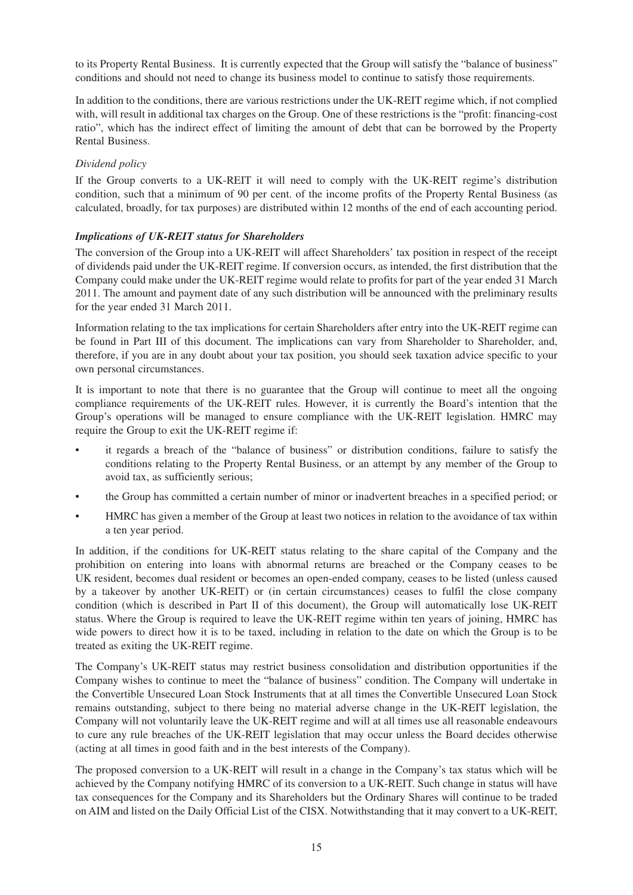to its Property Rental Business. It is currently expected that the Group will satisfy the "balance of business" conditions and should not need to change its business model to continue to satisfy those requirements.

In addition to the conditions, there are various restrictions under the UK-REIT regime which, if not complied with, will result in additional tax charges on the Group. One of these restrictions is the "profit: financing-cost ratio", which has the indirect effect of limiting the amount of debt that can be borrowed by the Property Rental Business.

*Dividend policy*

If the Group converts to a UK-REIT it will need to comply with the UK-REIT regime's distribution condition, such that a minimum of 90 per cent. of the income profits of the Property Rental Business (as calculated, broadly, for tax purposes) are distributed within 12 months of the end of each accounting period.

***Implications of UK-REIT status for Shareholders***

The conversion of the Group into a UK-REIT will affect Shareholders' tax position in respect of the receipt of dividends paid under the UK-REIT regime. If conversion occurs, as intended, the first distribution that the Company could make under the UK-REIT regime would relate to profits for part of the year ended 31 March 2011. The amount and payment date of any such distribution will be announced with the preliminary results for the year ended 31 March 2011.

Information relating to the tax implications for certain Shareholders after entry into the UK-REIT regime can be found in Part III of this document. The implications can vary from Shareholder to Shareholder, and, therefore, if you are in any doubt about your tax position, you should seek taxation advice specific to your own personal circumstances.

It is important to note that there is no guarantee that the Group will continue to meet all the ongoing compliance requirements of the UK-REIT rules. However, it is currently the Board's intention that the Group's operations will be managed to ensure compliance with the UK-REIT legislation. HMRC may require the Group to exit the UK-REIT regime if:

- it regards a breach of the "balance of business" or distribution conditions, failure to satisfy the conditions relating to the Property Rental Business, or an attempt by any member of the Group to avoid tax, as sufficiently serious;
- the Group has committed a certain number of minor or inadvertent breaches in a specified period; or
- HMRC has given a member of the Group at least two notices in relation to the avoidance of tax within a ten year period.

In addition, if the conditions for UK-REIT status relating to the share capital of the Company and the prohibition on entering into loans with abnormal returns are breached or the Company ceases to be UK resident, becomes dual resident or becomes an open-ended company, ceases to be listed (unless caused by a takeover by another UK-REIT) or (in certain circumstances) ceases to fulfil the close company condition (which is described in Part II of this document), the Group will automatically lose UK-REIT status. Where the Group is required to leave the UK-REIT regime within ten years of joining, HMRC has wide powers to direct how it is to be taxed, including in relation to the date on which the Group is to be treated as exiting the UK-REIT regime.

The Company's UK-REIT status may restrict business consolidation and distribution opportunities if the Company wishes to continue to meet the "balance of business" condition. The Company will undertake in the Convertible Unsecured Loan Stock Instruments that at all times the Convertible Unsecured Loan Stock remains outstanding, subject to there being no material adverse change in the UK-REIT legislation, the Company will not voluntarily leave the UK-REIT regime and will at all times use all reasonable endeavours to cure any rule breaches of the UK-REIT legislation that may occur unless the Board decides otherwise (acting at all times in good faith and in the best interests of the Company).

The proposed conversion to a UK-REIT will result in a change in the Company's tax status which will be achieved by the Company notifying HMRC of its conversion to a UK-REIT. Such change in status will have tax consequences for the Company and its Shareholders but the Ordinary Shares will continue to be traded on AIM and listed on the Daily Official List of the CISX. Notwithstanding that it may convert to a UK-REIT,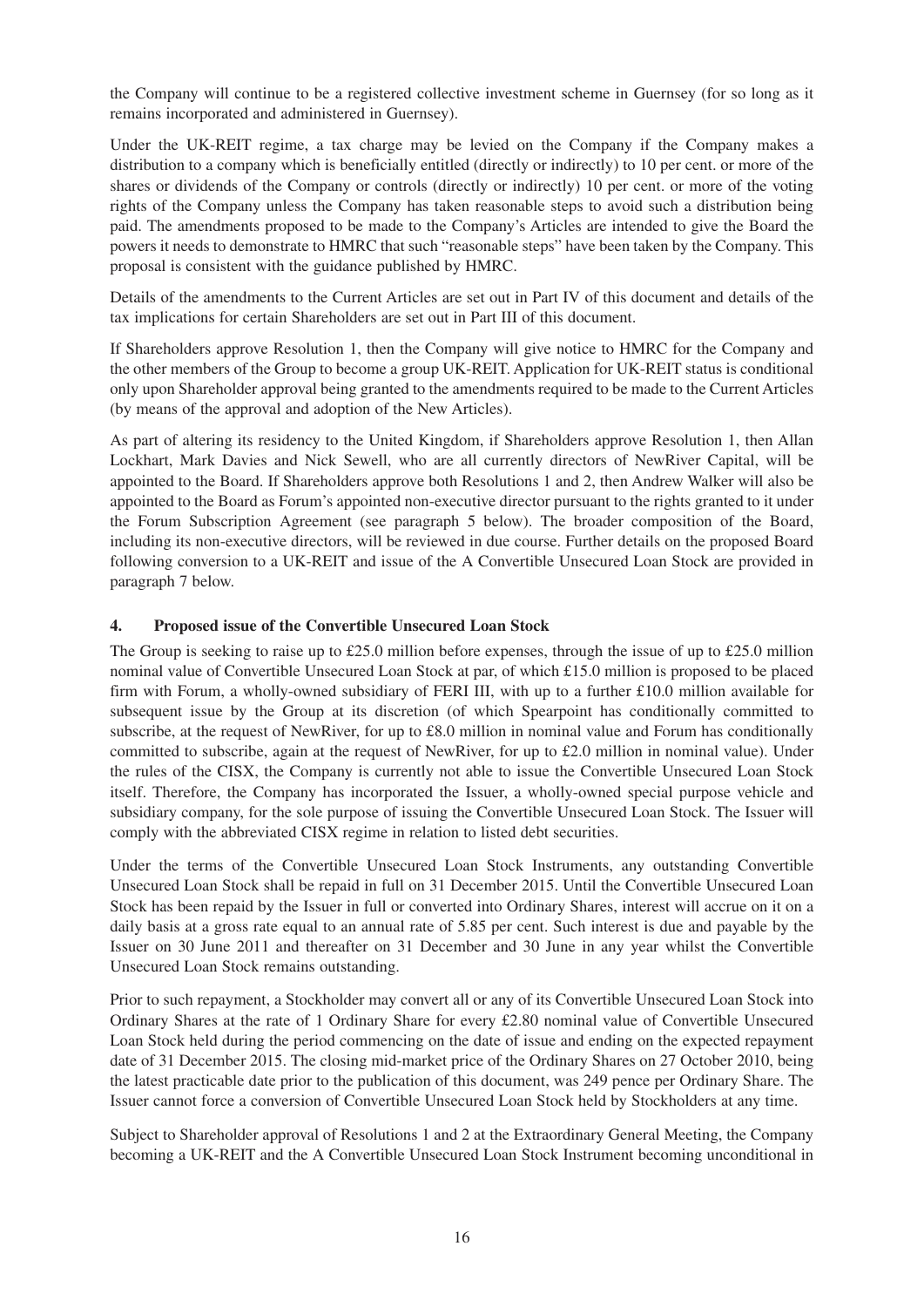the Company will continue to be a registered collective investment scheme in Guernsey (for so long as it remains incorporated and administered in Guernsey).

Under the UK-REIT regime, a tax charge may be levied on the Company if the Company makes a distribution to a company which is beneficially entitled (directly or indirectly) to 10 per cent. or more of the shares or dividends of the Company or controls (directly or indirectly) 10 per cent. or more of the voting rights of the Company unless the Company has taken reasonable steps to avoid such a distribution being paid. The amendments proposed to be made to the Company's Articles are intended to give the Board the powers it needs to demonstrate to HMRC that such "reasonable steps" have been taken by the Company. This proposal is consistent with the guidance published by HMRC.

Details of the amendments to the Current Articles are set out in Part IV of this document and details of the tax implications for certain Shareholders are set out in Part III of this document.

If Shareholders approve Resolution 1, then the Company will give notice to HMRC for the Company and the other members of the Group to become a group UK-REIT. Application for UK-REIT status is conditional only upon Shareholder approval being granted to the amendments required to be made to the Current Articles (by means of the approval and adoption of the New Articles).

As part of altering its residency to the United Kingdom, if Shareholders approve Resolution 1, then Allan Lockhart, Mark Davies and Nick Sewell, who are all currently directors of NewRiver Capital, will be appointed to the Board. If Shareholders approve both Resolutions 1 and 2, then Andrew Walker will also be appointed to the Board as Forum's appointed non-executive director pursuant to the rights granted to it under the Forum Subscription Agreement (see paragraph 5 below). The broader composition of the Board, including its non-executive directors, will be reviewed in due course. Further details on the proposed Board following conversion to a UK-REIT and issue of the A Convertible Unsecured Loan Stock are provided in paragraph 7 below.

## 4. Proposed issue of the Convertible Unsecured Loan Stock

The Group is seeking to raise up to £25.0 million before expenses, through the issue of up to £25.0 million nominal value of Convertible Unsecured Loan Stock at par, of which £15.0 million is proposed to be placed firm with Forum, a wholly-owned subsidiary of FERI III, with up to a further £10.0 million available for subsequent issue by the Group at its discretion (of which Spearpoint has conditionally committed to subscribe, at the request of NewRiver, for up to £8.0 million in nominal value and Forum has conditionally committed to subscribe, again at the request of NewRiver, for up to £2.0 million in nominal value). Under the rules of the CISX, the Company is currently not able to issue the Convertible Unsecured Loan Stock itself. Therefore, the Company has incorporated the Issuer, a wholly-owned special purpose vehicle and subsidiary company, for the sole purpose of issuing the Convertible Unsecured Loan Stock. The Issuer will comply with the abbreviated CISX regime in relation to listed debt securities.

Under the terms of the Convertible Unsecured Loan Stock Instruments, any outstanding Convertible Unsecured Loan Stock shall be repaid in full on 31 December 2015. Until the Convertible Unsecured Loan Stock has been repaid by the Issuer in full or converted into Ordinary Shares, interest will accrue on it on a daily basis at a gross rate equal to an annual rate of 5.85 per cent. Such interest is due and payable by the Issuer on 30 June 2011 and thereafter on 31 December and 30 June in any year whilst the Convertible Unsecured Loan Stock remains outstanding.

Prior to such repayment, a Stockholder may convert all or any of its Convertible Unsecured Loan Stock into Ordinary Shares at the rate of 1 Ordinary Share for every £2.80 nominal value of Convertible Unsecured Loan Stock held during the period commencing on the date of issue and ending on the expected repayment date of 31 December 2015. The closing mid-market price of the Ordinary Shares on 27 October 2010, being the latest practicable date prior to the publication of this document, was 249 pence per Ordinary Share. The Issuer cannot force a conversion of Convertible Unsecured Loan Stock held by Stockholders at any time.

Subject to Shareholder approval of Resolutions 1 and 2 at the Extraordinary General Meeting, the Company becoming a UK-REIT and the A Convertible Unsecured Loan Stock Instrument becoming unconditional in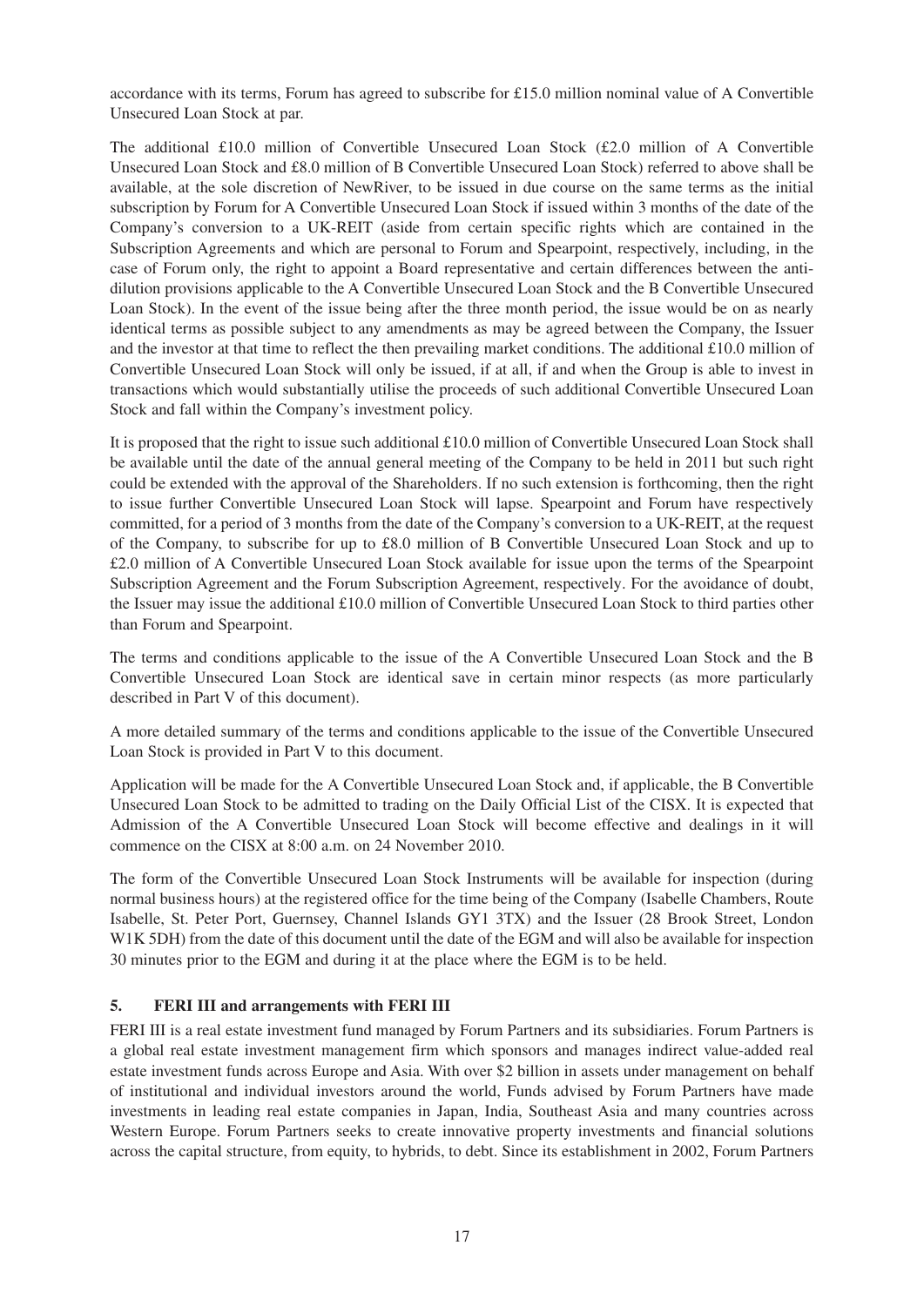accordance with its terms, Forum has agreed to subscribe for £15.0 million nominal value of A Convertible Unsecured Loan Stock at par.

The additional £10.0 million of Convertible Unsecured Loan Stock (£2.0 million of A Convertible Unsecured Loan Stock and £8.0 million of B Convertible Unsecured Loan Stock) referred to above shall be available, at the sole discretion of NewRiver, to be issued in due course on the same terms as the initial subscription by Forum for A Convertible Unsecured Loan Stock if issued within 3 months of the date of the Company's conversion to a UK-REIT (aside from certain specific rights which are contained in the Subscription Agreements and which are personal to Forum and Spearpoint, respectively, including, in the case of Forum only, the right to appoint a Board representative and certain differences between the anti-dilution provisions applicable to the A Convertible Unsecured Loan Stock and the B Convertible Unsecured Loan Stock). In the event of the issue being after the three month period, the issue would be on as nearly identical terms as possible subject to any amendments as may be agreed between the Company, the Issuer and the investor at that time to reflect the then prevailing market conditions. The additional £10.0 million of Convertible Unsecured Loan Stock will only be issued, if at all, if and when the Group is able to invest in transactions which would substantially utilise the proceeds of such additional Convertible Unsecured Loan Stock and fall within the Company's investment policy.

It is proposed that the right to issue such additional £10.0 million of Convertible Unsecured Loan Stock shall be available until the date of the annual general meeting of the Company to be held in 2011 but such right could be extended with the approval of the Shareholders. If no such extension is forthcoming, then the right to issue further Convertible Unsecured Loan Stock will lapse. Spearpoint and Forum have respectively committed, for a period of 3 months from the date of the Company's conversion to a UK-REIT, at the request of the Company, to subscribe for up to £8.0 million of B Convertible Unsecured Loan Stock and up to £2.0 million of A Convertible Unsecured Loan Stock available for issue upon the terms of the Spearpoint Subscription Agreement and the Forum Subscription Agreement, respectively. For the avoidance of doubt, the Issuer may issue the additional £10.0 million of Convertible Unsecured Loan Stock to third parties other than Forum and Spearpoint.

The terms and conditions applicable to the issue of the A Convertible Unsecured Loan Stock and the B Convertible Unsecured Loan Stock are identical save in certain minor respects (as more particularly described in Part V of this document).

A more detailed summary of the terms and conditions applicable to the issue of the Convertible Unsecured Loan Stock is provided in Part V to this document.

Application will be made for the A Convertible Unsecured Loan Stock and, if applicable, the B Convertible Unsecured Loan Stock to be admitted to trading on the Daily Official List of the CISX. It is expected that Admission of the A Convertible Unsecured Loan Stock will become effective and dealings in it will commence on the CISX at 8:00 a.m. on 24 November 2010.

The form of the Convertible Unsecured Loan Stock Instruments will be available for inspection (during normal business hours) at the registered office for the time being of the Company (Isabelle Chambers, Route Isabelle, St. Peter Port, Guernsey, Channel Islands GY1 3TX) and the Issuer (28 Brook Street, London W1K 5DH) from the date of this document until the date of the EGM and will also be available for inspection 30 minutes prior to the EGM and during it at the place where the EGM is to be held.

## 5. FERI III and arrangements with FERI III

FERI III is a real estate investment fund managed by Forum Partners and its subsidiaries. Forum Partners is a global real estate investment management firm which sponsors and manages indirect value-added real estate investment funds across Europe and Asia. With over $2 billion in assets under management on behalf of institutional and individual investors around the world, Funds advised by Forum Partners have made investments in leading real estate companies in Japan, India, Southeast Asia and many countries across Western Europe. Forum Partners seeks to create innovative property investments and financial solutions across the capital structure, from equity, to hybrids, to debt. Since its establishment in 2002, Forum Partners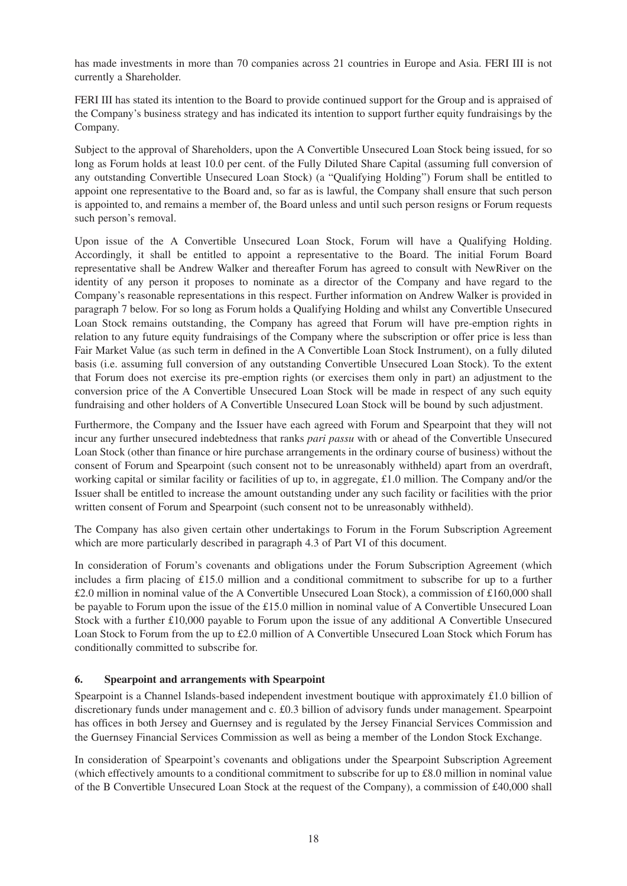has made investments in more than 70 companies across 21 countries in Europe and Asia. FERI III is not currently a Shareholder.

FERI III has stated its intention to the Board to provide continued support for the Group and is appraised of the Company's business strategy and has indicated its intention to support further equity fundraisings by the Company.

Subject to the approval of Shareholders, upon the A Convertible Unsecured Loan Stock being issued, for so long as Forum holds at least 10.0 per cent. of the Fully Diluted Share Capital (assuming full conversion of any outstanding Convertible Unsecured Loan Stock) (a "Qualifying Holding") Forum shall be entitled to appoint one representative to the Board and, so far as is lawful, the Company shall ensure that such person is appointed to, and remains a member of, the Board unless and until such person resigns or Forum requests such person's removal.

Upon issue of the A Convertible Unsecured Loan Stock, Forum will have a Qualifying Holding. Accordingly, it shall be entitled to appoint a representative to the Board. The initial Forum Board representative shall be Andrew Walker and thereafter Forum has agreed to consult with NewRiver on the identity of any person it proposes to nominate as a director of the Company and have regard to the Company's reasonable representations in this respect. Further information on Andrew Walker is provided in paragraph 7 below. For so long as Forum holds a Qualifying Holding and whilst any Convertible Unsecured Loan Stock remains outstanding, the Company has agreed that Forum will have pre-emption rights in relation to any future equity fundraisings of the Company where the subscription or offer price is less than Fair Market Value (as such term in defined in the A Convertible Loan Stock Instrument), on a fully diluted basis (i.e. assuming full conversion of any outstanding Convertible Unsecured Loan Stock). To the extent that Forum does not exercise its pre-emption rights (or exercises them only in part) an adjustment to the conversion price of the A Convertible Unsecured Loan Stock will be made in respect of any such equity fundraising and other holders of A Convertible Unsecured Loan Stock will be bound by such adjustment.

Furthermore, the Company and the Issuer have each agreed with Forum and Spearpoint that they will not incur any further unsecured indebtedness that ranks *pari passu* with or ahead of the Convertible Unsecured Loan Stock (other than finance or hire purchase arrangements in the ordinary course of business) without the consent of Forum and Spearpoint (such consent not to be unreasonably withheld) apart from an overdraft, working capital or similar facility or facilities of up to, in aggregate, £1.0 million. The Company and/or the Issuer shall be entitled to increase the amount outstanding under any such facility or facilities with the prior written consent of Forum and Spearpoint (such consent not to be unreasonably withheld).

The Company has also given certain other undertakings to Forum in the Forum Subscription Agreement which are more particularly described in paragraph 4.3 of Part VI of this document.

In consideration of Forum's covenants and obligations under the Forum Subscription Agreement (which includes a firm placing of £15.0 million and a conditional commitment to subscribe for up to a further £2.0 million in nominal value of the A Convertible Unsecured Loan Stock), a commission of £160,000 shall be payable to Forum upon the issue of the £15.0 million in nominal value of A Convertible Unsecured Loan Stock with a further £10,000 payable to Forum upon the issue of any additional A Convertible Unsecured Loan Stock to Forum from the up to £2.0 million of A Convertible Unsecured Loan Stock which Forum has conditionally committed to subscribe for.

## 6. Spearpoint and arrangements with Spearpoint

Spearpoint is a Channel Islands-based independent investment boutique with approximately £1.0 billion of discretionary funds under management and c. £0.3 billion of advisory funds under management. Spearpoint has offices in both Jersey and Guernsey and is regulated by the Jersey Financial Services Commission and the Guernsey Financial Services Commission as well as being a member of the London Stock Exchange.

In consideration of Spearpoint's covenants and obligations under the Spearpoint Subscription Agreement (which effectively amounts to a conditional commitment to subscribe for up to £8.0 million in nominal value of the B Convertible Unsecured Loan Stock at the request of the Company), a commission of £40,000 shall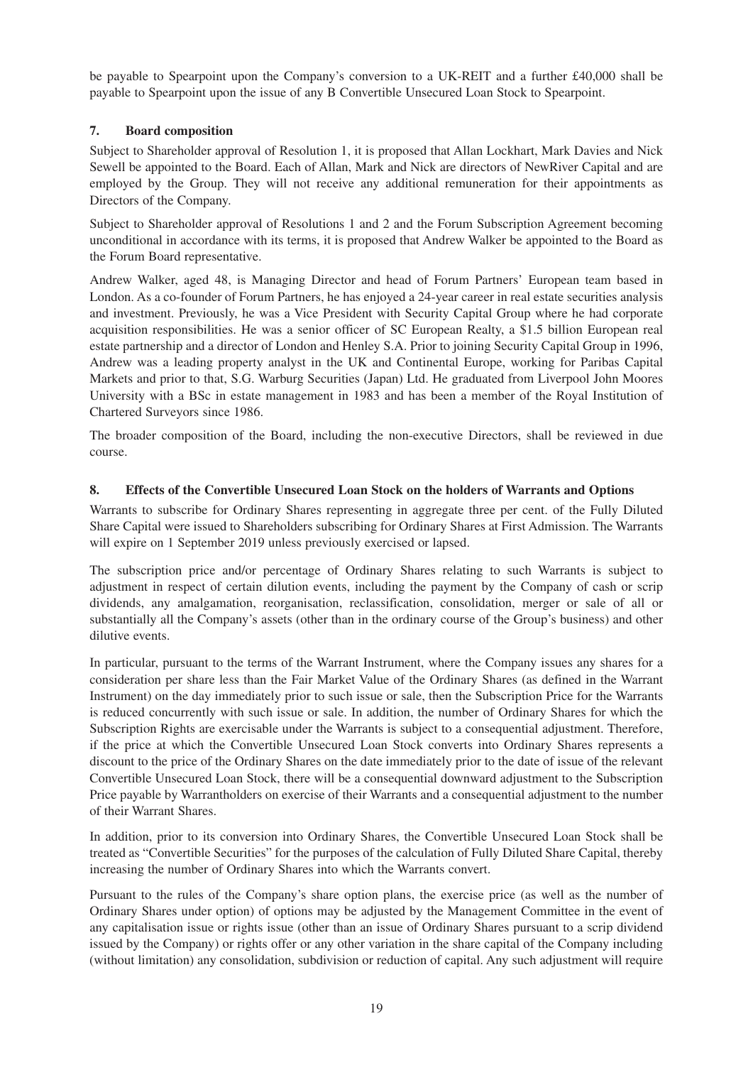be payable to Spearpoint upon the Company's conversion to a UK-REIT and a further £40,000 shall be payable to Spearpoint upon the issue of any B Convertible Unsecured Loan Stock to Spearpoint.

## 7. Board composition

Subject to Shareholder approval of Resolution 1, it is proposed that Allan Lockhart, Mark Davies and Nick Sewell be appointed to the Board. Each of Allan, Mark and Nick are directors of NewRiver Capital and are employed by the Group. They will not receive any additional remuneration for their appointments as Directors of the Company.

Subject to Shareholder approval of Resolutions 1 and 2 and the Forum Subscription Agreement becoming unconditional in accordance with its terms, it is proposed that Andrew Walker be appointed to the Board as the Forum Board representative.

Andrew Walker, aged 48, is Managing Director and head of Forum Partners' European team based in London. As a co-founder of Forum Partners, he has enjoyed a 24-year career in real estate securities analysis and investment. Previously, he was a Vice President with Security Capital Group where he had corporate acquisition responsibilities. He was a senior officer of SC European Realty, a $1.5 billion European real estate partnership and a director of London and Henley S.A. Prior to joining Security Capital Group in 1996, Andrew was a leading property analyst in the UK and Continental Europe, working for Paribas Capital Markets and prior to that, S.G. Warburg Securities (Japan) Ltd. He graduated from Liverpool John Moores University with a BSc in estate management in 1983 and has been a member of the Royal Institution of Chartered Surveyors since 1986.

The broader composition of the Board, including the non-executive Directors, shall be reviewed in due course.

## 8. Effects of the Convertible Unsecured Loan Stock on the holders of Warrants and Options

Warrants to subscribe for Ordinary Shares representing in aggregate three per cent. of the Fully Diluted Share Capital were issued to Shareholders subscribing for Ordinary Shares at First Admission. The Warrants will expire on 1 September 2019 unless previously exercised or lapsed.

The subscription price and/or percentage of Ordinary Shares relating to such Warrants is subject to adjustment in respect of certain dilution events, including the payment by the Company of cash or scrip dividends, any amalgamation, reorganisation, reclassification, consolidation, merger or sale of all or substantially all the Company's assets (other than in the ordinary course of the Group's business) and other dilutive events.

In particular, pursuant to the terms of the Warrant Instrument, where the Company issues any shares for a consideration per share less than the Fair Market Value of the Ordinary Shares (as defined in the Warrant Instrument) on the day immediately prior to such issue or sale, then the Subscription Price for the Warrants is reduced concurrently with such issue or sale. In addition, the number of Ordinary Shares for which the Subscription Rights are exercisable under the Warrants is subject to a consequential adjustment. Therefore, if the price at which the Convertible Unsecured Loan Stock converts into Ordinary Shares represents a discount to the price of the Ordinary Shares on the date immediately prior to the date of issue of the relevant Convertible Unsecured Loan Stock, there will be a consequential downward adjustment to the Subscription Price payable by Warrantholders on exercise of their Warrants and a consequential adjustment to the number of their Warrant Shares.

In addition, prior to its conversion into Ordinary Shares, the Convertible Unsecured Loan Stock shall be treated as "Convertible Securities" for the purposes of the calculation of Fully Diluted Share Capital, thereby increasing the number of Ordinary Shares into which the Warrants convert.

Pursuant to the rules of the Company's share option plans, the exercise price (as well as the number of Ordinary Shares under option) of options may be adjusted by the Management Committee in the event of any capitalisation issue or rights issue (other than an issue of Ordinary Shares pursuant to a scrip dividend issued by the Company) or rights offer or any other variation in the share capital of the Company including (without limitation) any consolidation, subdivision or reduction of capital. Any such adjustment will require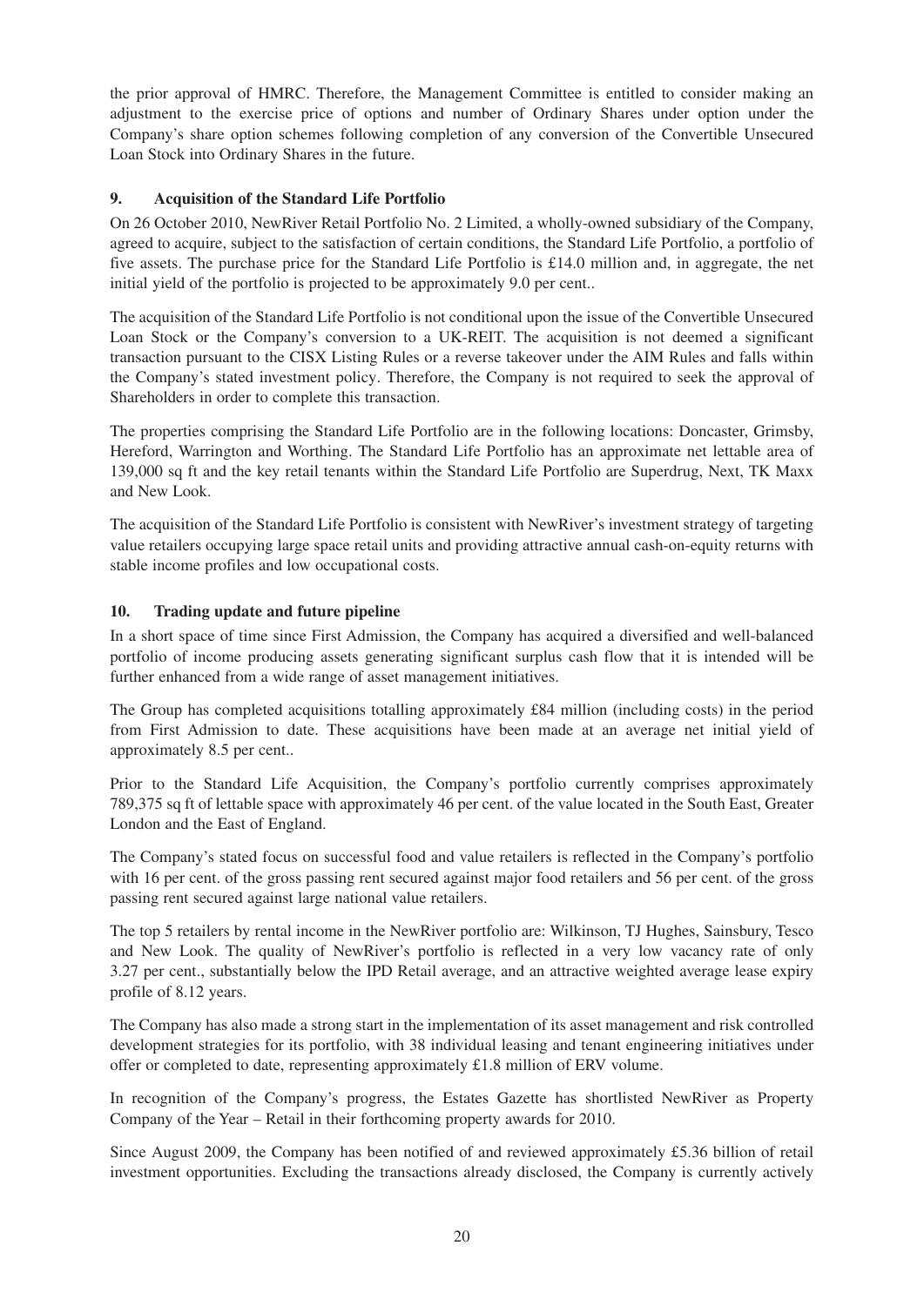the prior approval of HMRC. Therefore, the Management Committee is entitled to consider making an adjustment to the exercise price of options and number of Ordinary Shares under option under the Company's share option schemes following completion of any conversion of the Convertible Unsecured Loan Stock into Ordinary Shares in the future.

## 9. Acquisition of the Standard Life Portfolio

On 26 October 2010, NewRiver Retail Portfolio No. 2 Limited, a wholly-owned subsidiary of the Company, agreed to acquire, subject to the satisfaction of certain conditions, the Standard Life Portfolio, a portfolio of five assets. The purchase price for the Standard Life Portfolio is £14.0 million and, in aggregate, the net initial yield of the portfolio is projected to be approximately 9.0 per cent..

The acquisition of the Standard Life Portfolio is not conditional upon the issue of the Convertible Unsecured Loan Stock or the Company's conversion to a UK-REIT. The acquisition is not deemed a significant transaction pursuant to the CISX Listing Rules or a reverse takeover under the AIM Rules and falls within the Company's stated investment policy. Therefore, the Company is not required to seek the approval of Shareholders in order to complete this transaction.

The properties comprising the Standard Life Portfolio are in the following locations: Doncaster, Grimsby, Hereford, Warrington and Worthing. The Standard Life Portfolio has an approximate net lettable area of 139,000 sq ft and the key retail tenants within the Standard Life Portfolio are Superdrug, Next, TK Maxx and New Look.

The acquisition of the Standard Life Portfolio is consistent with NewRiver's investment strategy of targeting value retailers occupying large space retail units and providing attractive annual cash-on-equity returns with stable income profiles and low occupational costs.

## 10. Trading update and future pipeline

In a short space of time since First Admission, the Company has acquired a diversified and well-balanced portfolio of income producing assets generating significant surplus cash flow that it is intended will be further enhanced from a wide range of asset management initiatives.

The Group has completed acquisitions totalling approximately £84 million (including costs) in the period from First Admission to date. These acquisitions have been made at an average net initial yield of approximately 8.5 per cent..

Prior to the Standard Life Acquisition, the Company's portfolio currently comprises approximately 789,375 sq ft of lettable space with approximately 46 per cent. of the value located in the South East, Greater London and the East of England.

The Company's stated focus on successful food and value retailers is reflected in the Company's portfolio with 16 per cent. of the gross passing rent secured against major food retailers and 56 per cent. of the gross passing rent secured against large national value retailers.

The top 5 retailers by rental income in the NewRiver portfolio are: Wilkinson, TJ Hughes, Sainsbury, Tesco and New Look. The quality of NewRiver's portfolio is reflected in a very low vacancy rate of only 3.27 per cent., substantially below the IPD Retail average, and an attractive weighted average lease expiry profile of 8.12 years.

The Company has also made a strong start in the implementation of its asset management and risk controlled development strategies for its portfolio, with 38 individual leasing and tenant engineering initiatives under offer or completed to date, representing approximately £1.8 million of ERV volume.

In recognition of the Company's progress, the Estates Gazette has shortlisted NewRiver as Property Company of the Year – Retail in their forthcoming property awards for 2010.

Since August 2009, the Company has been notified of and reviewed approximately £5.36 billion of retail investment opportunities. Excluding the transactions already disclosed, the Company is currently actively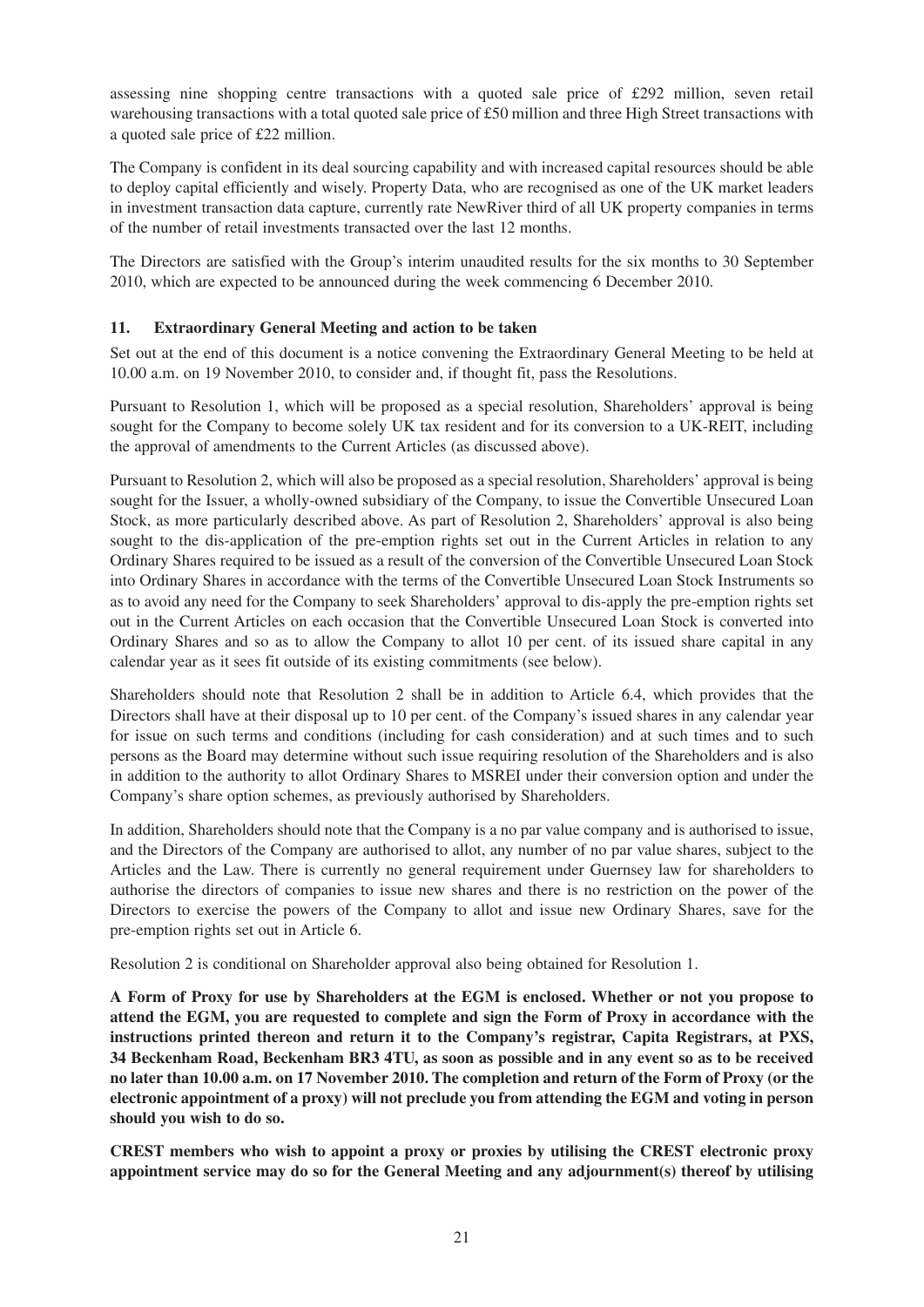assessing nine shopping centre transactions with a quoted sale price of £292 million, seven retail warehousing transactions with a total quoted sale price of £50 million and three High Street transactions with a quoted sale price of £22 million.

The Company is confident in its deal sourcing capability and with increased capital resources should be able to deploy capital efficiently and wisely. Property Data, who are recognised as one of the UK market leaders in investment transaction data capture, currently rate NewRiver third of all UK property companies in terms of the number of retail investments transacted over the last 12 months.

The Directors are satisfied with the Group's interim unaudited results for the six months to 30 September 2010, which are expected to be announced during the week commencing 6 December 2010.

## 11. Extraordinary General Meeting and action to be taken

Set out at the end of this document is a notice convening the Extraordinary General Meeting to be held at 10.00 a.m. on 19 November 2010, to consider and, if thought fit, pass the Resolutions.

Pursuant to Resolution 1, which will be proposed as a special resolution, Shareholders' approval is being sought for the Company to become solely UK tax resident and for its conversion to a UK-REIT, including the approval of amendments to the Current Articles (as discussed above).

Pursuant to Resolution 2, which will also be proposed as a special resolution, Shareholders' approval is being sought for the Issuer, a wholly-owned subsidiary of the Company, to issue the Convertible Unsecured Loan Stock, as more particularly described above. As part of Resolution 2, Shareholders' approval is also being sought to the dis-application of the pre-emption rights set out in the Current Articles in relation to any Ordinary Shares required to be issued as a result of the conversion of the Convertible Unsecured Loan Stock into Ordinary Shares in accordance with the terms of the Convertible Unsecured Loan Stock Instruments so as to avoid any need for the Company to seek Shareholders' approval to dis-apply the pre-emption rights set out in the Current Articles on each occasion that the Convertible Unsecured Loan Stock is converted into Ordinary Shares and so as to allow the Company to allot 10 per cent. of its issued share capital in any calendar year as it sees fit outside of its existing commitments (see below).

Shareholders should note that Resolution 2 shall be in addition to Article 6.4, which provides that the Directors shall have at their disposal up to 10 per cent. of the Company's issued shares in any calendar year for issue on such terms and conditions (including for cash consideration) and at such times and to such persons as the Board may determine without such issue requiring resolution of the Shareholders and is also in addition to the authority to allot Ordinary Shares to MSREI under their conversion option and under the Company's share option schemes, as previously authorised by Shareholders.

In addition, Shareholders should note that the Company is a no par value company and is authorised to issue, and the Directors of the Company are authorised to allot, any number of no par value shares, subject to the Articles and the Law. There is currently no general requirement under Guernsey law for shareholders to authorise the directors of companies to issue new shares and there is no restriction on the power of the Directors to exercise the powers of the Company to allot and issue new Ordinary Shares, save for the pre-emption rights set out in Article 6.

Resolution 2 is conditional on Shareholder approval also being obtained for Resolution 1.

**A Form of Proxy for use by Shareholders at the EGM is enclosed. Whether or not you propose to attend the EGM, you are requested to complete and sign the Form of Proxy in accordance with the instructions printed thereon and return it to the Company's registrar, Capita Registrars, at PXS, 34 Beckenham Road, Beckenham BR3 4TU, as soon as possible and in any event so as to be received no later than 10.00 a.m. on 17 November 2010. The completion and return of the Form of Proxy (or the electronic appointment of a proxy) will not preclude you from attending the EGM and voting in person should you wish to do so.**

**CREST members who wish to appoint a proxy or proxies by utilising the CREST electronic proxy appointment service may do so for the General Meeting and any adjournment(s) thereof by utilising**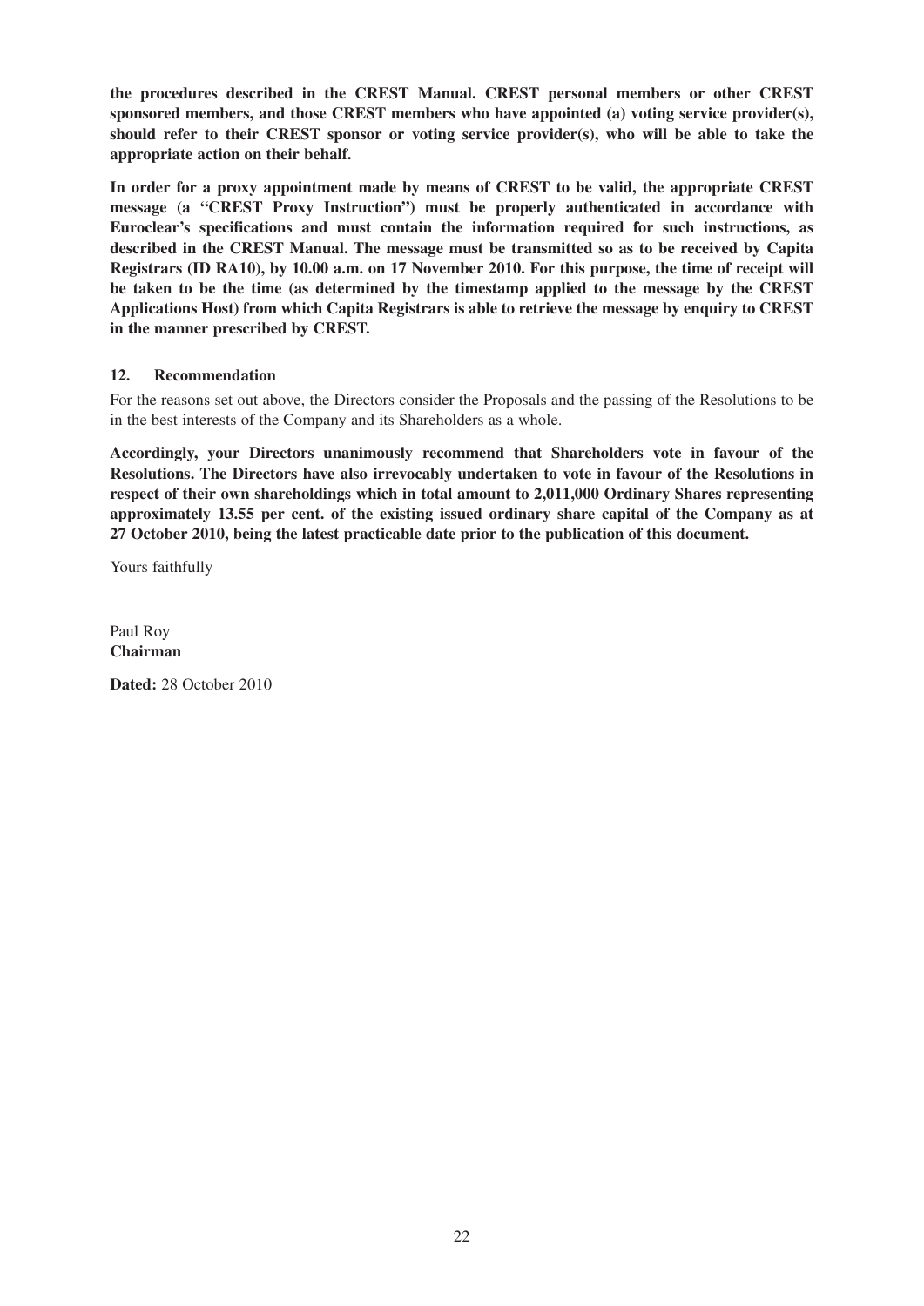**the procedures described in the CREST Manual. CREST personal members or other CREST sponsored members, and those CREST members who have appointed (a) voting service provider(s), should refer to their CREST sponsor or voting service provider(s), who will be able to take the appropriate action on their behalf.**

**In order for a proxy appointment made by means of CREST to be valid, the appropriate CREST message (a "CREST Proxy Instruction") must be properly authenticated in accordance with Euroclear's specifications and must contain the information required for such instructions, as described in the CREST Manual. The message must be transmitted so as to be received by Capita Registrars (ID RA10), by 10.00 a.m. on 17 November 2010. For this purpose, the time of receipt will be taken to be the time (as determined by the timestamp applied to the message by the CREST Applications Host) from which Capita Registrars is able to retrieve the message by enquiry to CREST in the manner prescribed by CREST.**

### 12. Recommendation

For the reasons set out above, the Directors consider the Proposals and the passing of the Resolutions to be in the best interests of the Company and its Shareholders as a whole.

**Accordingly, your Directors unanimously recommend that Shareholders vote in favour of the Resolutions. The Directors have also irrevocably undertaken to vote in favour of the Resolutions in respect of their own shareholdings which in total amount to 2,011,000 Ordinary Shares representing approximately 13.55 per cent. of the existing issued ordinary share capital of the Company as at 27 October 2010, being the latest practicable date prior to the publication of this document.**

Yours faithfully

Paul Roy
**Chairman**

**Dated:** 28 October 2010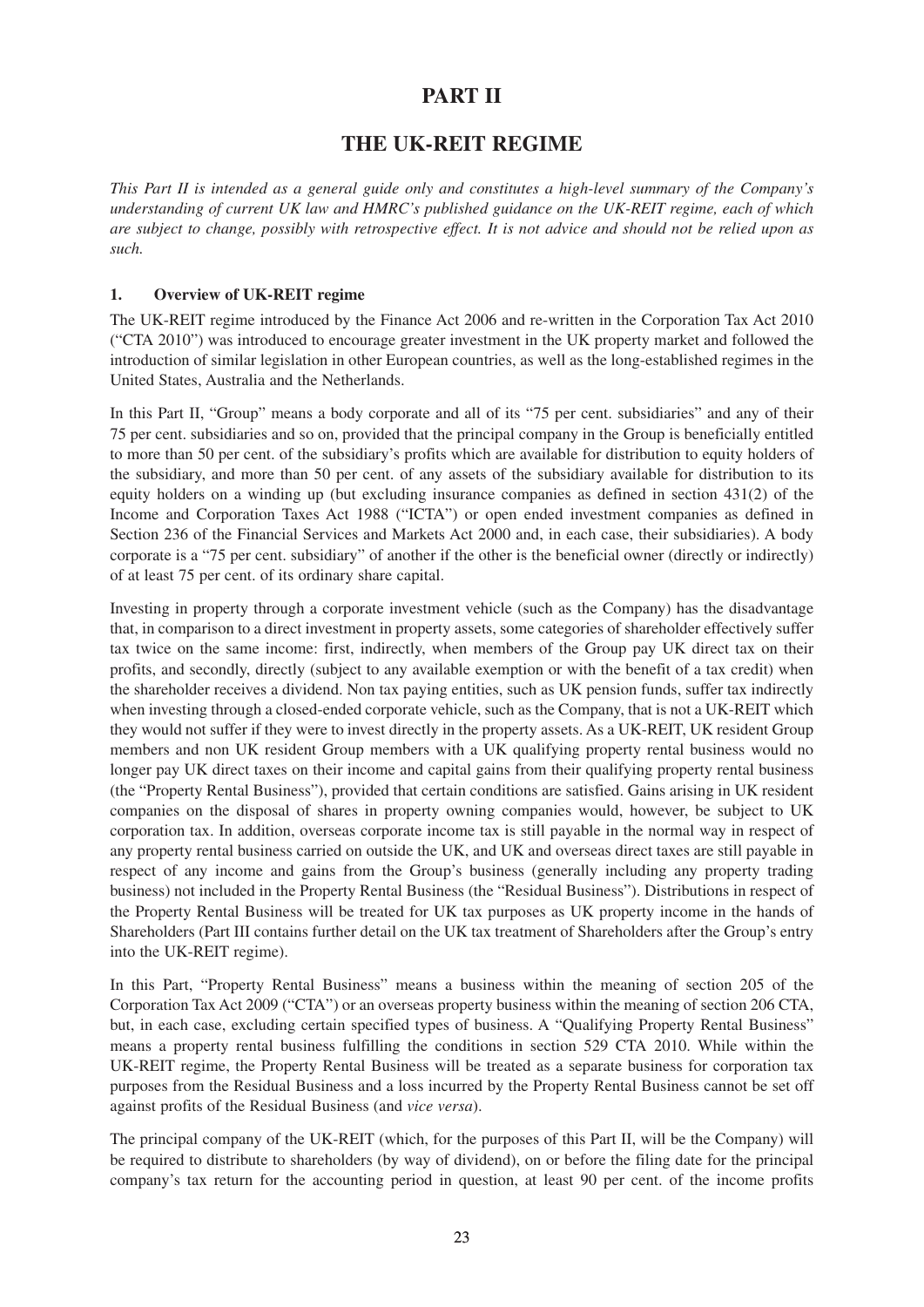# PART II

## THE UK-REIT REGIME

*This Part II is intended as a general guide only and constitutes a high-level summary of the Company's understanding of current UK law and HMRC's published guidance on the UK-REIT regime, each of which are subject to change, possibly with retrospective effect. It is not advice and should not be relied upon as such.*

### 1. Overview of UK-REIT regime

The UK-REIT regime introduced by the Finance Act 2006 and re-written in the Corporation Tax Act 2010 ("CTA 2010") was introduced to encourage greater investment in the UK property market and followed the introduction of similar legislation in other European countries, as well as the long-established regimes in the United States, Australia and the Netherlands.

In this Part II, "Group" means a body corporate and all of its "75 per cent. subsidiaries" and any of their 75 per cent. subsidiaries and so on, provided that the principal company in the Group is beneficially entitled to more than 50 per cent. of the subsidiary's profits which are available for distribution to equity holders of the subsidiary, and more than 50 per cent. of any assets of the subsidiary available for distribution to its equity holders on a winding up (but excluding insurance companies as defined in section 431(2) of the Income and Corporation Taxes Act 1988 ("ICTA") or open ended investment companies as defined in Section 236 of the Financial Services and Markets Act 2000 and, in each case, their subsidiaries). A body corporate is a "75 per cent. subsidiary" of another if the other is the beneficial owner (directly or indirectly) of at least 75 per cent. of its ordinary share capital.

Investing in property through a corporate investment vehicle (such as the Company) has the disadvantage that, in comparison to a direct investment in property assets, some categories of shareholder effectively suffer tax twice on the same income: first, indirectly, when members of the Group pay UK direct tax on their profits, and secondly, directly (subject to any available exemption or with the benefit of a tax credit) when the shareholder receives a dividend. Non tax paying entities, such as UK pension funds, suffer tax indirectly when investing through a closed-ended corporate vehicle, such as the Company, that is not a UK-REIT which they would not suffer if they were to invest directly in the property assets. As a UK-REIT, UK resident Group members and non UK resident Group members with a UK qualifying property rental business would no longer pay UK direct taxes on their income and capital gains from their qualifying property rental business (the "Property Rental Business"), provided that certain conditions are satisfied. Gains arising in UK resident companies on the disposal of shares in property owning companies would, however, be subject to UK corporation tax. In addition, overseas corporate income tax is still payable in the normal way in respect of any property rental business carried on outside the UK, and UK and overseas direct taxes are still payable in respect of any income and gains from the Group's business (generally including any property trading business) not included in the Property Rental Business (the "Residual Business"). Distributions in respect of the Property Rental Business will be treated for UK tax purposes as UK property income in the hands of Shareholders (Part III contains further detail on the UK tax treatment of Shareholders after the Group's entry into the UK-REIT regime).

In this Part, "Property Rental Business" means a business within the meaning of section 205 of the Corporation Tax Act 2009 ("CTA") or an overseas property business within the meaning of section 206 CTA, but, in each case, excluding certain specified types of business. A "Qualifying Property Rental Business" means a property rental business fulfilling the conditions in section 529 CTA 2010. While within the UK-REIT regime, the Property Rental Business will be treated as a separate business for corporation tax purposes from the Residual Business and a loss incurred by the Property Rental Business cannot be set off against profits of the Residual Business (and *vice versa*).

The principal company of the UK-REIT (which, for the purposes of this Part II, will be the Company) will be required to distribute to shareholders (by way of dividend), on or before the filing date for the principal company's tax return for the accounting period in question, at least 90 per cent. of the income profits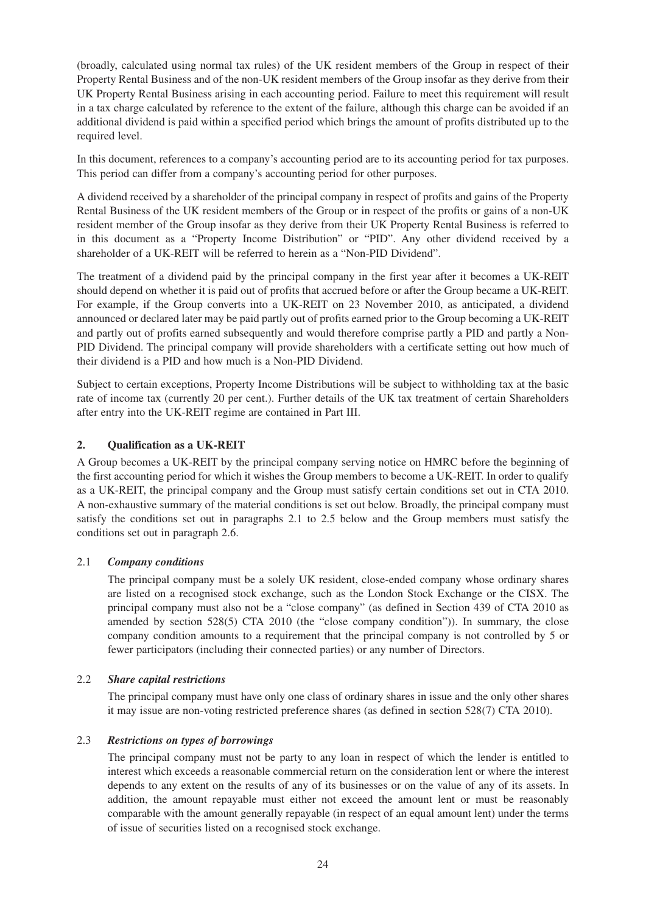(broadly, calculated using normal tax rules) of the UK resident members of the Group in respect of their Property Rental Business and of the non-UK resident members of the Group insofar as they derive from their UK Property Rental Business arising in each accounting period. Failure to meet this requirement will result in a tax charge calculated by reference to the extent of the failure, although this charge can be avoided if an additional dividend is paid within a specified period which brings the amount of profits distributed up to the required level.

In this document, references to a company's accounting period are to its accounting period for tax purposes. This period can differ from a company's accounting period for other purposes.

A dividend received by a shareholder of the principal company in respect of profits and gains of the Property Rental Business of the UK resident members of the Group or in respect of the profits or gains of a non-UK resident member of the Group insofar as they derive from their UK Property Rental Business is referred to in this document as a "Property Income Distribution" or "PID". Any other dividend received by a shareholder of a UK-REIT will be referred to herein as a "Non-PID Dividend".

The treatment of a dividend paid by the principal company in the first year after it becomes a UK-REIT should depend on whether it is paid out of profits that accrued before or after the Group became a UK-REIT. For example, if the Group converts into a UK-REIT on 23 November 2010, as anticipated, a dividend announced or declared later may be paid partly out of profits earned prior to the Group becoming a UK-REIT and partly out of profits earned subsequently and would therefore comprise partly a PID and partly a Non-PID Dividend. The principal company will provide shareholders with a certificate setting out how much of their dividend is a PID and how much is a Non-PID Dividend.

Subject to certain exceptions, Property Income Distributions will be subject to withholding tax at the basic rate of income tax (currently 20 per cent.). Further details of the UK tax treatment of certain Shareholders after entry into the UK-REIT regime are contained in Part III.

## 2. Qualification as a UK-REIT

A Group becomes a UK-REIT by the principal company serving notice on HMRC before the beginning of the first accounting period for which it wishes the Group members to become a UK-REIT. In order to qualify as a UK-REIT, the principal company and the Group must satisfy certain conditions set out in CTA 2010. A non-exhaustive summary of the material conditions is set out below. Broadly, the principal company must satisfy the conditions set out in paragraphs 2.1 to 2.5 below and the Group members must satisfy the conditions set out in paragraph 2.6.

### 2.1 *Company conditions*

The principal company must be a solely UK resident, close-ended company whose ordinary shares are listed on a recognised stock exchange, such as the London Stock Exchange or the CISX. The principal company must also not be a "close company" (as defined in Section 439 of CTA 2010 as amended by section 528(5) CTA 2010 (the "close company condition")). In summary, the close company condition amounts to a requirement that the principal company is not controlled by 5 or fewer participators (including their connected parties) or any number of Directors.

### 2.2 *Share capital restrictions*

The principal company must have only one class of ordinary shares in issue and the only other shares it may issue are non-voting restricted preference shares (as defined in section 528(7) CTA 2010).

### 2.3 *Restrictions on types of borrowings*

The principal company must not be party to any loan in respect of which the lender is entitled to interest which exceeds a reasonable commercial return on the consideration lent or where the interest depends to any extent on the results of any of its businesses or on the value of any of its assets. In addition, the amount repayable must either not exceed the amount lent or must be reasonably comparable with the amount generally repayable (in respect of an equal amount lent) under the terms of issue of securities listed on a recognised stock exchange.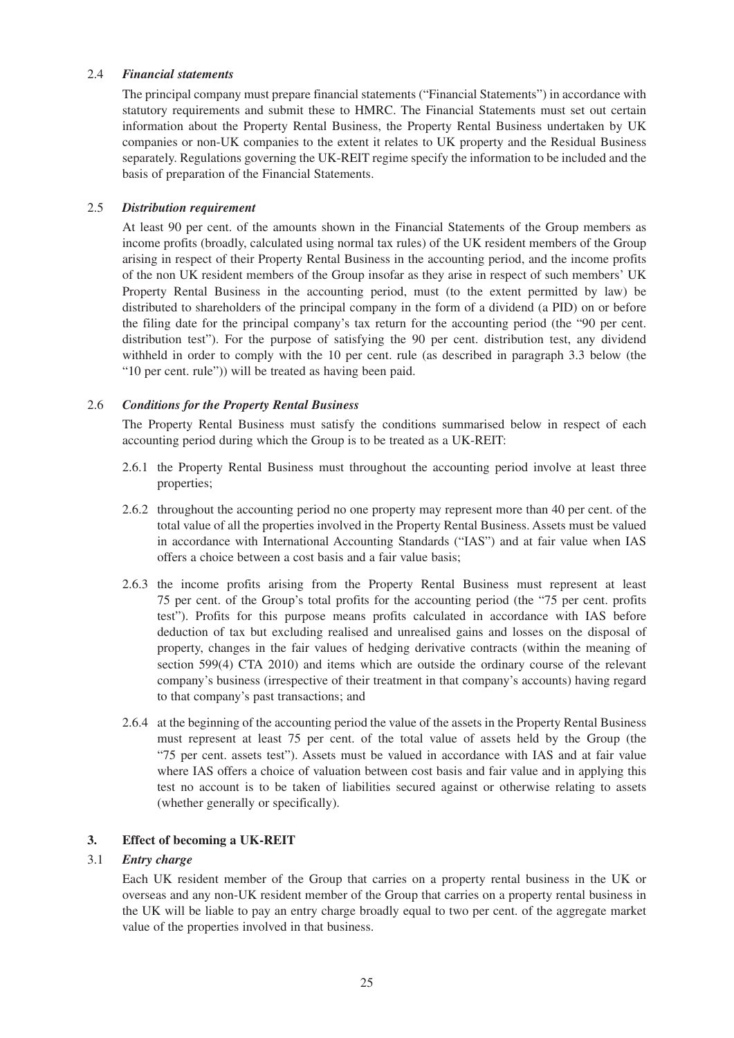### 2.4 *Financial statements*

The principal company must prepare financial statements ("Financial Statements") in accordance with statutory requirements and submit these to HMRC. The Financial Statements must set out certain information about the Property Rental Business, the Property Rental Business undertaken by UK companies or non-UK companies to the extent it relates to UK property and the Residual Business separately. Regulations governing the UK-REIT regime specify the information to be included and the basis of preparation of the Financial Statements.

### 2.5 *Distribution requirement*

At least 90 per cent. of the amounts shown in the Financial Statements of the Group members as income profits (broadly, calculated using normal tax rules) of the UK resident members of the Group arising in respect of their Property Rental Business in the accounting period, and the income profits of the non UK resident members of the Group insofar as they arise in respect of such members' UK Property Rental Business in the accounting period, must (to the extent permitted by law) be distributed to shareholders of the principal company in the form of a dividend (a PID) on or before the filing date for the principal company's tax return for the accounting period (the "90 per cent. distribution test"). For the purpose of satisfying the 90 per cent. distribution test, any dividend withheld in order to comply with the 10 per cent. rule (as described in paragraph 3.3 below (the "10 per cent. rule")) will be treated as having been paid.

### 2.6 *Conditions for the Property Rental Business*

The Property Rental Business must satisfy the conditions summarised below in respect of each accounting period during which the Group is to be treated as a UK-REIT:

2.6.1 the Property Rental Business must throughout the accounting period involve at least three properties;

2.6.2 throughout the accounting period no one property may represent more than 40 per cent. of the total value of all the properties involved in the Property Rental Business. Assets must be valued in accordance with International Accounting Standards ("IAS") and at fair value when IAS offers a choice between a cost basis and a fair value basis;

2.6.3 the income profits arising from the Property Rental Business must represent at least 75 per cent. of the Group's total profits for the accounting period (the "75 per cent. profits test"). Profits for this purpose means profits calculated in accordance with IAS before deduction of tax but excluding realised and unrealised gains and losses on the disposal of property, changes in the fair values of hedging derivative contracts (within the meaning of section 599(4) CTA 2010) and items which are outside the ordinary course of the relevant company's business (irrespective of their treatment in that company's accounts) having regard to that company's past transactions; and

2.6.4 at the beginning of the accounting period the value of the assets in the Property Rental Business must represent at least 75 per cent. of the total value of assets held by the Group (the "75 per cent. assets test"). Assets must be valued in accordance with IAS and at fair value where IAS offers a choice of valuation between cost basis and fair value and in applying this test no account is to be taken of liabilities secured against or otherwise relating to assets (whether generally or specifically).

## 3. Effect of becoming a UK-REIT

### 3.1 *Entry charge*

Each UK resident member of the Group that carries on a property rental business in the UK or overseas and any non-UK resident member of the Group that carries on a property rental business in the UK will be liable to pay an entry charge broadly equal to two per cent. of the aggregate market value of the properties involved in that business.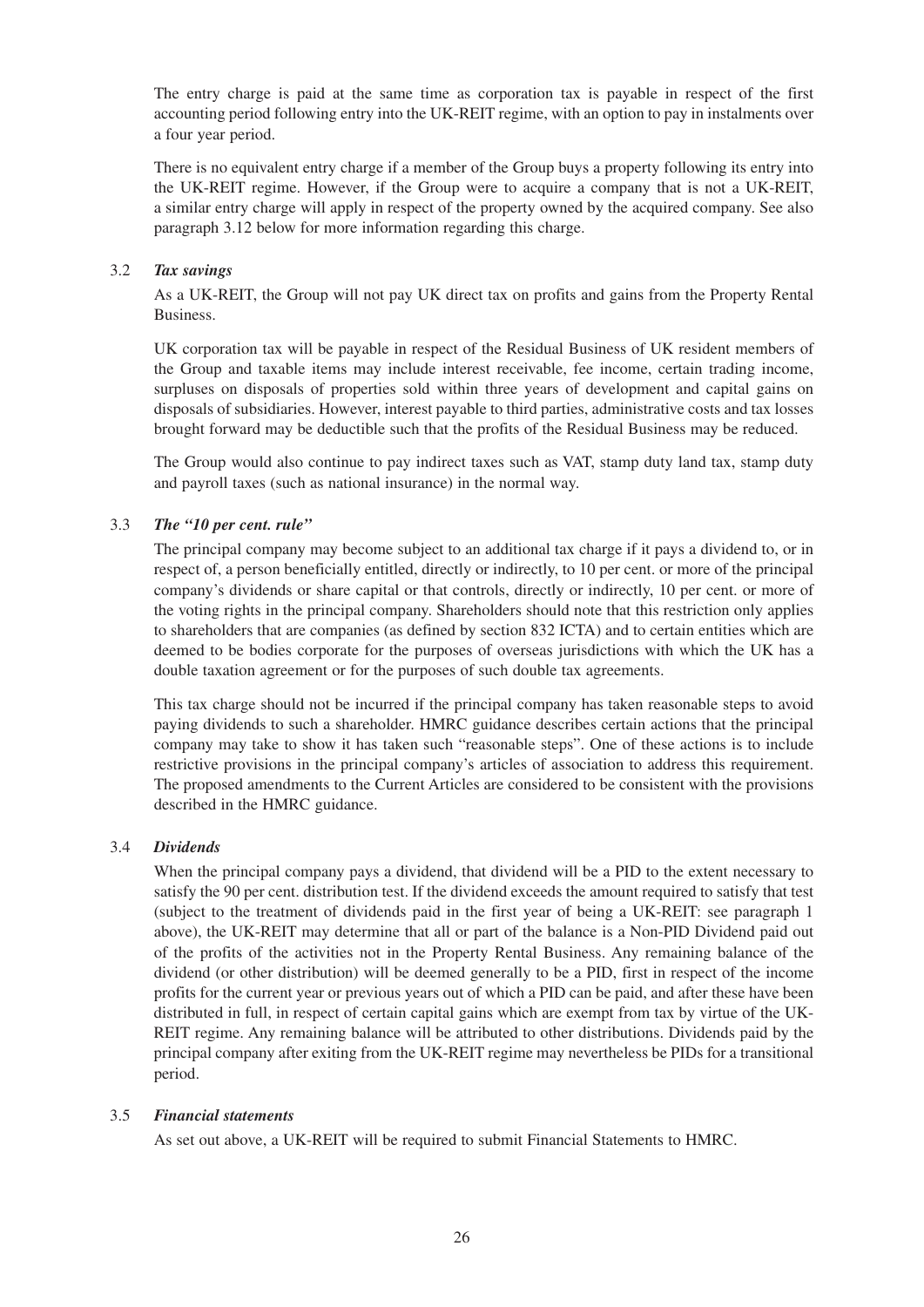The entry charge is paid at the same time as corporation tax is payable in respect of the first accounting period following entry into the UK-REIT regime, with an option to pay in instalments over a four year period.

There is no equivalent entry charge if a member of the Group buys a property following its entry into the UK-REIT regime. However, if the Group were to acquire a company that is not a UK-REIT, a similar entry charge will apply in respect of the property owned by the acquired company. See also paragraph 3.12 below for more information regarding this charge.

### 3.2 *Tax savings*

As a UK-REIT, the Group will not pay UK direct tax on profits and gains from the Property Rental Business.

UK corporation tax will be payable in respect of the Residual Business of UK resident members of the Group and taxable items may include interest receivable, fee income, certain trading income, surpluses on disposals of properties sold within three years of development and capital gains on disposals of subsidiaries. However, interest payable to third parties, administrative costs and tax losses brought forward may be deductible such that the profits of the Residual Business may be reduced.

The Group would also continue to pay indirect taxes such as VAT, stamp duty land tax, stamp duty and payroll taxes (such as national insurance) in the normal way.

### 3.3 *The "10 per cent. rule"*

The principal company may become subject to an additional tax charge if it pays a dividend to, or in respect of, a person beneficially entitled, directly or indirectly, to 10 per cent. or more of the principal company's dividends or share capital or that controls, directly or indirectly, 10 per cent. or more of the voting rights in the principal company. Shareholders should note that this restriction only applies to shareholders that are companies (as defined by section 832 ICTA) and to certain entities which are deemed to be bodies corporate for the purposes of overseas jurisdictions with which the UK has a double taxation agreement or for the purposes of such double tax agreements.

This tax charge should not be incurred if the principal company has taken reasonable steps to avoid paying dividends to such a shareholder. HMRC guidance describes certain actions that the principal company may take to show it has taken such "reasonable steps". One of these actions is to include restrictive provisions in the principal company's articles of association to address this requirement. The proposed amendments to the Current Articles are considered to be consistent with the provisions described in the HMRC guidance.

### 3.4 *Dividends*

When the principal company pays a dividend, that dividend will be a PID to the extent necessary to satisfy the 90 per cent. distribution test. If the dividend exceeds the amount required to satisfy that test (subject to the treatment of dividends paid in the first year of being a UK-REIT: see paragraph 1 above), the UK-REIT may determine that all or part of the balance is a Non-PID Dividend paid out of the profits of the activities not in the Property Rental Business. Any remaining balance of the dividend (or other distribution) will be deemed generally to be a PID, first in respect of the income profits for the current year or previous years out of which a PID can be paid, and after these have been distributed in full, in respect of certain capital gains which are exempt from tax by virtue of the UK-REIT regime. Any remaining balance will be attributed to other distributions. Dividends paid by the principal company after exiting from the UK-REIT regime may nevertheless be PIDs for a transitional period.

### 3.5 *Financial statements*

As set out above, a UK-REIT will be required to submit Financial Statements to HMRC.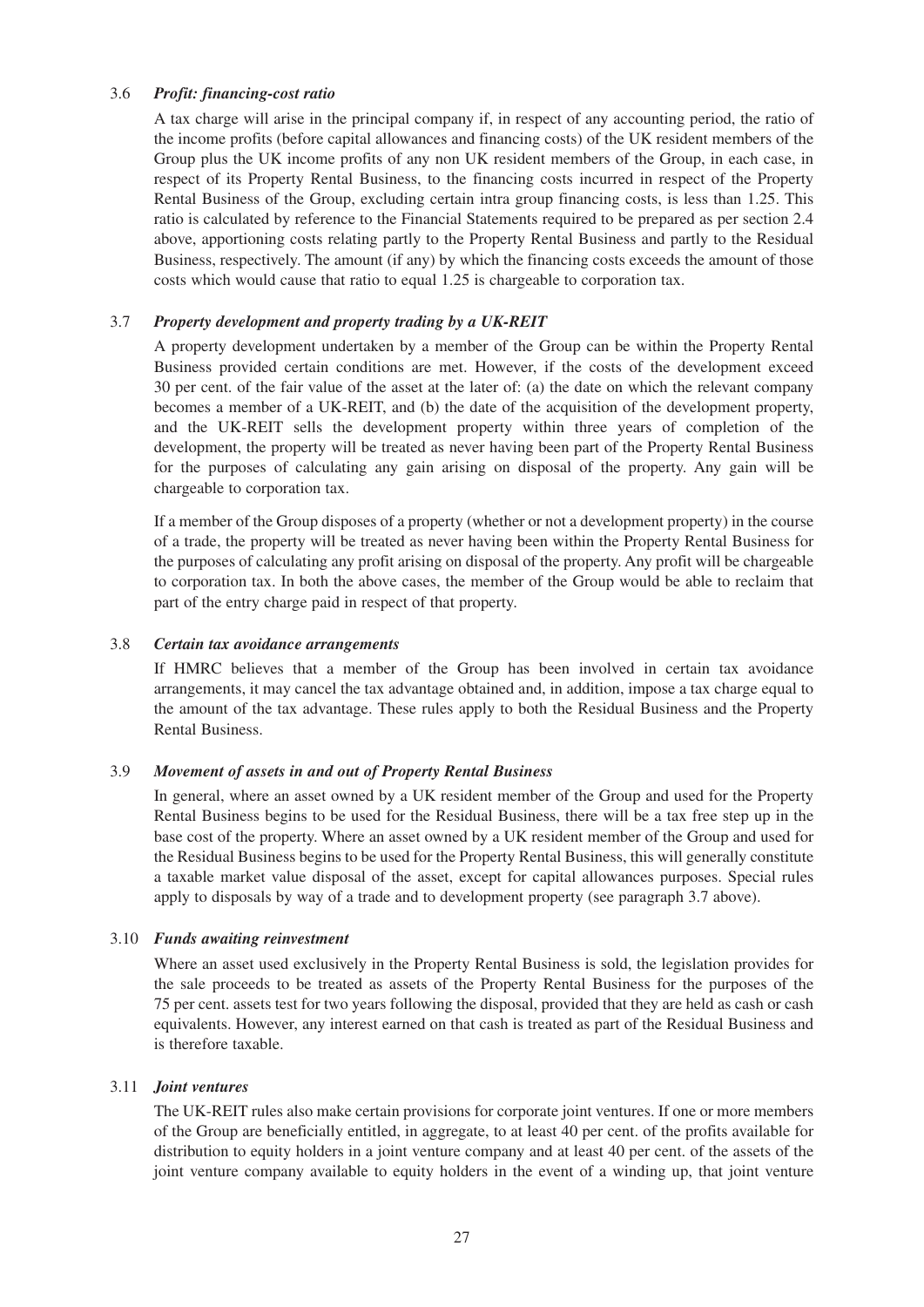### 3.6 *Profit: financing-cost ratio*

A tax charge will arise in the principal company if, in respect of any accounting period, the ratio of the income profits (before capital allowances and financing costs) of the UK resident members of the Group plus the UK income profits of any non UK resident members of the Group, in each case, in respect of its Property Rental Business, to the financing costs incurred in respect of the Property Rental Business of the Group, excluding certain intra group financing costs, is less than 1.25. This ratio is calculated by reference to the Financial Statements required to be prepared as per section 2.4 above, apportioning costs relating partly to the Property Rental Business and partly to the Residual Business, respectively. The amount (if any) by which the financing costs exceeds the amount of those costs which would cause that ratio to equal 1.25 is chargeable to corporation tax.

### 3.7 *Property development and property trading by a UK-REIT*

A property development undertaken by a member of the Group can be within the Property Rental Business provided certain conditions are met. However, if the costs of the development exceed 30 per cent. of the fair value of the asset at the later of: (a) the date on which the relevant company becomes a member of a UK-REIT, and (b) the date of the acquisition of the development property, and the UK-REIT sells the development property within three years of completion of the development, the property will be treated as never having been part of the Property Rental Business for the purposes of calculating any gain arising on disposal of the property. Any gain will be chargeable to corporation tax.

If a member of the Group disposes of a property (whether or not a development property) in the course of a trade, the property will be treated as never having been within the Property Rental Business for the purposes of calculating any profit arising on disposal of the property. Any profit will be chargeable to corporation tax. In both the above cases, the member of the Group would be able to reclaim that part of the entry charge paid in respect of that property.

### 3.8 *Certain tax avoidance arrangements*

If HMRC believes that a member of the Group has been involved in certain tax avoidance arrangements, it may cancel the tax advantage obtained and, in addition, impose a tax charge equal to the amount of the tax advantage. These rules apply to both the Residual Business and the Property Rental Business.

### 3.9 *Movement of assets in and out of Property Rental Business*

In general, where an asset owned by a UK resident member of the Group and used for the Property Rental Business begins to be used for the Residual Business, there will be a tax free step up in the base cost of the property. Where an asset owned by a UK resident member of the Group and used for the Residual Business begins to be used for the Property Rental Business, this will generally constitute a taxable market value disposal of the asset, except for capital allowances purposes. Special rules apply to disposals by way of a trade and to development property (see paragraph 3.7 above).

### 3.10 *Funds awaiting reinvestment*

Where an asset used exclusively in the Property Rental Business is sold, the legislation provides for the sale proceeds to be treated as assets of the Property Rental Business for the purposes of the 75 per cent. assets test for two years following the disposal, provided that they are held as cash or cash equivalents. However, any interest earned on that cash is treated as part of the Residual Business and is therefore taxable.

### 3.11 *Joint ventures*

The UK-REIT rules also make certain provisions for corporate joint ventures. If one or more members of the Group are beneficially entitled, in aggregate, to at least 40 per cent. of the profits available for distribution to equity holders in a joint venture company and at least 40 per cent. of the assets of the joint venture company available to equity holders in the event of a winding up, that joint venture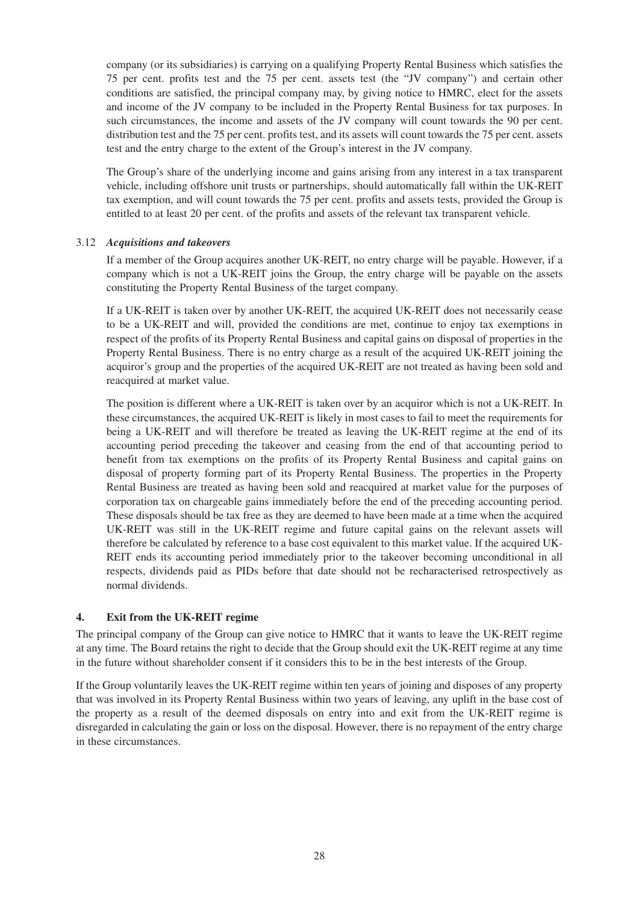company (or its subsidiaries) is carrying on a qualifying Property Rental Business which satisfies the 75 per cent. profits test and the 75 per cent. assets test (the "JV company") and certain other conditions are satisfied, the principal company may, by giving notice to HMRC, elect for the assets and income of the JV company to be included in the Property Rental Business for tax purposes. In such circumstances, the income and assets of the JV company will count towards the 90 per cent. distribution test and the 75 per cent. profits test, and its assets will count towards the 75 per cent. assets test and the entry charge to the extent of the Group's interest in the JV company.

The Group's share of the underlying income and gains arising from any interest in a tax transparent vehicle, including offshore unit trusts or partnerships, should automatically fall within the UK-REIT tax exemption, and will count towards the 75 per cent. profits and assets tests, provided the Group is entitled to at least 20 per cent. of the profits and assets of the relevant tax transparent vehicle.

### 3.12 *Acquisitions and takeovers*

If a member of the Group acquires another UK-REIT, no entry charge will be payable. However, if a company which is not a UK-REIT joins the Group, the entry charge will be payable on the assets constituting the Property Rental Business of the target company.

If a UK-REIT is taken over by another UK-REIT, the acquired UK-REIT does not necessarily cease to be a UK-REIT and will, provided the conditions are met, continue to enjoy tax exemptions in respect of the profits of its Property Rental Business and capital gains on disposal of properties in the Property Rental Business. There is no entry charge as a result of the acquired UK-REIT joining the acquiror's group and the properties of the acquired UK-REIT are not treated as having been sold and reacquired at market value.

The position is different where a UK-REIT is taken over by an acquiror which is not a UK-REIT. In these circumstances, the acquired UK-REIT is likely in most cases to fail to meet the requirements for being a UK-REIT and will therefore be treated as leaving the UK-REIT regime at the end of its accounting period preceding the takeover and ceasing from the end of that accounting period to benefit from tax exemptions on the profits of its Property Rental Business and capital gains on disposal of property forming part of its Property Rental Business. The properties in the Property Rental Business are treated as having been sold and reacquired at market value for the purposes of corporation tax on chargeable gains immediately before the end of the preceding accounting period. These disposals should be tax free as they are deemed to have been made at a time when the acquired UK-REIT was still in the UK-REIT regime and future capital gains on the relevant assets will therefore be calculated by reference to a base cost equivalent to this market value. If the acquired UK-REIT ends its accounting period immediately prior to the takeover becoming unconditional in all respects, dividends paid as PIDs before that date should not be recharacterised retrospectively as normal dividends.

## 4. Exit from the UK-REIT regime

The principal company of the Group can give notice to HMRC that it wants to leave the UK-REIT regime at any time. The Board retains the right to decide that the Group should exit the UK-REIT regime at any time in the future without shareholder consent if it considers this to be in the best interests of the Group.

If the Group voluntarily leaves the UK-REIT regime within ten years of joining and disposes of any property that was involved in its Property Rental Business within two years of leaving, any uplift in the base cost of the property as a result of the deemed disposals on entry into and exit from the UK-REIT regime is disregarded in calculating the gain or loss on the disposal. However, there is no repayment of the entry charge in these circumstances.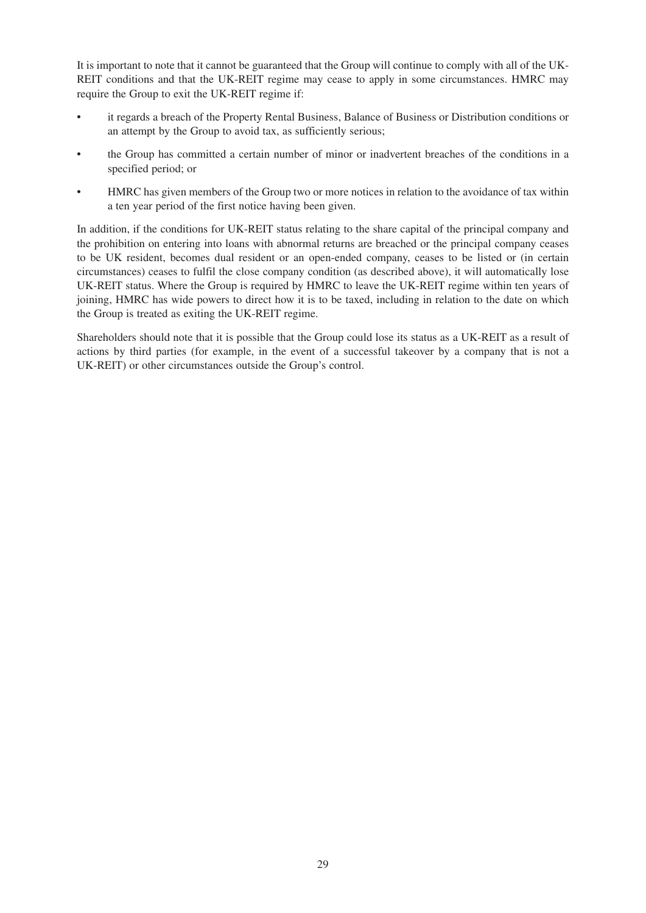It is important to note that it cannot be guaranteed that the Group will continue to comply with all of the UK-REIT conditions and that the UK-REIT regime may cease to apply in some circumstances. HMRC may require the Group to exit the UK-REIT regime if:

- it regards a breach of the Property Rental Business, Balance of Business or Distribution conditions or an attempt by the Group to avoid tax, as sufficiently serious;
- the Group has committed a certain number of minor or inadvertent breaches of the conditions in a specified period; or
- HMRC has given members of the Group two or more notices in relation to the avoidance of tax within a ten year period of the first notice having been given.

In addition, if the conditions for UK-REIT status relating to the share capital of the principal company and the prohibition on entering into loans with abnormal returns are breached or the principal company ceases to be UK resident, becomes dual resident or an open-ended company, ceases to be listed or (in certain circumstances) ceases to fulfil the close company condition (as described above), it will automatically lose UK-REIT status. Where the Group is required by HMRC to leave the UK-REIT regime within ten years of joining, HMRC has wide powers to direct how it is to be taxed, including in relation to the date on which the Group is treated as exiting the UK-REIT regime.

Shareholders should note that it is possible that the Group could lose its status as a UK-REIT as a result of actions by third parties (for example, in the event of a successful takeover by a company that is not a UK-REIT) or other circumstances outside the Group's control.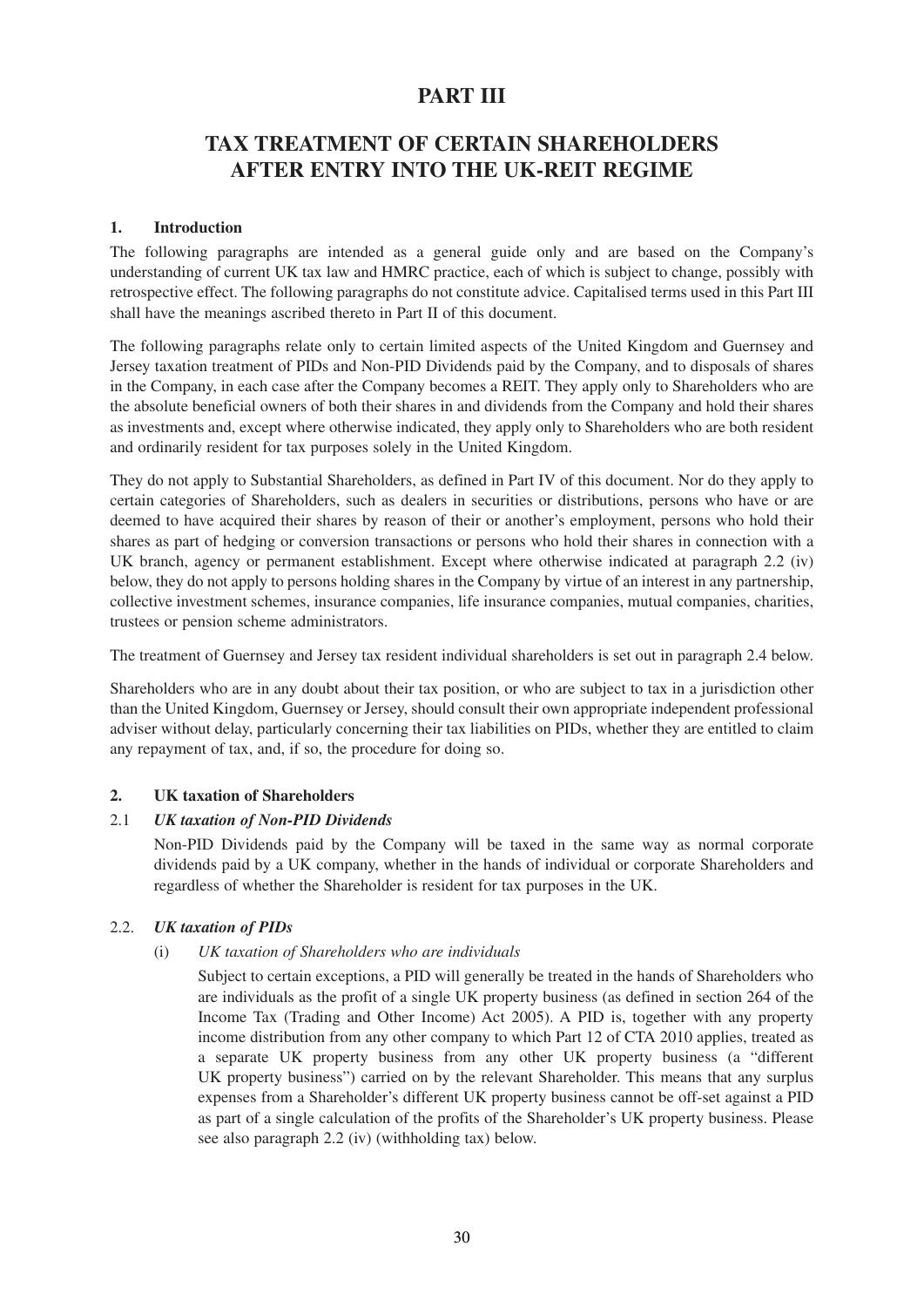# PART III

# TAX TREATMENT OF CERTAIN SHAREHOLDERS AFTER ENTRY INTO THE UK-REIT REGIME

## 1. Introduction

The following paragraphs are intended as a general guide only and are based on the Company's understanding of current UK tax law and HMRC practice, each of which is subject to change, possibly with retrospective effect. The following paragraphs do not constitute advice. Capitalised terms used in this Part III shall have the meanings ascribed thereto in Part II of this document.

The following paragraphs relate only to certain limited aspects of the United Kingdom and Guernsey and Jersey taxation treatment of PIDs and Non-PID Dividends paid by the Company, and to disposals of shares in the Company, in each case after the Company becomes a REIT. They apply only to Shareholders who are the absolute beneficial owners of both their shares in and dividends from the Company and hold their shares as investments and, except where otherwise indicated, they apply only to Shareholders who are both resident and ordinarily resident for tax purposes solely in the United Kingdom.

They do not apply to Substantial Shareholders, as defined in Part IV of this document. Nor do they apply to certain categories of Shareholders, such as dealers in securities or distributions, persons who have or are deemed to have acquired their shares by reason of their or another's employment, persons who hold their shares as part of hedging or conversion transactions or persons who hold their shares in connection with a UK branch, agency or permanent establishment. Except where otherwise indicated at paragraph 2.2 (iv) below, they do not apply to persons holding shares in the Company by virtue of an interest in any partnership, collective investment schemes, insurance companies, life insurance companies, mutual companies, charities, trustees or pension scheme administrators.

The treatment of Guernsey and Jersey tax resident individual shareholders is set out in paragraph 2.4 below.

Shareholders who are in any doubt about their tax position, or who are subject to tax in a jurisdiction other than the United Kingdom, Guernsey or Jersey, should consult their own appropriate independent professional adviser without delay, particularly concerning their tax liabilities on PIDs, whether they are entitled to claim any repayment of tax, and, if so, the procedure for doing so.

## 2. UK taxation of Shareholders

### 2.1 *UK taxation of Non-PID Dividends*

Non-PID Dividends paid by the Company will be taxed in the same way as normal corporate dividends paid by a UK company, whether in the hands of individual or corporate Shareholders and regardless of whether the Shareholder is resident for tax purposes in the UK.

### 2.2. *UK taxation of PIDs*

(i) *UK taxation of Shareholders who are individuals*

Subject to certain exceptions, a PID will generally be treated in the hands of Shareholders who are individuals as the profit of a single UK property business (as defined in section 264 of the Income Tax (Trading and Other Income) Act 2005). A PID is, together with any property income distribution from any other company to which Part 12 of CTA 2010 applies, treated as a separate UK property business from any other UK property business (a "different UK property business") carried on by the relevant Shareholder. This means that any surplus expenses from a Shareholder's different UK property business cannot be off-set against a PID as part of a single calculation of the profits of the Shareholder's UK property business. Please see also paragraph 2.2 (iv) (withholding tax) below.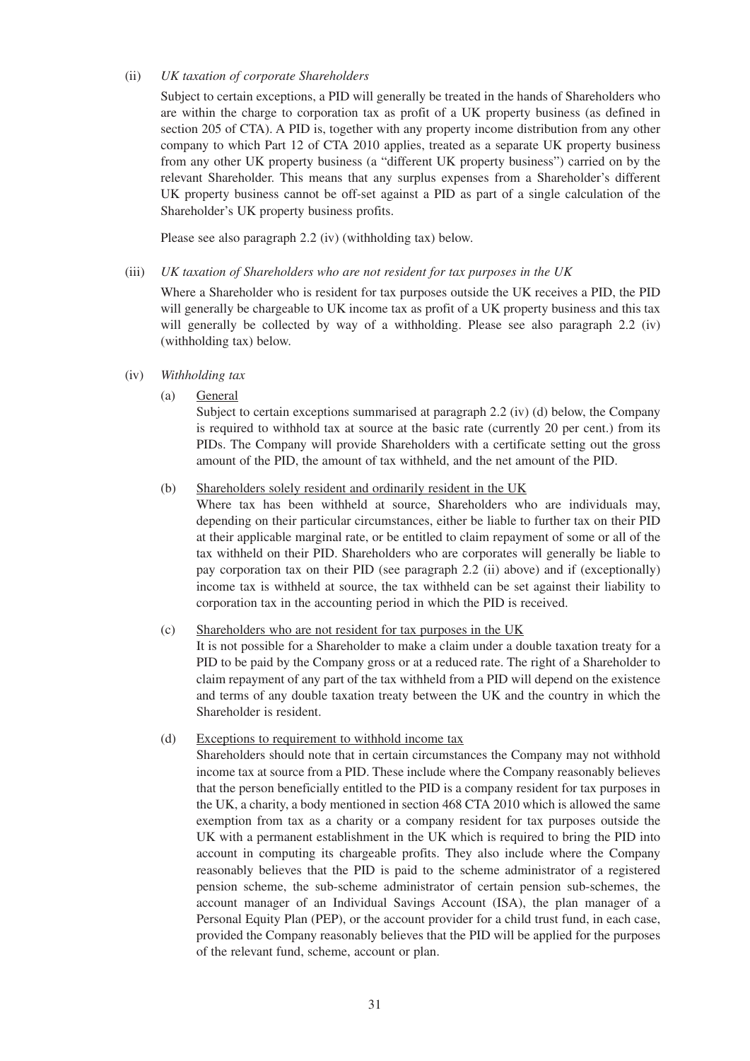(ii) *UK taxation of corporate Shareholders*

Subject to certain exceptions, a PID will generally be treated in the hands of Shareholders who are within the charge to corporation tax as profit of a UK property business (as defined in section 205 of CTA). A PID is, together with any property income distribution from any other company to which Part 12 of CTA 2010 applies, treated as a separate UK property business from any other UK property business (a "different UK property business") carried on by the relevant Shareholder. This means that any surplus expenses from a Shareholder's different UK property business cannot be off-set against a PID as part of a single calculation of the Shareholder's UK property business profits.

Please see also paragraph 2.2 (iv) (withholding tax) below.

(iii) *UK taxation of Shareholders who are not resident for tax purposes in the UK*

Where a Shareholder who is resident for tax purposes outside the UK receives a PID, the PID will generally be chargeable to UK income tax as profit of a UK property business and this tax will generally be collected by way of a withholding. Please see also paragraph 2.2 (iv) (withholding tax) below.

(iv) *Withholding tax*

(a) General

Subject to certain exceptions summarised at paragraph 2.2 (iv) (d) below, the Company is required to withhold tax at source at the basic rate (currently 20 per cent.) from its PIDs. The Company will provide Shareholders with a certificate setting out the gross amount of the PID, the amount of tax withheld, and the net amount of the PID.

(b) Shareholders solely resident and ordinarily resident in the UK

Where tax has been withheld at source, Shareholders who are individuals may, depending on their particular circumstances, either be liable to further tax on their PID at their applicable marginal rate, or be entitled to claim repayment of some or all of the tax withheld on their PID. Shareholders who are corporates will generally be liable to pay corporation tax on their PID (see paragraph 2.2 (ii) above) and if (exceptionally) income tax is withheld at source, the tax withheld can be set against their liability to corporation tax in the accounting period in which the PID is received.

(c) Shareholders who are not resident for tax purposes in the UK

It is not possible for a Shareholder to make a claim under a double taxation treaty for a PID to be paid by the Company gross or at a reduced rate. The right of a Shareholder to claim repayment of any part of the tax withheld from a PID will depend on the existence and terms of any double taxation treaty between the UK and the country in which the Shareholder is resident.

(d) Exceptions to requirement to withhold income tax

Shareholders should note that in certain circumstances the Company may not withhold income tax at source from a PID. These include where the Company reasonably believes that the person beneficially entitled to the PID is a company resident for tax purposes in the UK, a charity, a body mentioned in section 468 CTA 2010 which is allowed the same exemption from tax as a charity or a company resident for tax purposes outside the UK with a permanent establishment in the UK which is required to bring the PID into account in computing its chargeable profits. They also include where the Company reasonably believes that the PID is paid to the scheme administrator of a registered pension scheme, the sub-scheme administrator of certain pension sub-schemes, the account manager of an Individual Savings Account (ISA), the plan manager of a Personal Equity Plan (PEP), or the account provider for a child trust fund, in each case, provided the Company reasonably believes that the PID will be applied for the purposes of the relevant fund, scheme, account or plan.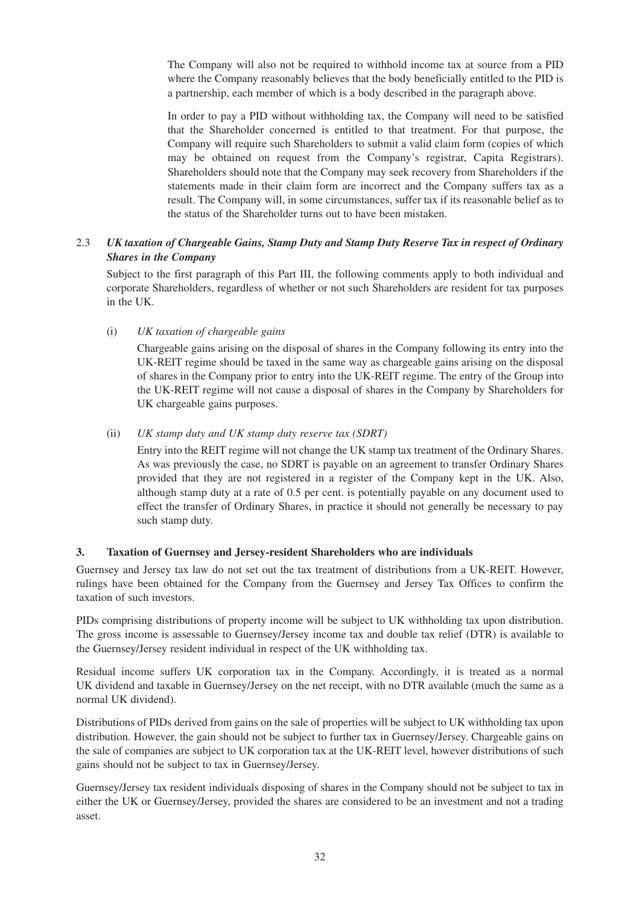The Company will also not be required to withhold income tax at source from a PID where the Company reasonably believes that the body beneficially entitled to the PID is a partnership, each member of which is a body described in the paragraph above.

In order to pay a PID without withholding tax, the Company will need to be satisfied that the Shareholder concerned is entitled to that treatment. For that purpose, the Company will require such Shareholders to submit a valid claim form (copies of which may be obtained on request from the Company's registrar, Capita Registrars). Shareholders should note that the Company may seek recovery from Shareholders if the statements made in their claim form are incorrect and the Company suffers tax as a result. The Company will, in some circumstances, suffer tax if its reasonable belief as to the status of the Shareholder turns out to have been mistaken.

### 2.3 *UK taxation of Chargeable Gains, Stamp Duty and Stamp Duty Reserve Tax in respect of Ordinary Shares in the Company*

Subject to the first paragraph of this Part III, the following comments apply to both individual and corporate Shareholders, regardless of whether or not such Shareholders are resident for tax purposes in the UK.

(i) *UK taxation of chargeable gains*

Chargeable gains arising on the disposal of shares in the Company following its entry into the UK-REIT regime should be taxed in the same way as chargeable gains arising on the disposal of shares in the Company prior to entry into the UK-REIT regime. The entry of the Group into the UK-REIT regime will not cause a disposal of shares in the Company by Shareholders for UK chargeable gains purposes.

(ii) *UK stamp duty and UK stamp duty reserve tax (SDRT)*

Entry into the REIT regime will not change the UK stamp tax treatment of the Ordinary Shares. As was previously the case, no SDRT is payable on an agreement to transfer Ordinary Shares provided that they are not registered in a register of the Company kept in the UK. Also, although stamp duty at a rate of 0.5 per cent. is potentially payable on any document used to effect the transfer of Ordinary Shares, in practice it should not generally be necessary to pay such stamp duty.

## 3. Taxation of Guernsey and Jersey-resident Shareholders who are individuals

Guernsey and Jersey tax law do not set out the tax treatment of distributions from a UK-REIT. However, rulings have been obtained for the Company from the Guernsey and Jersey Tax Offices to confirm the taxation of such investors.

PIDs comprising distributions of property income will be subject to UK withholding tax upon distribution. The gross income is assessable to Guernsey/Jersey income tax and double tax relief (DTR) is available to the Guernsey/Jersey resident individual in respect of the UK withholding tax.

Residual income suffers UK corporation tax in the Company. Accordingly, it is treated as a normal UK dividend and taxable in Guernsey/Jersey on the net receipt, with no DTR available (much the same as a normal UK dividend).

Distributions of PIDs derived from gains on the sale of properties will be subject to UK withholding tax upon distribution. However, the gain should not be subject to further tax in Guernsey/Jersey. Chargeable gains on the sale of companies are subject to UK corporation tax at the UK-REIT level, however distributions of such gains should not be subject to tax in Guernsey/Jersey.

Guernsey/Jersey tax resident individuals disposing of shares in the Company should not be subject to tax in either the UK or Guernsey/Jersey, provided the shares are considered to be an investment and not a trading asset.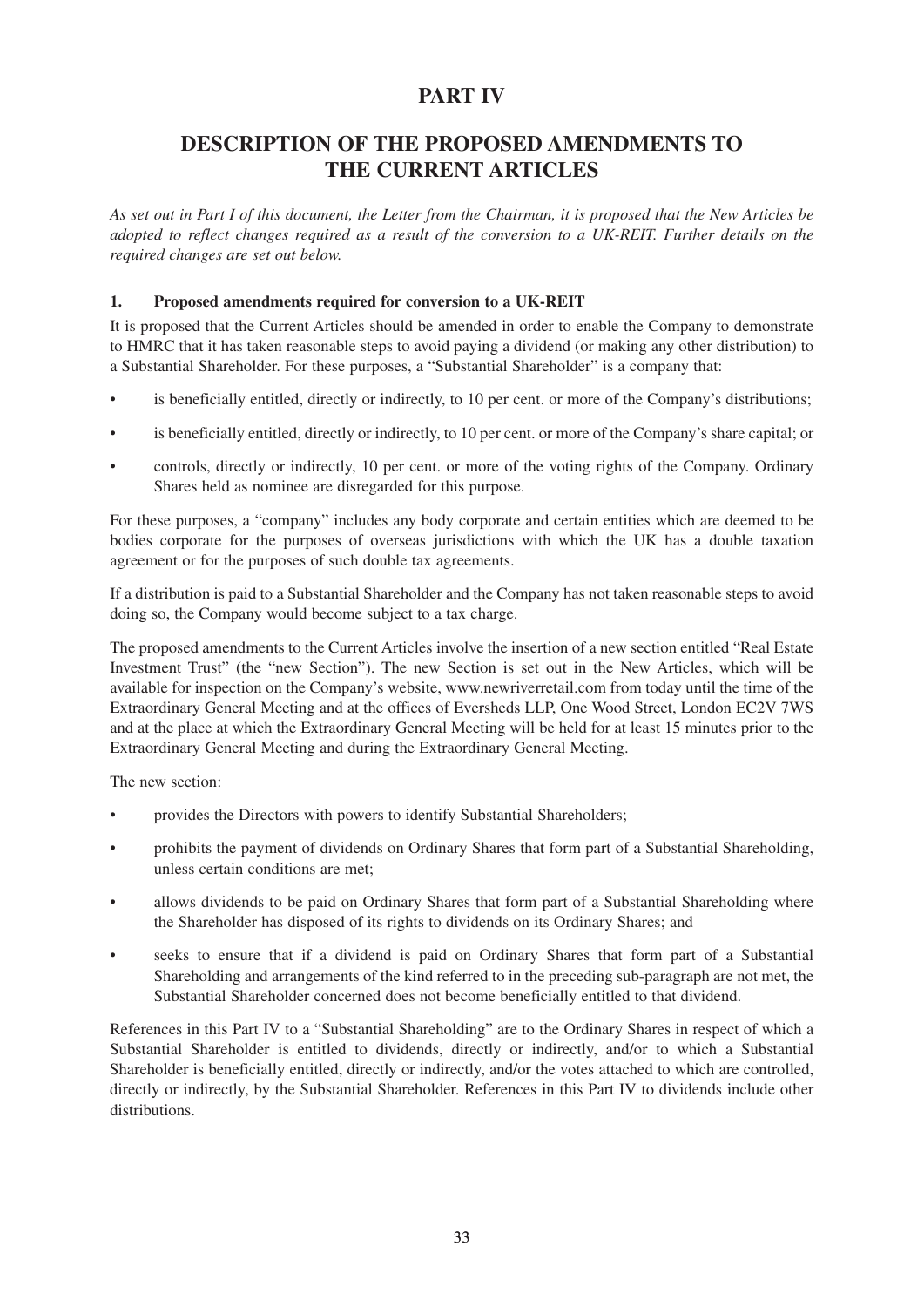# PART IV

# DESCRIPTION OF THE PROPOSED AMENDMENTS TO THE CURRENT ARTICLES

*As set out in Part I of this document, the Letter from the Chairman, it is proposed that the New Articles be adopted to reflect changes required as a result of the conversion to a UK-REIT. Further details on the required changes are set out below.*

### 1. Proposed amendments required for conversion to a UK-REIT

It is proposed that the Current Articles should be amended in order to enable the Company to demonstrate to HMRC that it has taken reasonable steps to avoid paying a dividend (or making any other distribution) to a Substantial Shareholder. For these purposes, a "Substantial Shareholder" is a company that:

- is beneficially entitled, directly or indirectly, to 10 per cent. or more of the Company's distributions;
- is beneficially entitled, directly or indirectly, to 10 per cent. or more of the Company's share capital; or
- controls, directly or indirectly, 10 per cent. or more of the voting rights of the Company. Ordinary Shares held as nominee are disregarded for this purpose.

For these purposes, a "company" includes any body corporate and certain entities which are deemed to be bodies corporate for the purposes of overseas jurisdictions with which the UK has a double taxation agreement or for the purposes of such double tax agreements.

If a distribution is paid to a Substantial Shareholder and the Company has not taken reasonable steps to avoid doing so, the Company would become subject to a tax charge.

The proposed amendments to the Current Articles involve the insertion of a new section entitled "Real Estate Investment Trust" (the "new Section"). The new Section is set out in the New Articles, which will be available for inspection on the Company's website, www.newriverretail.com from today until the time of the Extraordinary General Meeting and at the offices of Eversheds LLP, One Wood Street, London EC2V 7WS and at the place at which the Extraordinary General Meeting will be held for at least 15 minutes prior to the Extraordinary General Meeting and during the Extraordinary General Meeting.

The new section:

- provides the Directors with powers to identify Substantial Shareholders;
- prohibits the payment of dividends on Ordinary Shares that form part of a Substantial Shareholding, unless certain conditions are met;
- allows dividends to be paid on Ordinary Shares that form part of a Substantial Shareholding where the Shareholder has disposed of its rights to dividends on its Ordinary Shares; and
- seeks to ensure that if a dividend is paid on Ordinary Shares that form part of a Substantial Shareholding and arrangements of the kind referred to in the preceding sub-paragraph are not met, the Substantial Shareholder concerned does not become beneficially entitled to that dividend.

References in this Part IV to a "Substantial Shareholding" are to the Ordinary Shares in respect of which a Substantial Shareholder is entitled to dividends, directly or indirectly, and/or to which a Substantial Shareholder is beneficially entitled, directly or indirectly, and/or the votes attached to which are controlled, directly or indirectly, by the Substantial Shareholder. References in this Part IV to dividends include other distributions.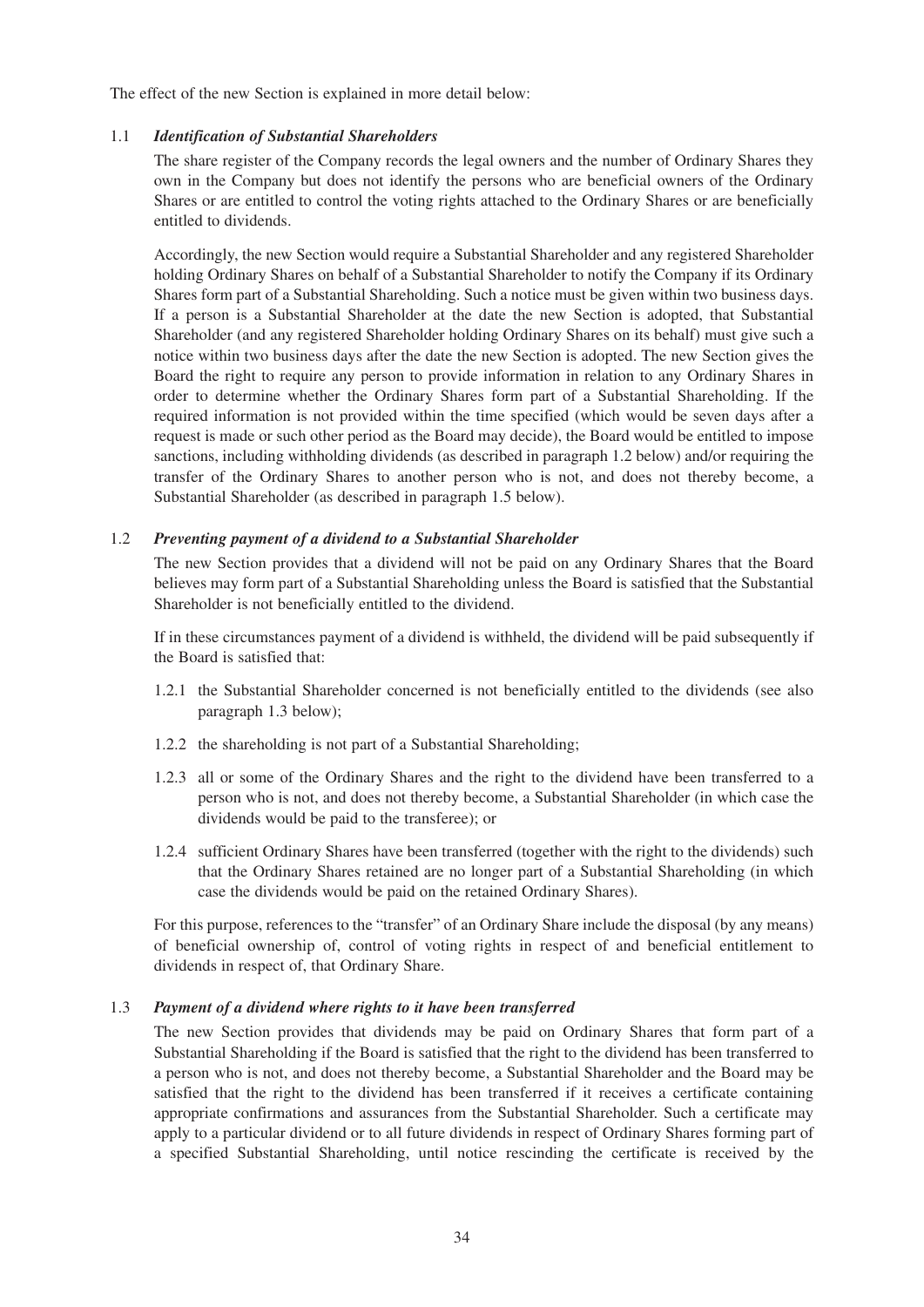The effect of the new Section is explained in more detail below:

### 1.1 *Identification of Substantial Shareholders*

The share register of the Company records the legal owners and the number of Ordinary Shares they own in the Company but does not identify the persons who are beneficial owners of the Ordinary Shares or are entitled to control the voting rights attached to the Ordinary Shares or are beneficially entitled to dividends.

Accordingly, the new Section would require a Substantial Shareholder and any registered Shareholder holding Ordinary Shares on behalf of a Substantial Shareholder to notify the Company if its Ordinary Shares form part of a Substantial Shareholding. Such a notice must be given within two business days. If a person is a Substantial Shareholder at the date the new Section is adopted, that Substantial Shareholder (and any registered Shareholder holding Ordinary Shares on its behalf) must give such a notice within two business days after the date the new Section is adopted. The new Section gives the Board the right to require any person to provide information in relation to any Ordinary Shares in order to determine whether the Ordinary Shares form part of a Substantial Shareholding. If the required information is not provided within the time specified (which would be seven days after a request is made or such other period as the Board may decide), the Board would be entitled to impose sanctions, including withholding dividends (as described in paragraph 1.2 below) and/or requiring the transfer of the Ordinary Shares to another person who is not, and does not thereby become, a Substantial Shareholder (as described in paragraph 1.5 below).

### 1.2 *Preventing payment of a dividend to a Substantial Shareholder*

The new Section provides that a dividend will not be paid on any Ordinary Shares that the Board believes may form part of a Substantial Shareholding unless the Board is satisfied that the Substantial Shareholder is not beneficially entitled to the dividend.

If in these circumstances payment of a dividend is withheld, the dividend will be paid subsequently if the Board is satisfied that:

1.2.1 the Substantial Shareholder concerned is not beneficially entitled to the dividends (see also paragraph 1.3 below);

1.2.2 the shareholding is not part of a Substantial Shareholding;

1.2.3 all or some of the Ordinary Shares and the right to the dividend have been transferred to a person who is not, and does not thereby become, a Substantial Shareholder (in which case the dividends would be paid to the transferee); or

1.2.4 sufficient Ordinary Shares have been transferred (together with the right to the dividends) such that the Ordinary Shares retained are no longer part of a Substantial Shareholding (in which case the dividends would be paid on the retained Ordinary Shares).

For this purpose, references to the "transfer" of an Ordinary Share include the disposal (by any means) of beneficial ownership of, control of voting rights in respect of and beneficial entitlement to dividends in respect of, that Ordinary Share.

### 1.3 *Payment of a dividend where rights to it have been transferred*

The new Section provides that dividends may be paid on Ordinary Shares that form part of a Substantial Shareholding if the Board is satisfied that the right to the dividend has been transferred to a person who is not, and does not thereby become, a Substantial Shareholder and the Board may be satisfied that the right to the dividend has been transferred if it receives a certificate containing appropriate confirmations and assurances from the Substantial Shareholder. Such a certificate may apply to a particular dividend or to all future dividends in respect of Ordinary Shares forming part of a specified Substantial Shareholding, until notice rescinding the certificate is received by the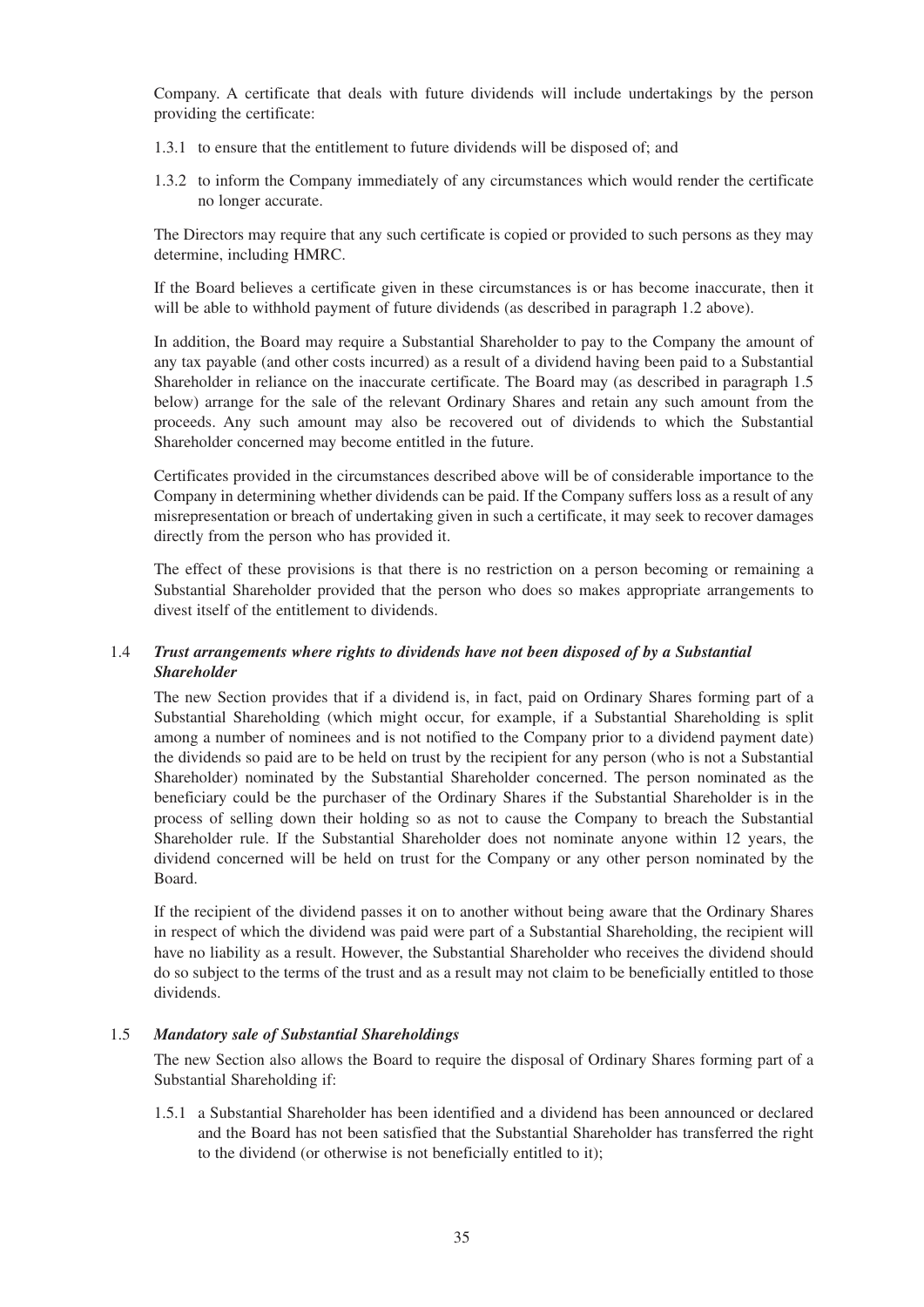Company. A certificate that deals with future dividends will include undertakings by the person providing the certificate:

1.3.1 to ensure that the entitlement to future dividends will be disposed of; and

1.3.2 to inform the Company immediately of any circumstances which would render the certificate no longer accurate.

The Directors may require that any such certificate is copied or provided to such persons as they may determine, including HMRC.

If the Board believes a certificate given in these circumstances is or has become inaccurate, then it will be able to withhold payment of future dividends (as described in paragraph 1.2 above).

In addition, the Board may require a Substantial Shareholder to pay to the Company the amount of any tax payable (and other costs incurred) as a result of a dividend having been paid to a Substantial Shareholder in reliance on the inaccurate certificate. The Board may (as described in paragraph 1.5 below) arrange for the sale of the relevant Ordinary Shares and retain any such amount from the proceeds. Any such amount may also be recovered out of dividends to which the Substantial Shareholder concerned may become entitled in the future.

Certificates provided in the circumstances described above will be of considerable importance to the Company in determining whether dividends can be paid. If the Company suffers loss as a result of any misrepresentation or breach of undertaking given in such a certificate, it may seek to recover damages directly from the person who has provided it.

The effect of these provisions is that there is no restriction on a person becoming or remaining a Substantial Shareholder provided that the person who does so makes appropriate arrangements to divest itself of the entitlement to dividends.

### 1.4 *Trust arrangements where rights to dividends have not been disposed of by a Substantial Shareholder*

The new Section provides that if a dividend is, in fact, paid on Ordinary Shares forming part of a Substantial Shareholding (which might occur, for example, if a Substantial Shareholding is split among a number of nominees and is not notified to the Company prior to a dividend payment date) the dividends so paid are to be held on trust by the recipient for any person (who is not a Substantial Shareholder) nominated by the Substantial Shareholder concerned. The person nominated as the beneficiary could be the purchaser of the Ordinary Shares if the Substantial Shareholder is in the process of selling down their holding so as not to cause the Company to breach the Substantial Shareholder rule. If the Substantial Shareholder does not nominate anyone within 12 years, the dividend concerned will be held on trust for the Company or any other person nominated by the Board.

If the recipient of the dividend passes it on to another without being aware that the Ordinary Shares in respect of which the dividend was paid were part of a Substantial Shareholding, the recipient will have no liability as a result. However, the Substantial Shareholder who receives the dividend should do so subject to the terms of the trust and as a result may not claim to be beneficially entitled to those dividends.

### 1.5 *Mandatory sale of Substantial Shareholdings*

The new Section also allows the Board to require the disposal of Ordinary Shares forming part of a Substantial Shareholding if:

1.5.1 a Substantial Shareholder has been identified and a dividend has been announced or declared and the Board has not been satisfied that the Substantial Shareholder has transferred the right to the dividend (or otherwise is not beneficially entitled to it);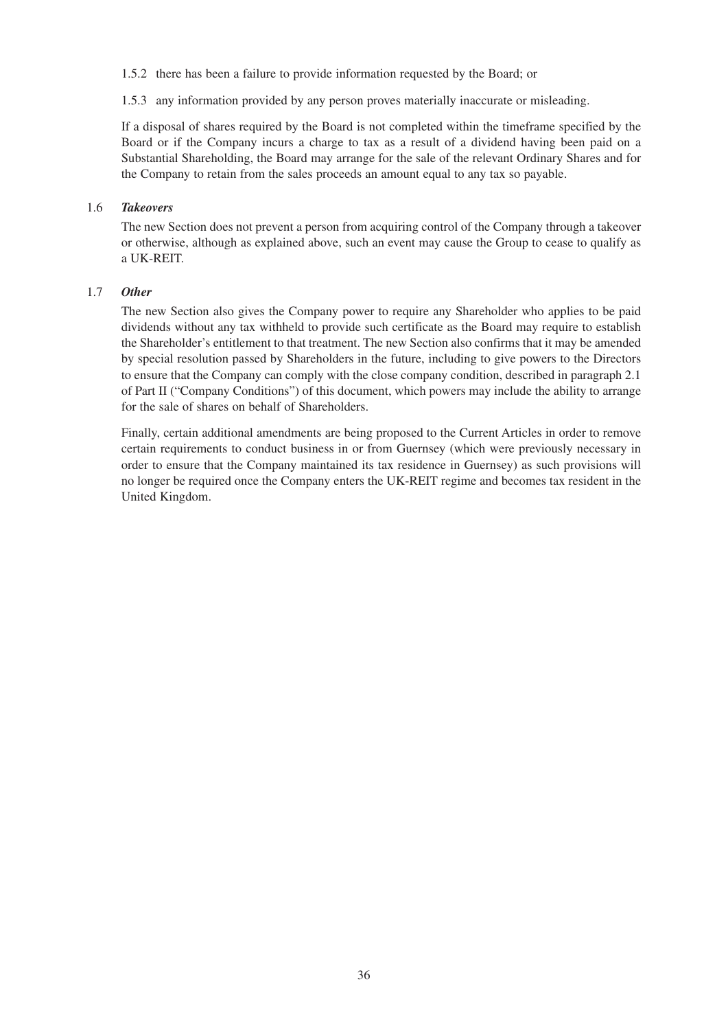1.5.2 there has been a failure to provide information requested by the Board; or

1.5.3 any information provided by any person proves materially inaccurate or misleading.

If a disposal of shares required by the Board is not completed within the timeframe specified by the Board or if the Company incurs a charge to tax as a result of a dividend having been paid on a Substantial Shareholding, the Board may arrange for the sale of the relevant Ordinary Shares and for the Company to retain from the sales proceeds an amount equal to any tax so payable.

### 1.6 *Takeovers*

The new Section does not prevent a person from acquiring control of the Company through a takeover or otherwise, although as explained above, such an event may cause the Group to cease to qualify as a UK-REIT.

### 1.7 *Other*

The new Section also gives the Company power to require any Shareholder who applies to be paid dividends without any tax withheld to provide such certificate as the Board may require to establish the Shareholder's entitlement to that treatment. The new Section also confirms that it may be amended by special resolution passed by Shareholders in the future, including to give powers to the Directors to ensure that the Company can comply with the close company condition, described in paragraph 2.1 of Part II ("Company Conditions") of this document, which powers may include the ability to arrange for the sale of shares on behalf of Shareholders.

Finally, certain additional amendments are being proposed to the Current Articles in order to remove certain requirements to conduct business in or from Guernsey (which were previously necessary in order to ensure that the Company maintained its tax residence in Guernsey) as such provisions will no longer be required once the Company enters the UK-REIT regime and becomes tax resident in the United Kingdom.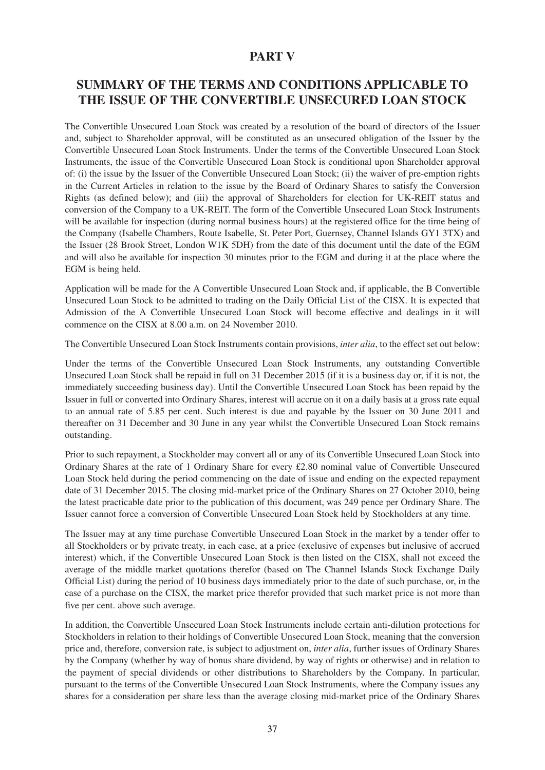# PART V

## SUMMARY OF THE TERMS AND CONDITIONS APPLICABLE TO THE ISSUE OF THE CONVERTIBLE UNSECURED LOAN STOCK

The Convertible Unsecured Loan Stock was created by a resolution of the board of directors of the Issuer and, subject to Shareholder approval, will be constituted as an unsecured obligation of the Issuer by the Convertible Unsecured Loan Stock Instruments. Under the terms of the Convertible Unsecured Loan Stock Instruments, the issue of the Convertible Unsecured Loan Stock is conditional upon Shareholder approval of: (i) the issue by the Issuer of the Convertible Unsecured Loan Stock; (ii) the waiver of pre-emption rights in the Current Articles in relation to the issue by the Board of Ordinary Shares to satisfy the Conversion Rights (as defined below); and (iii) the approval of Shareholders for election for UK-REIT status and conversion of the Company to a UK-REIT. The form of the Convertible Unsecured Loan Stock Instruments will be available for inspection (during normal business hours) at the registered office for the time being of the Company (Isabelle Chambers, Route Isabelle, St. Peter Port, Guernsey, Channel Islands GY1 3TX) and the Issuer (28 Brook Street, London W1K 5DH) from the date of this document until the date of the EGM and will also be available for inspection 30 minutes prior to the EGM and during it at the place where the EGM is being held.

Application will be made for the A Convertible Unsecured Loan Stock and, if applicable, the B Convertible Unsecured Loan Stock to be admitted to trading on the Daily Official List of the CISX. It is expected that Admission of the A Convertible Unsecured Loan Stock will become effective and dealings in it will commence on the CISX at 8.00 a.m. on 24 November 2010.

The Convertible Unsecured Loan Stock Instruments contain provisions, *inter alia*, to the effect set out below:

Under the terms of the Convertible Unsecured Loan Stock Instruments, any outstanding Convertible Unsecured Loan Stock shall be repaid in full on 31 December 2015 (if it is a business day or, if it is not, the immediately succeeding business day). Until the Convertible Unsecured Loan Stock has been repaid by the Issuer in full or converted into Ordinary Shares, interest will accrue on it on a daily basis at a gross rate equal to an annual rate of 5.85 per cent. Such interest is due and payable by the Issuer on 30 June 2011 and thereafter on 31 December and 30 June in any year whilst the Convertible Unsecured Loan Stock remains outstanding.

Prior to such repayment, a Stockholder may convert all or any of its Convertible Unsecured Loan Stock into Ordinary Shares at the rate of 1 Ordinary Share for every £2.80 nominal value of Convertible Unsecured Loan Stock held during the period commencing on the date of issue and ending on the expected repayment date of 31 December 2015. The closing mid-market price of the Ordinary Shares on 27 October 2010, being the latest practicable date prior to the publication of this document, was 249 pence per Ordinary Share. The Issuer cannot force a conversion of Convertible Unsecured Loan Stock held by Stockholders at any time.

The Issuer may at any time purchase Convertible Unsecured Loan Stock in the market by a tender offer to all Stockholders or by private treaty, in each case, at a price (exclusive of expenses but inclusive of accrued interest) which, if the Convertible Unsecured Loan Stock is then listed on the CISX, shall not exceed the average of the middle market quotations therefor (based on The Channel Islands Stock Exchange Daily Official List) during the period of 10 business days immediately prior to the date of such purchase, or, in the case of a purchase on the CISX, the market price therefor provided that such market price is not more than five per cent. above such average.

In addition, the Convertible Unsecured Loan Stock Instruments include certain anti-dilution protections for Stockholders in relation to their holdings of Convertible Unsecured Loan Stock, meaning that the conversion price and, therefore, conversion rate, is subject to adjustment on, *inter alia*, further issues of Ordinary Shares by the Company (whether by way of bonus share dividend, by way of rights or otherwise) and in relation to the payment of special dividends or other distributions to Shareholders by the Company. In particular, pursuant to the terms of the Convertible Unsecured Loan Stock Instruments, where the Company issues any shares for a consideration per share less than the average closing mid-market price of the Ordinary Shares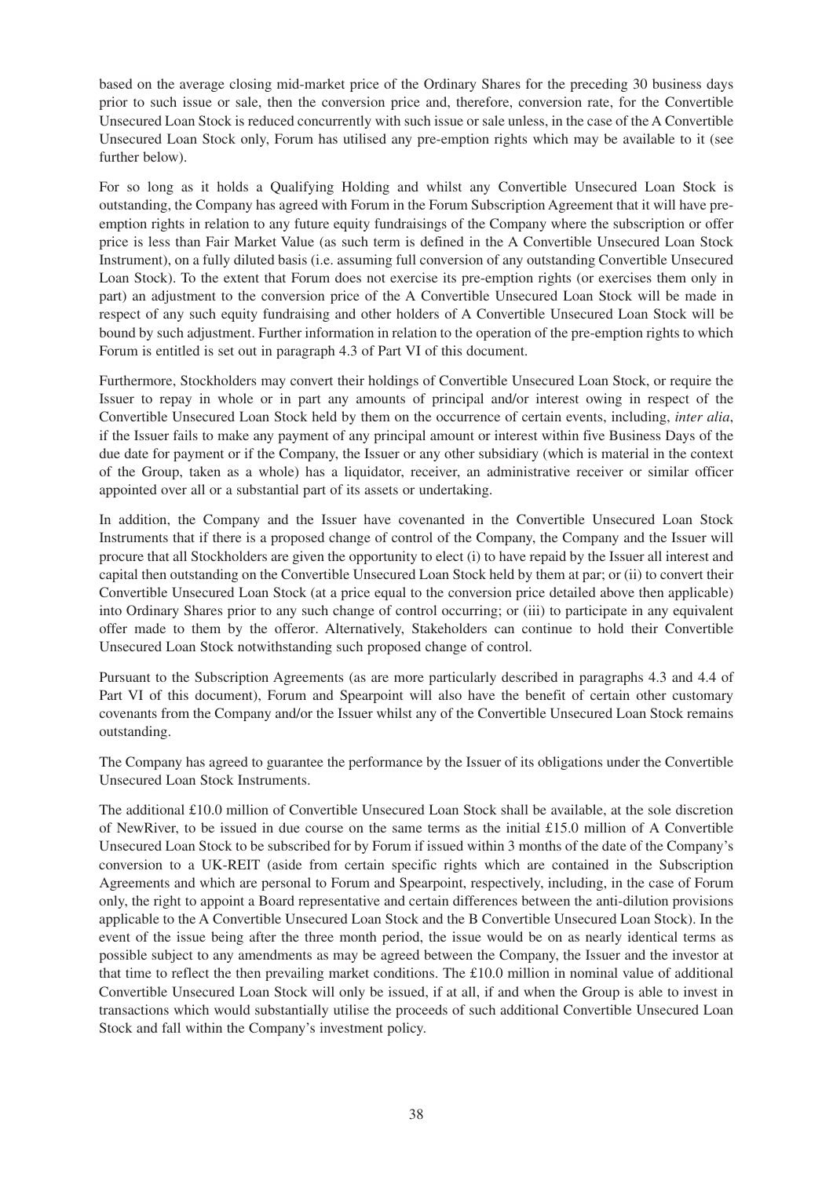based on the average closing mid-market price of the Ordinary Shares for the preceding 30 business days prior to such issue or sale, then the conversion price and, therefore, conversion rate, for the Convertible Unsecured Loan Stock is reduced concurrently with such issue or sale unless, in the case of the A Convertible Unsecured Loan Stock only, Forum has utilised any pre-emption rights which may be available to it (see further below).

For so long as it holds a Qualifying Holding and whilst any Convertible Unsecured Loan Stock is outstanding, the Company has agreed with Forum in the Forum Subscription Agreement that it will have pre-emption rights in relation to any future equity fundraisings of the Company where the subscription or offer price is less than Fair Market Value (as such term is defined in the A Convertible Unsecured Loan Stock Instrument), on a fully diluted basis (i.e. assuming full conversion of any outstanding Convertible Unsecured Loan Stock). To the extent that Forum does not exercise its pre-emption rights (or exercises them only in part) an adjustment to the conversion price of the A Convertible Unsecured Loan Stock will be made in respect of any such equity fundraising and other holders of A Convertible Unsecured Loan Stock will be bound by such adjustment. Further information in relation to the operation of the pre-emption rights to which Forum is entitled is set out in paragraph 4.3 of Part VI of this document.

Furthermore, Stockholders may convert their holdings of Convertible Unsecured Loan Stock, or require the Issuer to repay in whole or in part any amounts of principal and/or interest owing in respect of the Convertible Unsecured Loan Stock held by them on the occurrence of certain events, including, *inter alia*, if the Issuer fails to make any payment of any principal amount or interest within five Business Days of the due date for payment or if the Company, the Issuer or any other subsidiary (which is material in the context of the Group, taken as a whole) has a liquidator, receiver, an administrative receiver or similar officer appointed over all or a substantial part of its assets or undertaking.

In addition, the Company and the Issuer have covenanted in the Convertible Unsecured Loan Stock Instruments that if there is a proposed change of control of the Company, the Company and the Issuer will procure that all Stockholders are given the opportunity to elect (i) to have repaid by the Issuer all interest and capital then outstanding on the Convertible Unsecured Loan Stock held by them at par; or (ii) to convert their Convertible Unsecured Loan Stock (at a price equal to the conversion price detailed above then applicable) into Ordinary Shares prior to any such change of control occurring; or (iii) to participate in any equivalent offer made to them by the offeror. Alternatively, Stakeholders can continue to hold their Convertible Unsecured Loan Stock notwithstanding such proposed change of control.

Pursuant to the Subscription Agreements (as are more particularly described in paragraphs 4.3 and 4.4 of Part VI of this document), Forum and Spearpoint will also have the benefit of certain other customary covenants from the Company and/or the Issuer whilst any of the Convertible Unsecured Loan Stock remains outstanding.

The Company has agreed to guarantee the performance by the Issuer of its obligations under the Convertible Unsecured Loan Stock Instruments.

The additional £10.0 million of Convertible Unsecured Loan Stock shall be available, at the sole discretion of NewRiver, to be issued in due course on the same terms as the initial £15.0 million of A Convertible Unsecured Loan Stock to be subscribed for by Forum if issued within 3 months of the date of the Company's conversion to a UK-REIT (aside from certain specific rights which are contained in the Subscription Agreements and which are personal to Forum and Spearpoint, respectively, including, in the case of Forum only, the right to appoint a Board representative and certain differences between the anti-dilution provisions applicable to the A Convertible Unsecured Loan Stock and the B Convertible Unsecured Loan Stock). In the event of the issue being after the three month period, the issue would be on as nearly identical terms as possible subject to any amendments as may be agreed between the Company, the Issuer and the investor at that time to reflect the then prevailing market conditions. The £10.0 million in nominal value of additional Convertible Unsecured Loan Stock will only be issued, if at all, if and when the Group is able to invest in transactions which would substantially utilise the proceeds of such additional Convertible Unsecured Loan Stock and fall within the Company's investment policy.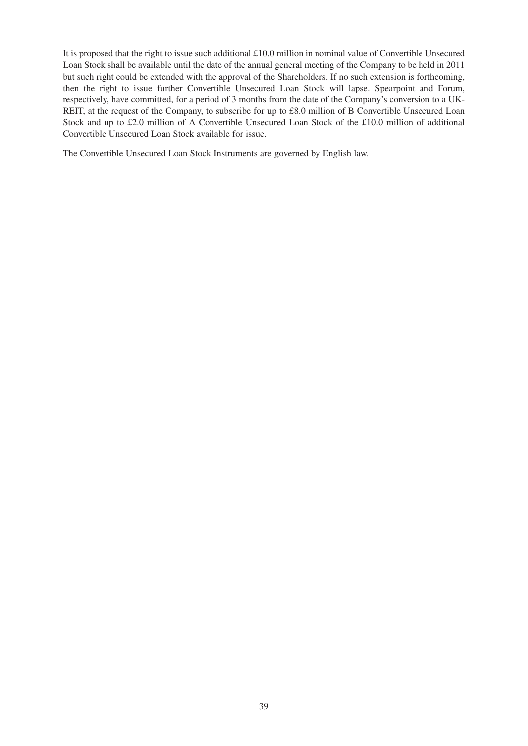It is proposed that the right to issue such additional £10.0 million in nominal value of Convertible Unsecured Loan Stock shall be available until the date of the annual general meeting of the Company to be held in 2011 but such right could be extended with the approval of the Shareholders. If no such extension is forthcoming, then the right to issue further Convertible Unsecured Loan Stock will lapse. Spearpoint and Forum, respectively, have committed, for a period of 3 months from the date of the Company's conversion to a UK-REIT, at the request of the Company, to subscribe for up to £8.0 million of B Convertible Unsecured Loan Stock and up to £2.0 million of A Convertible Unsecured Loan Stock of the £10.0 million of additional Convertible Unsecured Loan Stock available for issue.

The Convertible Unsecured Loan Stock Instruments are governed by English law.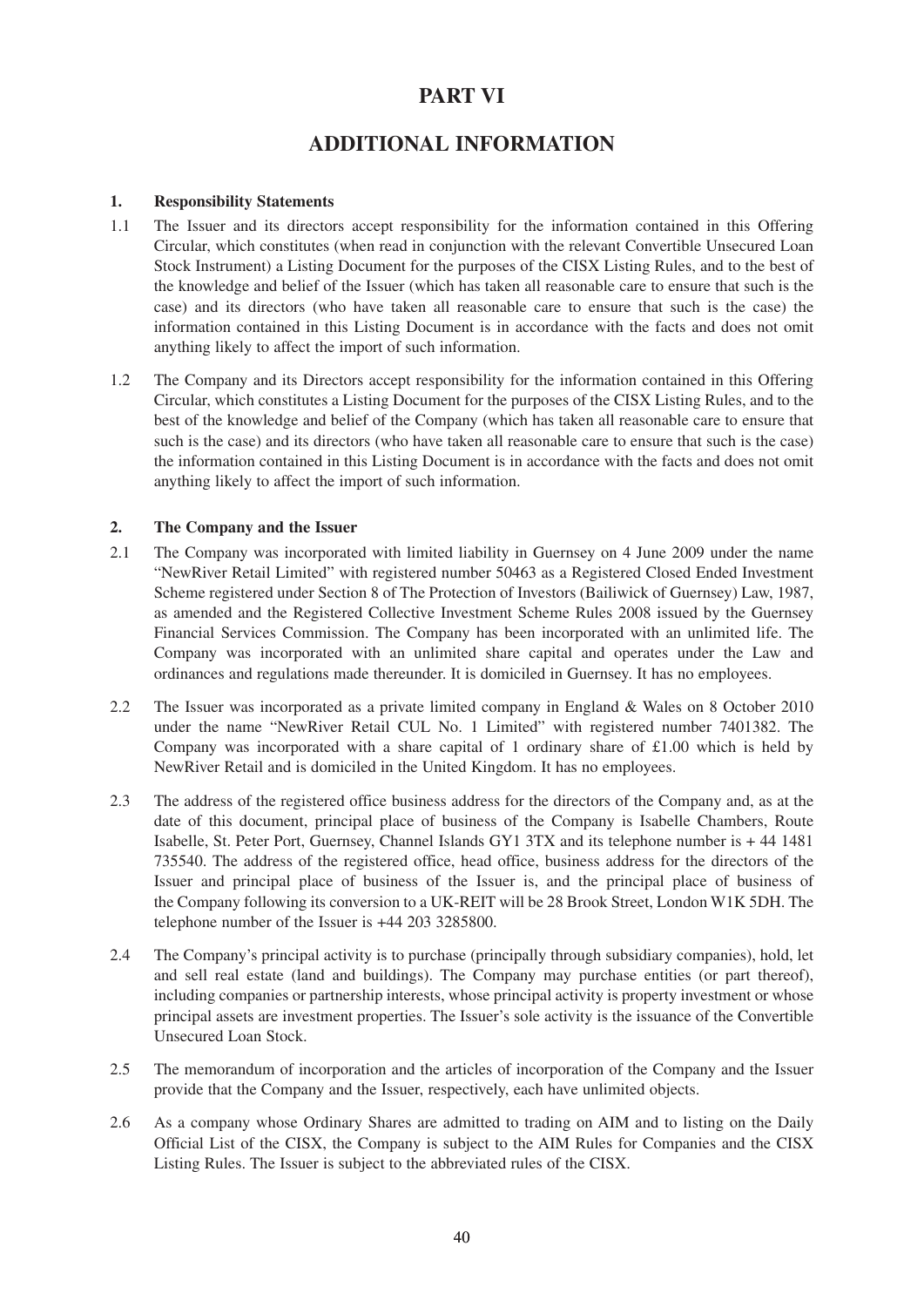# PART VI

# ADDITIONAL INFORMATION

**1. Responsibility Statements**

1.1 The Issuer and its directors accept responsibility for the information contained in this Offering Circular, which constitutes (when read in conjunction with the relevant Convertible Unsecured Loan Stock Instrument) a Listing Document for the purposes of the CISX Listing Rules, and to the best of the knowledge and belief of the Issuer (which has taken all reasonable care to ensure that such is the case) and its directors (who have taken all reasonable care to ensure that such is the case) the information contained in this Listing Document is in accordance with the facts and does not omit anything likely to affect the import of such information.

1.2 The Company and its Directors accept responsibility for the information contained in this Offering Circular, which constitutes a Listing Document for the purposes of the CISX Listing Rules, and to the best of the knowledge and belief of the Company (which has taken all reasonable care to ensure that such is the case) and its directors (who have taken all reasonable care to ensure that such is the case) the information contained in this Listing Document is in accordance with the facts and does not omit anything likely to affect the import of such information.

**2. The Company and the Issuer**

2.1 The Company was incorporated with limited liability in Guernsey on 4 June 2009 under the name "NewRiver Retail Limited" with registered number 50463 as a Registered Closed Ended Investment Scheme registered under Section 8 of The Protection of Investors (Bailiwick of Guernsey) Law, 1987, as amended and the Registered Collective Investment Scheme Rules 2008 issued by the Guernsey Financial Services Commission. The Company has been incorporated with an unlimited life. The Company was incorporated with an unlimited share capital and operates under the Law and ordinances and regulations made thereunder. It is domiciled in Guernsey. It has no employees.

2.2 The Issuer was incorporated as a private limited company in England & Wales on 8 October 2010 under the name "NewRiver Retail CUL No. 1 Limited" with registered number 7401382. The Company was incorporated with a share capital of 1 ordinary share of £1.00 which is held by NewRiver Retail and is domiciled in the United Kingdom. It has no employees.

2.3 The address of the registered office business address for the directors of the Company and, as at the date of this document, principal place of business of the Company is Isabelle Chambers, Route Isabelle, St. Peter Port, Guernsey, Channel Islands GY1 3TX and its telephone number is + 44 1481 735540. The address of the registered office, head office, business address for the directors of the Issuer and principal place of business of the Issuer is, and the principal place of business of the Company following its conversion to a UK-REIT will be 28 Brook Street, London W1K 5DH. The telephone number of the Issuer is +44 203 3285800.

2.4 The Company's principal activity is to purchase (principally through subsidiary companies), hold, let and sell real estate (land and buildings). The Company may purchase entities (or part thereof), including companies or partnership interests, whose principal activity is property investment or whose principal assets are investment properties. The Issuer's sole activity is the issuance of the Convertible Unsecured Loan Stock.

2.5 The memorandum of incorporation and the articles of incorporation of the Company and the Issuer provide that the Company and the Issuer, respectively, each have unlimited objects.

2.6 As a company whose Ordinary Shares are admitted to trading on AIM and to listing on the Daily Official List of the CISX, the Company is subject to the AIM Rules for Companies and the CISX Listing Rules. The Issuer is subject to the abbreviated rules of the CISX.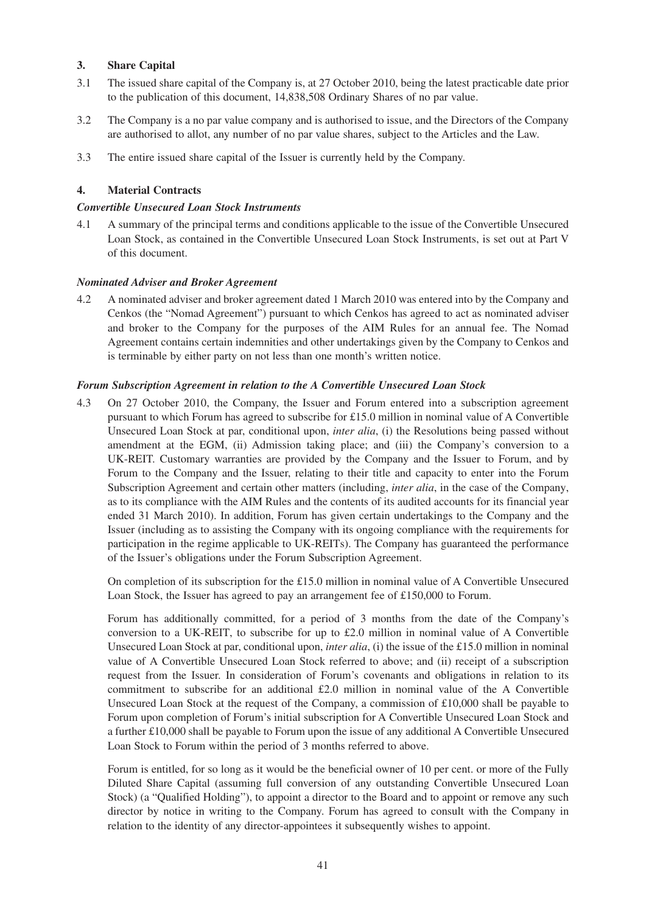### 3. Share Capital

3.1 The issued share capital of the Company is, at 27 October 2010, being the latest practicable date prior to the publication of this document, 14,838,508 Ordinary Shares of no par value.

3.2 The Company is a no par value company and is authorised to issue, and the Directors of the Company are authorised to allot, any number of no par value shares, subject to the Articles and the Law.

3.3 The entire issued share capital of the Issuer is currently held by the Company.

### 4. Material Contracts

***Convertible Unsecured Loan Stock Instruments***

4.1 A summary of the principal terms and conditions applicable to the issue of the Convertible Unsecured Loan Stock, as contained in the Convertible Unsecured Loan Stock Instruments, is set out at Part V of this document.

***Nominated Adviser and Broker Agreement***

4.2 A nominated adviser and broker agreement dated 1 March 2010 was entered into by the Company and Cenkos (the "Nomad Agreement") pursuant to which Cenkos has agreed to act as nominated adviser and broker to the Company for the purposes of the AIM Rules for an annual fee. The Nomad Agreement contains certain indemnities and other undertakings given by the Company to Cenkos and is terminable by either party on not less than one month's written notice.

***Forum Subscription Agreement in relation to the A Convertible Unsecured Loan Stock***

4.3 On 27 October 2010, the Company, the Issuer and Forum entered into a subscription agreement pursuant to which Forum has agreed to subscribe for £15.0 million in nominal value of A Convertible Unsecured Loan Stock at par, conditional upon, *inter alia*, (i) the Resolutions being passed without amendment at the EGM, (ii) Admission taking place; and (iii) the Company's conversion to a UK-REIT. Customary warranties are provided by the Company and the Issuer to Forum, and by Forum to the Company and the Issuer, relating to their title and capacity to enter into the Forum Subscription Agreement and certain other matters (including, *inter alia*, in the case of the Company, as to its compliance with the AIM Rules and the contents of its audited accounts for its financial year ended 31 March 2010). In addition, Forum has given certain undertakings to the Company and the Issuer (including as to assisting the Company with its ongoing compliance with the requirements for participation in the regime applicable to UK-REITs). The Company has guaranteed the performance of the Issuer's obligations under the Forum Subscription Agreement.

On completion of its subscription for the £15.0 million in nominal value of A Convertible Unsecured Loan Stock, the Issuer has agreed to pay an arrangement fee of £150,000 to Forum.

Forum has additionally committed, for a period of 3 months from the date of the Company's conversion to a UK-REIT, to subscribe for up to £2.0 million in nominal value of A Convertible Unsecured Loan Stock at par, conditional upon, *inter alia*, (i) the issue of the £15.0 million in nominal value of A Convertible Unsecured Loan Stock referred to above; and (ii) receipt of a subscription request from the Issuer. In consideration of Forum's covenants and obligations in relation to its commitment to subscribe for an additional £2.0 million in nominal value of the A Convertible Unsecured Loan Stock at the request of the Company, a commission of £10,000 shall be payable to Forum upon completion of Forum's initial subscription for A Convertible Unsecured Loan Stock and a further £10,000 shall be payable to Forum upon the issue of any additional A Convertible Unsecured Loan Stock to Forum within the period of 3 months referred to above.

Forum is entitled, for so long as it would be the beneficial owner of 10 per cent. or more of the Fully Diluted Share Capital (assuming full conversion of any outstanding Convertible Unsecured Loan Stock) (a "Qualified Holding"), to appoint a director to the Board and to appoint or remove any such director by notice in writing to the Company. Forum has agreed to consult with the Company in relation to the identity of any director-appointees it subsequently wishes to appoint.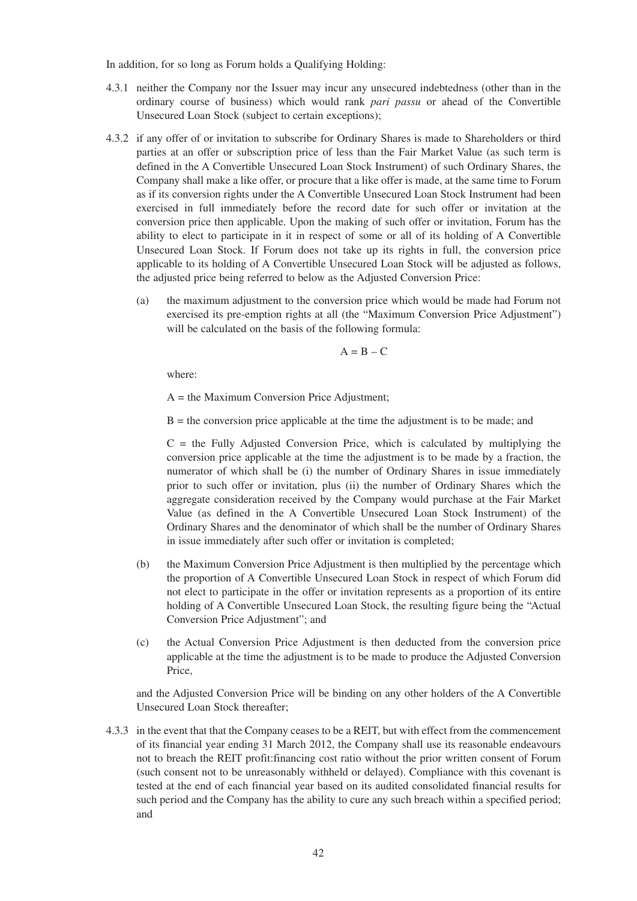In addition, for so long as Forum holds a Qualifying Holding:

4.3.1 neither the Company nor the Issuer may incur any unsecured indebtedness (other than in the ordinary course of business) which would rank *pari passu* or ahead of the Convertible Unsecured Loan Stock (subject to certain exceptions);

4.3.2 if any offer of or invitation to subscribe for Ordinary Shares is made to Shareholders or third parties at an offer or subscription price of less than the Fair Market Value (as such term is defined in the A Convertible Unsecured Loan Stock Instrument) of such Ordinary Shares, the Company shall make a like offer, or procure that a like offer is made, at the same time to Forum as if its conversion rights under the A Convertible Unsecured Loan Stock Instrument had been exercised in full immediately before the record date for such offer or invitation at the conversion price then applicable. Upon the making of such offer or invitation, Forum has the ability to elect to participate in it in respect of some or all of its holding of A Convertible Unsecured Loan Stock. If Forum does not take up its rights in full, the conversion price applicable to its holding of A Convertible Unsecured Loan Stock will be adjusted as follows, the adjusted price being referred to below as the Adjusted Conversion Price:

(a) the maximum adjustment to the conversion price which would be made had Forum not exercised its pre-emption rights at all (the "Maximum Conversion Price Adjustment") will be calculated on the basis of the following formula:

$$A = B - C$$

where:

A = the Maximum Conversion Price Adjustment;

B = the conversion price applicable at the time the adjustment is to be made; and

C = the Fully Adjusted Conversion Price, which is calculated by multiplying the conversion price applicable at the time the adjustment is to be made by a fraction, the numerator of which shall be (i) the number of Ordinary Shares in issue immediately prior to such offer or invitation, plus (ii) the number of Ordinary Shares which the aggregate consideration received by the Company would purchase at the Fair Market Value (as defined in the A Convertible Unsecured Loan Stock Instrument) of the Ordinary Shares and the denominator of which shall be the number of Ordinary Shares in issue immediately after such offer or invitation is completed;

(b) the Maximum Conversion Price Adjustment is then multiplied by the percentage which the proportion of A Convertible Unsecured Loan Stock in respect of which Forum did not elect to participate in the offer or invitation represents as a proportion of its entire holding of A Convertible Unsecured Loan Stock, the resulting figure being the "Actual Conversion Price Adjustment"; and

(c) the Actual Conversion Price Adjustment is then deducted from the conversion price applicable at the time the adjustment is to be made to produce the Adjusted Conversion Price,

and the Adjusted Conversion Price will be binding on any other holders of the A Convertible Unsecured Loan Stock thereafter;

4.3.3 in the event that that the Company ceases to be a REIT, but with effect from the commencement of its financial year ending 31 March 2012, the Company shall use its reasonable endeavours not to breach the REIT profit:financing cost ratio without the prior written consent of Forum (such consent not to be unreasonably withheld or delayed). Compliance with this covenant is tested at the end of each financial year based on its audited consolidated financial results for such period and the Company has the ability to cure any such breach within a specified period; and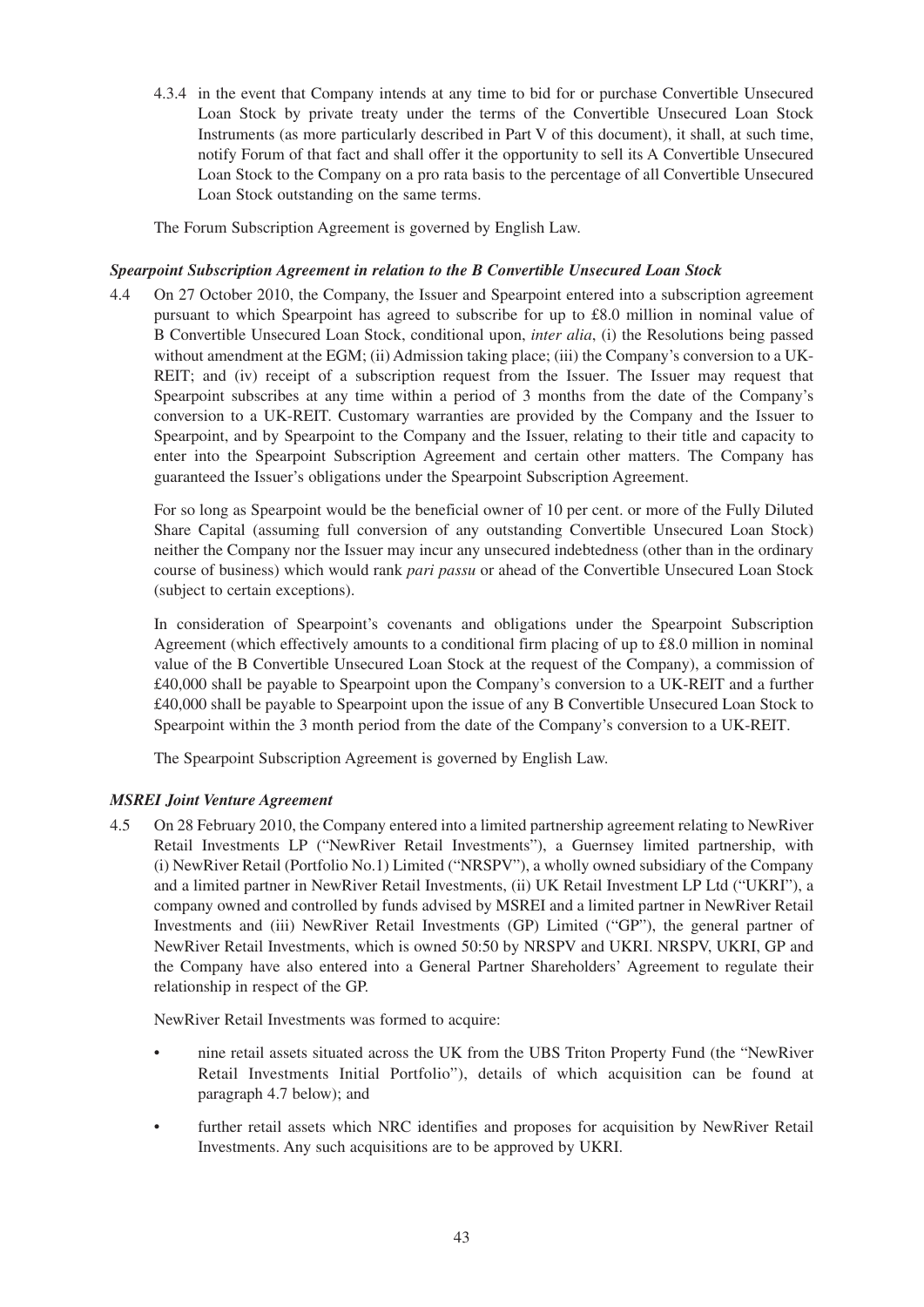4.3.4 in the event that Company intends at any time to bid for or purchase Convertible Unsecured Loan Stock by private treaty under the terms of the Convertible Unsecured Loan Stock Instruments (as more particularly described in Part V of this document), it shall, at such time, notify Forum of that fact and shall offer it the opportunity to sell its A Convertible Unsecured Loan Stock to the Company on a pro rata basis to the percentage of all Convertible Unsecured Loan Stock outstanding on the same terms.

The Forum Subscription Agreement is governed by English Law.

***Spearpoint Subscription Agreement in relation to the B Convertible Unsecured Loan Stock***

4.4 On 27 October 2010, the Company, the Issuer and Spearpoint entered into a subscription agreement pursuant to which Spearpoint has agreed to subscribe for up to £8.0 million in nominal value of B Convertible Unsecured Loan Stock, conditional upon, *inter alia*, (i) the Resolutions being passed without amendment at the EGM; (ii) Admission taking place; (iii) the Company's conversion to a UK-REIT; and (iv) receipt of a subscription request from the Issuer. The Issuer may request that Spearpoint subscribes at any time within a period of 3 months from the date of the Company's conversion to a UK-REIT. Customary warranties are provided by the Company and the Issuer to Spearpoint, and by Spearpoint to the Company and the Issuer, relating to their title and capacity to enter into the Spearpoint Subscription Agreement and certain other matters. The Company has guaranteed the Issuer's obligations under the Spearpoint Subscription Agreement.

For so long as Spearpoint would be the beneficial owner of 10 per cent. or more of the Fully Diluted Share Capital (assuming full conversion of any outstanding Convertible Unsecured Loan Stock) neither the Company nor the Issuer may incur any unsecured indebtedness (other than in the ordinary course of business) which would rank *pari passu* or ahead of the Convertible Unsecured Loan Stock (subject to certain exceptions).

In consideration of Spearpoint's covenants and obligations under the Spearpoint Subscription Agreement (which effectively amounts to a conditional firm placing of up to £8.0 million in nominal value of the B Convertible Unsecured Loan Stock at the request of the Company), a commission of £40,000 shall be payable to Spearpoint upon the Company's conversion to a UK-REIT and a further £40,000 shall be payable to Spearpoint upon the issue of any B Convertible Unsecured Loan Stock to Spearpoint within the 3 month period from the date of the Company's conversion to a UK-REIT.

The Spearpoint Subscription Agreement is governed by English Law.

***MSREI Joint Venture Agreement***

4.5 On 28 February 2010, the Company entered into a limited partnership agreement relating to NewRiver Retail Investments LP ("NewRiver Retail Investments"), a Guernsey limited partnership, with (i) NewRiver Retail (Portfolio No.1) Limited ("NRSPV"), a wholly owned subsidiary of the Company and a limited partner in NewRiver Retail Investments, (ii) UK Retail Investment LP Ltd ("UKRI"), a company owned and controlled by funds advised by MSREI and a limited partner in NewRiver Retail Investments and (iii) NewRiver Retail Investments (GP) Limited ("GP"), the general partner of NewRiver Retail Investments, which is owned 50:50 by NRSPV and UKRI. NRSPV, UKRI, GP and the Company have also entered into a General Partner Shareholders' Agreement to regulate their relationship in respect of the GP.

NewRiver Retail Investments was formed to acquire:

- nine retail assets situated across the UK from the UBS Triton Property Fund (the "NewRiver Retail Investments Initial Portfolio"), details of which acquisition can be found at paragraph 4.7 below); and
- further retail assets which NRC identifies and proposes for acquisition by NewRiver Retail Investments. Any such acquisitions are to be approved by UKRI.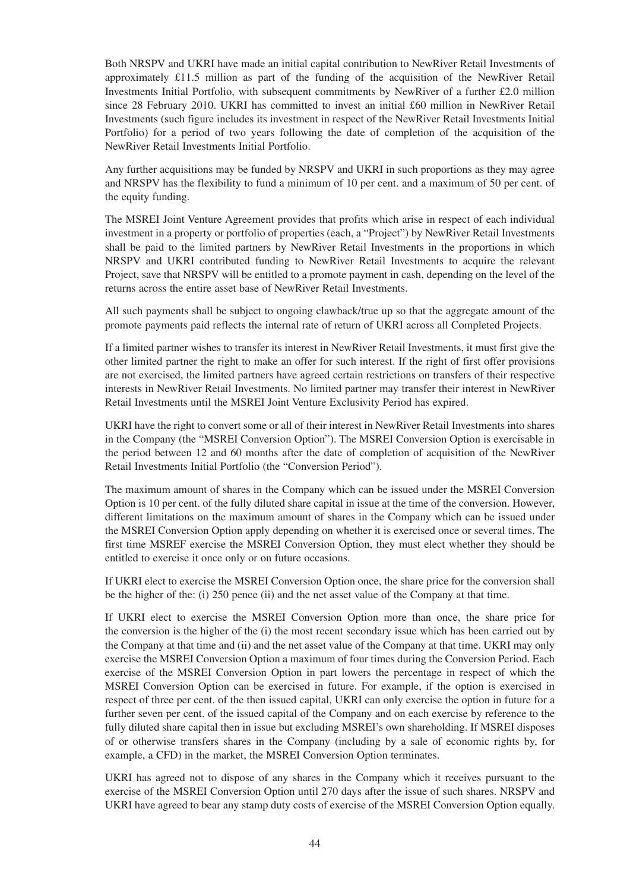Both NRSPV and UKRI have made an initial capital contribution to NewRiver Retail Investments of approximately £11.5 million as part of the funding of the acquisition of the NewRiver Retail Investments Initial Portfolio, with subsequent commitments by NewRiver of a further £2.0 million since 28 February 2010. UKRI has committed to invest an initial £60 million in NewRiver Retail Investments (such figure includes its investment in respect of the NewRiver Retail Investments Initial Portfolio) for a period of two years following the date of completion of the acquisition of the NewRiver Retail Investments Initial Portfolio.

Any further acquisitions may be funded by NRSPV and UKRI in such proportions as they may agree and NRSPV has the flexibility to fund a minimum of 10 per cent. and a maximum of 50 per cent. of the equity funding.

The MSREI Joint Venture Agreement provides that profits which arise in respect of each individual investment in a property or portfolio of properties (each, a "Project") by NewRiver Retail Investments shall be paid to the limited partners by NewRiver Retail Investments in the proportions in which NRSPV and UKRI contributed funding to NewRiver Retail Investments to acquire the relevant Project, save that NRSPV will be entitled to a promote payment in cash, depending on the level of the returns across the entire asset base of NewRiver Retail Investments.

All such payments shall be subject to ongoing clawback/true up so that the aggregate amount of the promote payments paid reflects the internal rate of return of UKRI across all Completed Projects.

If a limited partner wishes to transfer its interest in NewRiver Retail Investments, it must first give the other limited partner the right to make an offer for such interest. If the right of first offer provisions are not exercised, the limited partners have agreed certain restrictions on transfers of their respective interests in NewRiver Retail Investments. No limited partner may transfer their interest in NewRiver Retail Investments until the MSREI Joint Venture Exclusivity Period has expired.

UKRI have the right to convert some or all of their interest in NewRiver Retail Investments into shares in the Company (the "MSREI Conversion Option"). The MSREI Conversion Option is exercisable in the period between 12 and 60 months after the date of completion of acquisition of the NewRiver Retail Investments Initial Portfolio (the "Conversion Period").

The maximum amount of shares in the Company which can be issued under the MSREI Conversion Option is 10 per cent. of the fully diluted share capital in issue at the time of the conversion. However, different limitations on the maximum amount of shares in the Company which can be issued under the MSREI Conversion Option apply depending on whether it is exercised once or several times. The first time MSREF exercise the MSREI Conversion Option, they must elect whether they should be entitled to exercise it once only or on future occasions.

If UKRI elect to exercise the MSREI Conversion Option once, the share price for the conversion shall be the higher of the: (i) 250 pence (ii) and the net asset value of the Company at that time.

If UKRI elect to exercise the MSREI Conversion Option more than once, the share price for the conversion is the higher of the (i) the most recent secondary issue which has been carried out by the Company at that time and (ii) and the net asset value of the Company at that time. UKRI may only exercise the MSREI Conversion Option a maximum of four times during the Conversion Period. Each exercise of the MSREI Conversion Option in part lowers the percentage in respect of which the MSREI Conversion Option can be exercised in future. For example, if the option is exercised in respect of three per cent. of the then issued capital, UKRI can only exercise the option in future for a further seven per cent. of the issued capital of the Company and on each exercise by reference to the fully diluted share capital then in issue but excluding MSREI's own shareholding. If MSREI disposes of or otherwise transfers shares in the Company (including by a sale of economic rights by, for example, a CFD) in the market, the MSREI Conversion Option terminates.

UKRI has agreed not to dispose of any shares in the Company which it receives pursuant to the exercise of the MSREI Conversion Option until 270 days after the issue of such shares. NRSPV and UKRI have agreed to bear any stamp duty costs of exercise of the MSREI Conversion Option equally.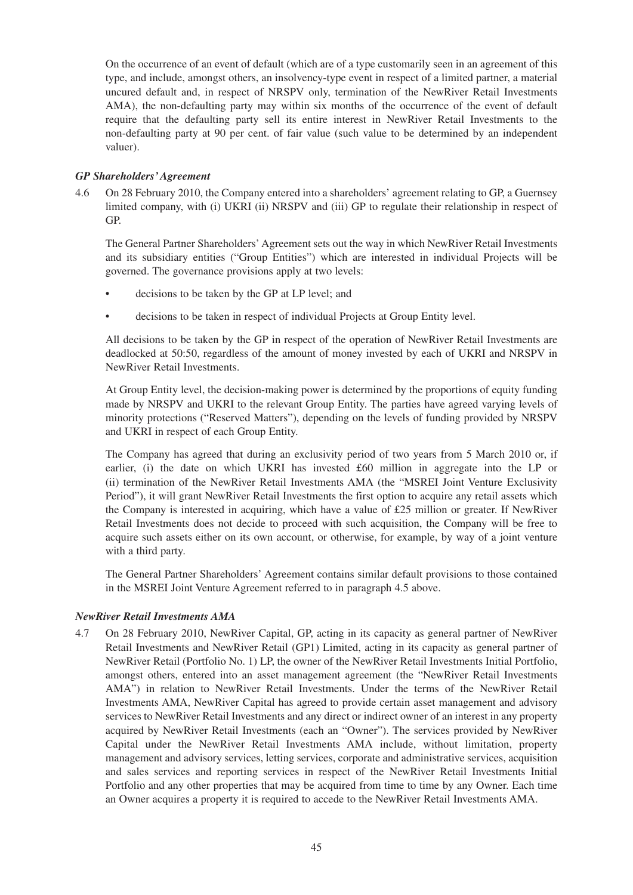On the occurrence of an event of default (which are of a type customarily seen in an agreement of this type, and include, amongst others, an insolvency-type event in respect of a limited partner, a material uncured default and, in respect of NRSPV only, termination of the NewRiver Retail Investments AMA), the non-defaulting party may within six months of the occurrence of the event of default require that the defaulting party sell its entire interest in NewRiver Retail Investments to the non-defaulting party at 90 per cent. of fair value (such value to be determined by an independent valuer).

### *GP Shareholders' Agreement*

4.6 On 28 February 2010, the Company entered into a shareholders' agreement relating to GP, a Guernsey limited company, with (i) UKRI (ii) NRSPV and (iii) GP to regulate their relationship in respect of GP.

The General Partner Shareholders' Agreement sets out the way in which NewRiver Retail Investments and its subsidiary entities ("Group Entities") which are interested in individual Projects will be governed. The governance provisions apply at two levels:

- decisions to be taken by the GP at LP level; and
- decisions to be taken in respect of individual Projects at Group Entity level.

All decisions to be taken by the GP in respect of the operation of NewRiver Retail Investments are deadlocked at 50:50, regardless of the amount of money invested by each of UKRI and NRSPV in NewRiver Retail Investments.

At Group Entity level, the decision-making power is determined by the proportions of equity funding made by NRSPV and UKRI to the relevant Group Entity. The parties have agreed varying levels of minority protections ("Reserved Matters"), depending on the levels of funding provided by NRSPV and UKRI in respect of each Group Entity.

The Company has agreed that during an exclusivity period of two years from 5 March 2010 or, if earlier, (i) the date on which UKRI has invested £60 million in aggregate into the LP or (ii) termination of the NewRiver Retail Investments AMA (the "MSREI Joint Venture Exclusivity Period"), it will grant NewRiver Retail Investments the first option to acquire any retail assets which the Company is interested in acquiring, which have a value of £25 million or greater. If NewRiver Retail Investments does not decide to proceed with such acquisition, the Company will be free to acquire such assets either on its own account, or otherwise, for example, by way of a joint venture with a third party.

The General Partner Shareholders' Agreement contains similar default provisions to those contained in the MSREI Joint Venture Agreement referred to in paragraph 4.5 above.

### *NewRiver Retail Investments AMA*

4.7 On 28 February 2010, NewRiver Capital, GP, acting in its capacity as general partner of NewRiver Retail Investments and NewRiver Retail (GP1) Limited, acting in its capacity as general partner of NewRiver Retail (Portfolio No. 1) LP, the owner of the NewRiver Retail Investments Initial Portfolio, amongst others, entered into an asset management agreement (the "NewRiver Retail Investments AMA") in relation to NewRiver Retail Investments. Under the terms of the NewRiver Retail Investments AMA, NewRiver Capital has agreed to provide certain asset management and advisory services to NewRiver Retail Investments and any direct or indirect owner of an interest in any property acquired by NewRiver Retail Investments (each an "Owner"). The services provided by NewRiver Capital under the NewRiver Retail Investments AMA include, without limitation, property management and advisory services, letting services, corporate and administrative services, acquisition and sales services and reporting services in respect of the NewRiver Retail Investments Initial Portfolio and any other properties that may be acquired from time to time by any Owner. Each time an Owner acquires a property it is required to accede to the NewRiver Retail Investments AMA.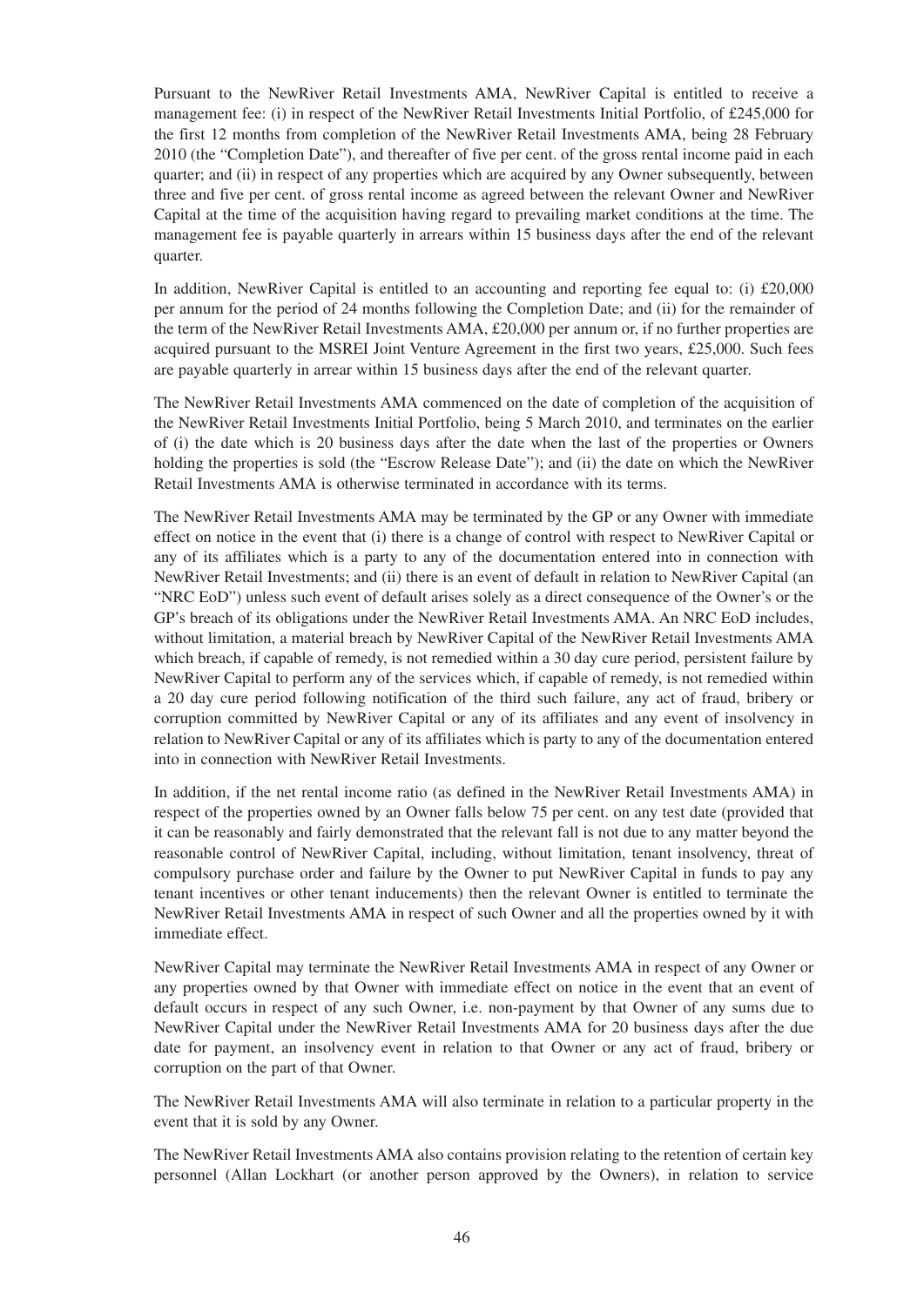Pursuant to the NewRiver Retail Investments AMA, NewRiver Capital is entitled to receive a management fee: (i) in respect of the NewRiver Retail Investments Initial Portfolio, of £245,000 for the first 12 months from completion of the NewRiver Retail Investments AMA, being 28 February 2010 (the "Completion Date"), and thereafter of five per cent. of the gross rental income paid in each quarter; and (ii) in respect of any properties which are acquired by any Owner subsequently, between three and five per cent. of gross rental income as agreed between the relevant Owner and NewRiver Capital at the time of the acquisition having regard to prevailing market conditions at the time. The management fee is payable quarterly in arrears within 15 business days after the end of the relevant quarter.

In addition, NewRiver Capital is entitled to an accounting and reporting fee equal to: (i) £20,000 per annum for the period of 24 months following the Completion Date; and (ii) for the remainder of the term of the NewRiver Retail Investments AMA, £20,000 per annum or, if no further properties are acquired pursuant to the MSREI Joint Venture Agreement in the first two years, £25,000. Such fees are payable quarterly in arrear within 15 business days after the end of the relevant quarter.

The NewRiver Retail Investments AMA commenced on the date of completion of the acquisition of the NewRiver Retail Investments Initial Portfolio, being 5 March 2010, and terminates on the earlier of (i) the date which is 20 business days after the date when the last of the properties or Owners holding the properties is sold (the "Escrow Release Date"); and (ii) the date on which the NewRiver Retail Investments AMA is otherwise terminated in accordance with its terms.

The NewRiver Retail Investments AMA may be terminated by the GP or any Owner with immediate effect on notice in the event that (i) there is a change of control with respect to NewRiver Capital or any of its affiliates which is a party to any of the documentation entered into in connection with NewRiver Retail Investments; and (ii) there is an event of default in relation to NewRiver Capital (an "NRC EoD") unless such event of default arises solely as a direct consequence of the Owner's or the GP's breach of its obligations under the NewRiver Retail Investments AMA. An NRC EoD includes, without limitation, a material breach by NewRiver Capital of the NewRiver Retail Investments AMA which breach, if capable of remedy, is not remedied within a 30 day cure period, persistent failure by NewRiver Capital to perform any of the services which, if capable of remedy, is not remedied within a 20 day cure period following notification of the third such failure, any act of fraud, bribery or corruption committed by NewRiver Capital or any of its affiliates and any event of insolvency in relation to NewRiver Capital or any of its affiliates which is party to any of the documentation entered into in connection with NewRiver Retail Investments.

In addition, if the net rental income ratio (as defined in the NewRiver Retail Investments AMA) in respect of the properties owned by an Owner falls below 75 per cent. on any test date (provided that it can be reasonably and fairly demonstrated that the relevant fall is not due to any matter beyond the reasonable control of NewRiver Capital, including, without limitation, tenant insolvency, threat of compulsory purchase order and failure by the Owner to put NewRiver Capital in funds to pay any tenant incentives or other tenant inducements) then the relevant Owner is entitled to terminate the NewRiver Retail Investments AMA in respect of such Owner and all the properties owned by it with immediate effect.

NewRiver Capital may terminate the NewRiver Retail Investments AMA in respect of any Owner or any properties owned by that Owner with immediate effect on notice in the event that an event of default occurs in respect of any such Owner, i.e. non-payment by that Owner of any sums due to NewRiver Capital under the NewRiver Retail Investments AMA for 20 business days after the due date for payment, an insolvency event in relation to that Owner or any act of fraud, bribery or corruption on the part of that Owner.

The NewRiver Retail Investments AMA will also terminate in relation to a particular property in the event that it is sold by any Owner.

The NewRiver Retail Investments AMA also contains provision relating to the retention of certain key personnel (Allan Lockhart (or another person approved by the Owners), in relation to service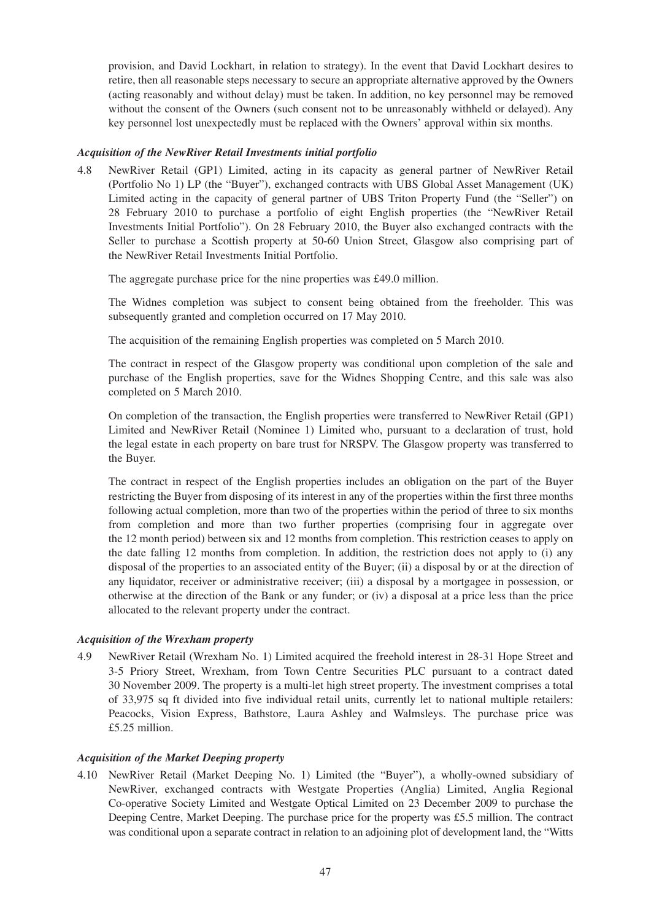provision, and David Lockhart, in relation to strategy). In the event that David Lockhart desires to retire, then all reasonable steps necessary to secure an appropriate alternative approved by the Owners (acting reasonably and without delay) must be taken. In addition, no key personnel may be removed without the consent of the Owners (such consent not to be unreasonably withheld or delayed). Any key personnel lost unexpectedly must be replaced with the Owners' approval within six months.

***Acquisition of the NewRiver Retail Investments initial portfolio***

4.8 NewRiver Retail (GP1) Limited, acting in its capacity as general partner of NewRiver Retail (Portfolio No 1) LP (the "Buyer"), exchanged contracts with UBS Global Asset Management (UK) Limited acting in the capacity of general partner of UBS Triton Property Fund (the "Seller") on 28 February 2010 to purchase a portfolio of eight English properties (the "NewRiver Retail Investments Initial Portfolio"). On 28 February 2010, the Buyer also exchanged contracts with the Seller to purchase a Scottish property at 50-60 Union Street, Glasgow also comprising part of the NewRiver Retail Investments Initial Portfolio.

The aggregate purchase price for the nine properties was £49.0 million.

The Widnes completion was subject to consent being obtained from the freeholder. This was subsequently granted and completion occurred on 17 May 2010.

The acquisition of the remaining English properties was completed on 5 March 2010.

The contract in respect of the Glasgow property was conditional upon completion of the sale and purchase of the English properties, save for the Widnes Shopping Centre, and this sale was also completed on 5 March 2010.

On completion of the transaction, the English properties were transferred to NewRiver Retail (GP1) Limited and NewRiver Retail (Nominee 1) Limited who, pursuant to a declaration of trust, hold the legal estate in each property on bare trust for NRSPV. The Glasgow property was transferred to the Buyer.

The contract in respect of the English properties includes an obligation on the part of the Buyer restricting the Buyer from disposing of its interest in any of the properties within the first three months following actual completion, more than two of the properties within the period of three to six months from completion and more than two further properties (comprising four in aggregate over the 12 month period) between six and 12 months from completion. This restriction ceases to apply on the date falling 12 months from completion. In addition, the restriction does not apply to (i) any disposal of the properties to an associated entity of the Buyer; (ii) a disposal by or at the direction of any liquidator, receiver or administrative receiver; (iii) a disposal by a mortgagee in possession, or otherwise at the direction of the Bank or any funder; or (iv) a disposal at a price less than the price allocated to the relevant property under the contract.

***Acquisition of the Wrexham property***

4.9 NewRiver Retail (Wrexham No. 1) Limited acquired the freehold interest in 28-31 Hope Street and 3-5 Priory Street, Wrexham, from Town Centre Securities PLC pursuant to a contract dated 30 November 2009. The property is a multi-let high street property. The investment comprises a total of 33,975 sq ft divided into five individual retail units, currently let to national multiple retailers: Peacocks, Vision Express, Bathstore, Laura Ashley and Walmsleys. The purchase price was £5.25 million.

***Acquisition of the Market Deeping property***

4.10 NewRiver Retail (Market Deeping No. 1) Limited (the "Buyer"), a wholly-owned subsidiary of NewRiver, exchanged contracts with Westgate Properties (Anglia) Limited, Anglia Regional Co-operative Society Limited and Westgate Optical Limited on 23 December 2009 to purchase the Deeping Centre, Market Deeping. The purchase price for the property was £5.5 million. The contract was conditional upon a separate contract in relation to an adjoining plot of development land, the "Witts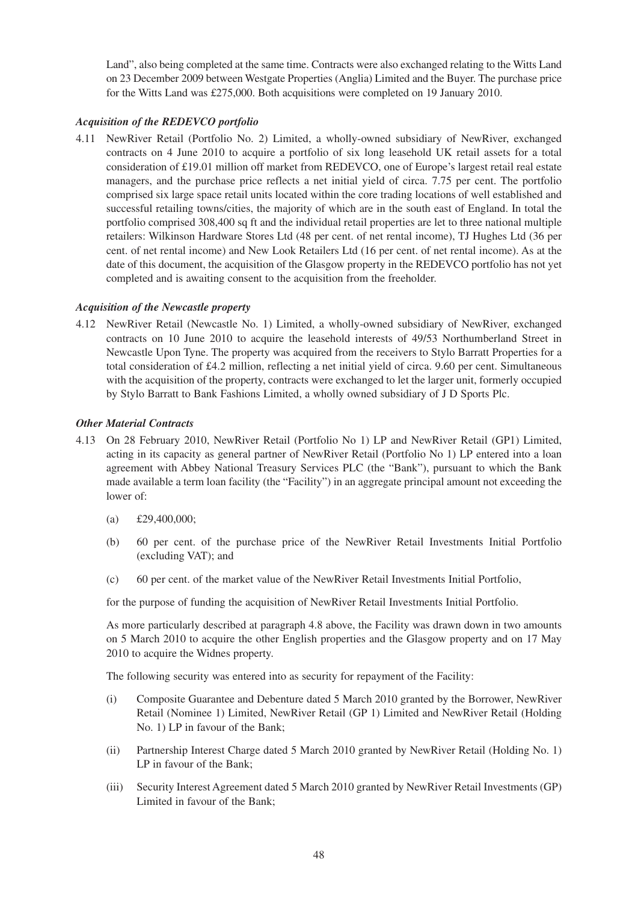Land", also being completed at the same time. Contracts were also exchanged relating to the Witts Land on 23 December 2009 between Westgate Properties (Anglia) Limited and the Buyer. The purchase price for the Witts Land was £275,000. Both acquisitions were completed on 19 January 2010.

***Acquisition of the REDEVCO portfolio***

4.11 NewRiver Retail (Portfolio No. 2) Limited, a wholly-owned subsidiary of NewRiver, exchanged contracts on 4 June 2010 to acquire a portfolio of six long leasehold UK retail assets for a total consideration of £19.01 million off market from REDEVCO, one of Europe's largest retail real estate managers, and the purchase price reflects a net initial yield of circa. 7.75 per cent. The portfolio comprised six large space retail units located within the core trading locations of well established and successful retailing towns/cities, the majority of which are in the south east of England. In total the portfolio comprised 308,400 sq ft and the individual retail properties are let to three national multiple retailers: Wilkinson Hardware Stores Ltd (48 per cent. of net rental income), TJ Hughes Ltd (36 per cent. of net rental income) and New Look Retailers Ltd (16 per cent. of net rental income). As at the date of this document, the acquisition of the Glasgow property in the REDEVCO portfolio has not yet completed and is awaiting consent to the acquisition from the freeholder.

***Acquisition of the Newcastle property***

4.12 NewRiver Retail (Newcastle No. 1) Limited, a wholly-owned subsidiary of NewRiver, exchanged contracts on 10 June 2010 to acquire the leasehold interests of 49/53 Northumberland Street in Newcastle Upon Tyne. The property was acquired from the receivers to Stylo Barratt Properties for a total consideration of £4.2 million, reflecting a net initial yield of circa. 9.60 per cent. Simultaneous with the acquisition of the property, contracts were exchanged to let the larger unit, formerly occupied by Stylo Barratt to Bank Fashions Limited, a wholly owned subsidiary of J D Sports Plc.

***Other Material Contracts***

4.13 On 28 February 2010, NewRiver Retail (Portfolio No 1) LP and NewRiver Retail (GP1) Limited, acting in its capacity as general partner of NewRiver Retail (Portfolio No 1) LP entered into a loan agreement with Abbey National Treasury Services PLC (the "Bank"), pursuant to which the Bank made available a term loan facility (the "Facility") in an aggregate principal amount not exceeding the lower of:

(a) £29,400,000;

(b) 60 per cent. of the purchase price of the NewRiver Retail Investments Initial Portfolio (excluding VAT); and

(c) 60 per cent. of the market value of the NewRiver Retail Investments Initial Portfolio,

for the purpose of funding the acquisition of NewRiver Retail Investments Initial Portfolio.

As more particularly described at paragraph 4.8 above, the Facility was drawn down in two amounts on 5 March 2010 to acquire the other English properties and the Glasgow property and on 17 May 2010 to acquire the Widnes property.

The following security was entered into as security for repayment of the Facility:

(i) Composite Guarantee and Debenture dated 5 March 2010 granted by the Borrower, NewRiver Retail (Nominee 1) Limited, NewRiver Retail (GP 1) Limited and NewRiver Retail (Holding No. 1) LP in favour of the Bank;

(ii) Partnership Interest Charge dated 5 March 2010 granted by NewRiver Retail (Holding No. 1) LP in favour of the Bank;

(iii) Security Interest Agreement dated 5 March 2010 granted by NewRiver Retail Investments (GP) Limited in favour of the Bank;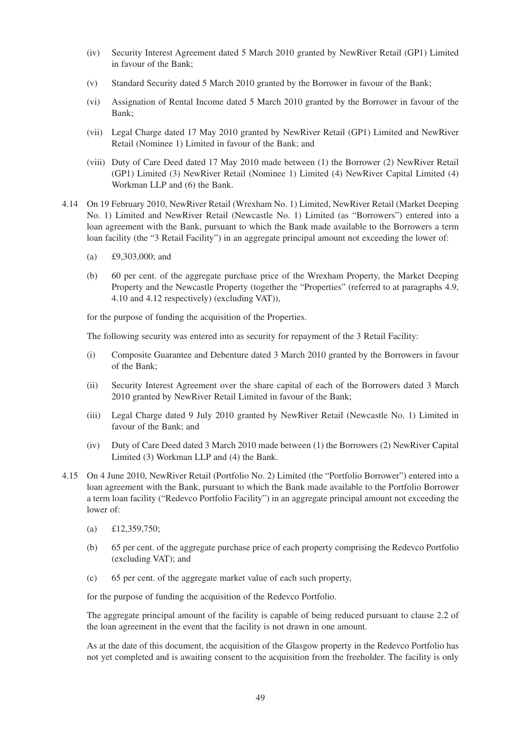(iv) Security Interest Agreement dated 5 March 2010 granted by NewRiver Retail (GP1) Limited in favour of the Bank;

(v) Standard Security dated 5 March 2010 granted by the Borrower in favour of the Bank;

(vi) Assignation of Rental Income dated 5 March 2010 granted by the Borrower in favour of the Bank;

(vii) Legal Charge dated 17 May 2010 granted by NewRiver Retail (GP1) Limited and NewRiver Retail (Nominee 1) Limited in favour of the Bank; and

(viii) Duty of Care Deed dated 17 May 2010 made between (1) the Borrower (2) NewRiver Retail (GP1) Limited (3) NewRiver Retail (Nominee 1) Limited (4) NewRiver Capital Limited (4) Workman LLP and (6) the Bank.

4.14 On 19 February 2010, NewRiver Retail (Wrexham No. 1) Limited, NewRiver Retail (Market Deeping No. 1) Limited and NewRiver Retail (Newcastle No. 1) Limited (as "Borrowers") entered into a loan agreement with the Bank, pursuant to which the Bank made available to the Borrowers a term loan facility (the "3 Retail Facility") in an aggregate principal amount not exceeding the lower of:

(a) £9,303,000; and

(b) 60 per cent. of the aggregate purchase price of the Wrexham Property, the Market Deeping Property and the Newcastle Property (together the "Properties" (referred to at paragraphs 4.9, 4.10 and 4.12 respectively) (excluding VAT)),

for the purpose of funding the acquisition of the Properties.

The following security was entered into as security for repayment of the 3 Retail Facility:

(i) Composite Guarantee and Debenture dated 3 March 2010 granted by the Borrowers in favour of the Bank;

(ii) Security Interest Agreement over the share capital of each of the Borrowers dated 3 March 2010 granted by NewRiver Retail Limited in favour of the Bank;

(iii) Legal Charge dated 9 July 2010 granted by NewRiver Retail (Newcastle No. 1) Limited in favour of the Bank; and

(iv) Duty of Care Deed dated 3 March 2010 made between (1) the Borrowers (2) NewRiver Capital Limited (3) Workman LLP and (4) the Bank.

4.15 On 4 June 2010, NewRiver Retail (Portfolio No. 2) Limited (the "Portfolio Borrower") entered into a loan agreement with the Bank, pursuant to which the Bank made available to the Portfolio Borrower a term loan facility ("Redevco Portfolio Facility") in an aggregate principal amount not exceeding the lower of:

(a) £12,359,750;

(b) 65 per cent. of the aggregate purchase price of each property comprising the Redevco Portfolio (excluding VAT); and

(c) 65 per cent. of the aggregate market value of each such property,

for the purpose of funding the acquisition of the Redevco Portfolio.

The aggregate principal amount of the facility is capable of being reduced pursuant to clause 2.2 of the loan agreement in the event that the facility is not drawn in one amount.

As at the date of this document, the acquisition of the Glasgow property in the Redevco Portfolio has not yet completed and is awaiting consent to the acquisition from the freeholder. The facility is only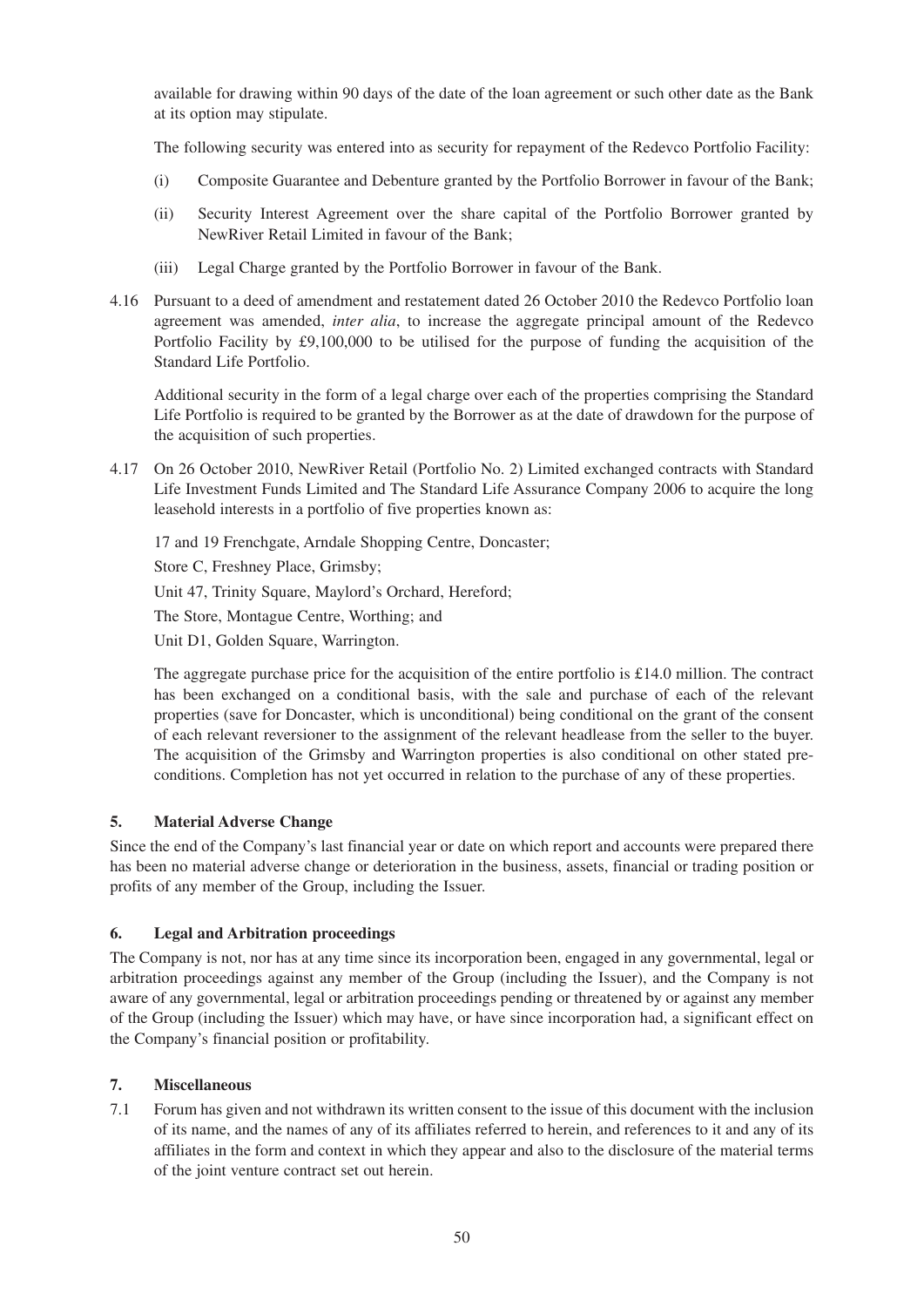available for drawing within 90 days of the date of the loan agreement or such other date as the Bank at its option may stipulate.

The following security was entered into as security for repayment of the Redevco Portfolio Facility:

(i) Composite Guarantee and Debenture granted by the Portfolio Borrower in favour of the Bank;

(ii) Security Interest Agreement over the share capital of the Portfolio Borrower granted by NewRiver Retail Limited in favour of the Bank;

(iii) Legal Charge granted by the Portfolio Borrower in favour of the Bank.

4.16 Pursuant to a deed of amendment and restatement dated 26 October 2010 the Redevco Portfolio loan agreement was amended, *inter alia*, to increase the aggregate principal amount of the Redevco Portfolio Facility by £9,100,000 to be utilised for the purpose of funding the acquisition of the Standard Life Portfolio.

Additional security in the form of a legal charge over each of the properties comprising the Standard Life Portfolio is required to be granted by the Borrower as at the date of drawdown for the purpose of the acquisition of such properties.

4.17 On 26 October 2010, NewRiver Retail (Portfolio No. 2) Limited exchanged contracts with Standard Life Investment Funds Limited and The Standard Life Assurance Company 2006 to acquire the long leasehold interests in a portfolio of five properties known as:

17 and 19 Frenchgate, Arndale Shopping Centre, Doncaster;

Store C, Freshney Place, Grimsby;

Unit 47, Trinity Square, Maylord's Orchard, Hereford;

The Store, Montague Centre, Worthing; and

Unit D1, Golden Square, Warrington.

The aggregate purchase price for the acquisition of the entire portfolio is £14.0 million. The contract has been exchanged on a conditional basis, with the sale and purchase of each of the relevant properties (save for Doncaster, which is unconditional) being conditional on the grant of the consent of each relevant reversioner to the assignment of the relevant headlease from the seller to the buyer. The acquisition of the Grimsby and Warrington properties is also conditional on other stated pre-conditions. Completion has not yet occurred in relation to the purchase of any of these properties.

## 5. Material Adverse Change

Since the end of the Company's last financial year or date on which report and accounts were prepared there has been no material adverse change or deterioration in the business, assets, financial or trading position or profits of any member of the Group, including the Issuer.

## 6. Legal and Arbitration proceedings

The Company is not, nor has at any time since its incorporation been, engaged in any governmental, legal or arbitration proceedings against any member of the Group (including the Issuer), and the Company is not aware of any governmental, legal or arbitration proceedings pending or threatened by or against any member of the Group (including the Issuer) which may have, or have since incorporation had, a significant effect on the Company's financial position or profitability.

## 7. Miscellaneous

7.1 Forum has given and not withdrawn its written consent to the issue of this document with the inclusion of its name, and the names of any of its affiliates referred to herein, and references to it and any of its affiliates in the form and context in which they appear and also to the disclosure of the material terms of the joint venture contract set out herein.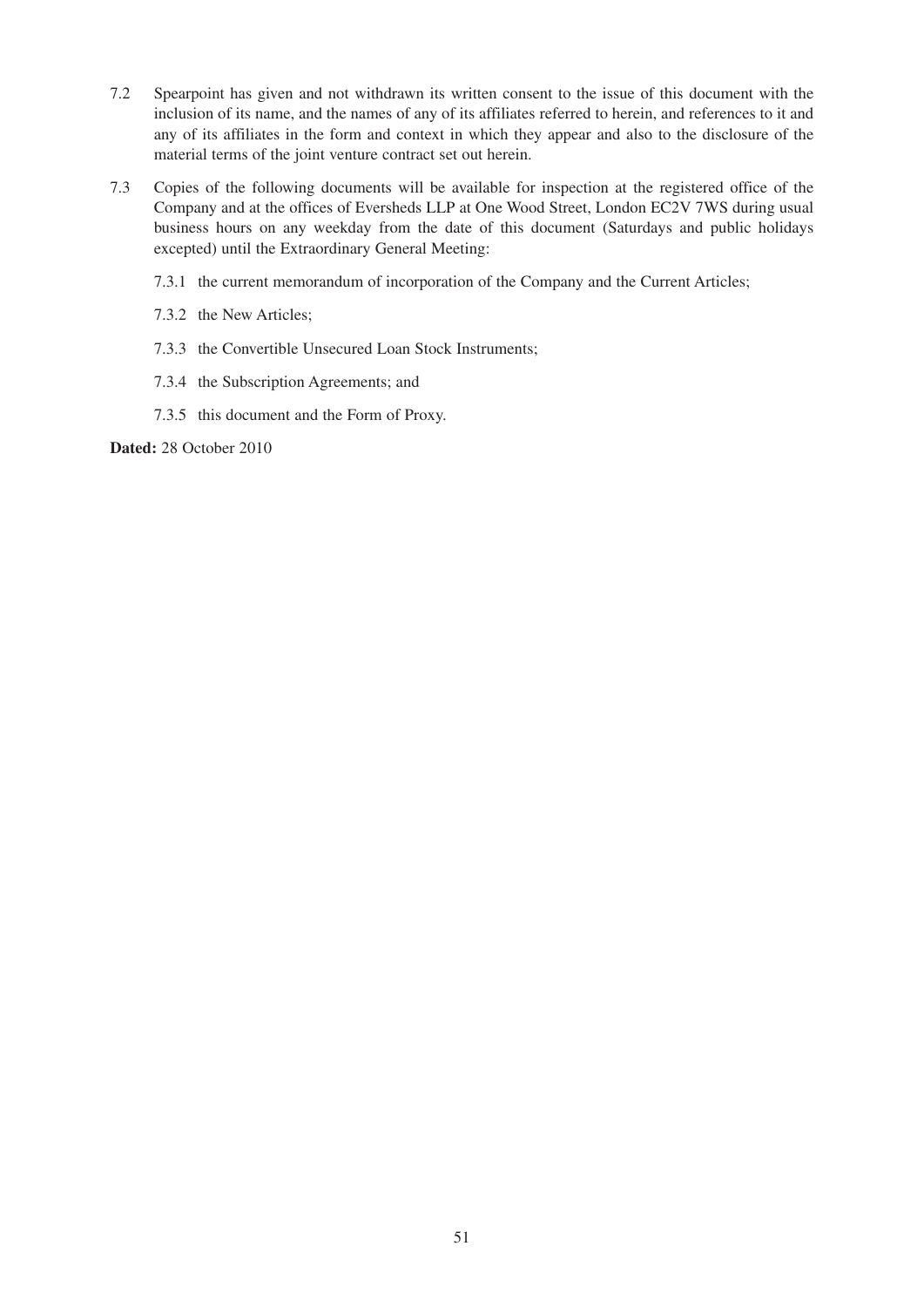7.2 Spearpoint has given and not withdrawn its written consent to the issue of this document with the inclusion of its name, and the names of any of its affiliates referred to herein, and references to it and any of its affiliates in the form and context in which they appear and also to the disclosure of the material terms of the joint venture contract set out herein.

7.3 Copies of the following documents will be available for inspection at the registered office of the Company and at the offices of Eversheds LLP at One Wood Street, London EC2V 7WS during usual business hours on any weekday from the date of this document (Saturdays and public holidays excepted) until the Extraordinary General Meeting:

7.3.1 the current memorandum of incorporation of the Company and the Current Articles;

7.3.2 the New Articles;

7.3.3 the Convertible Unsecured Loan Stock Instruments;

7.3.4 the Subscription Agreements; and

7.3.5 this document and the Form of Proxy.

**Dated:** 28 October 2010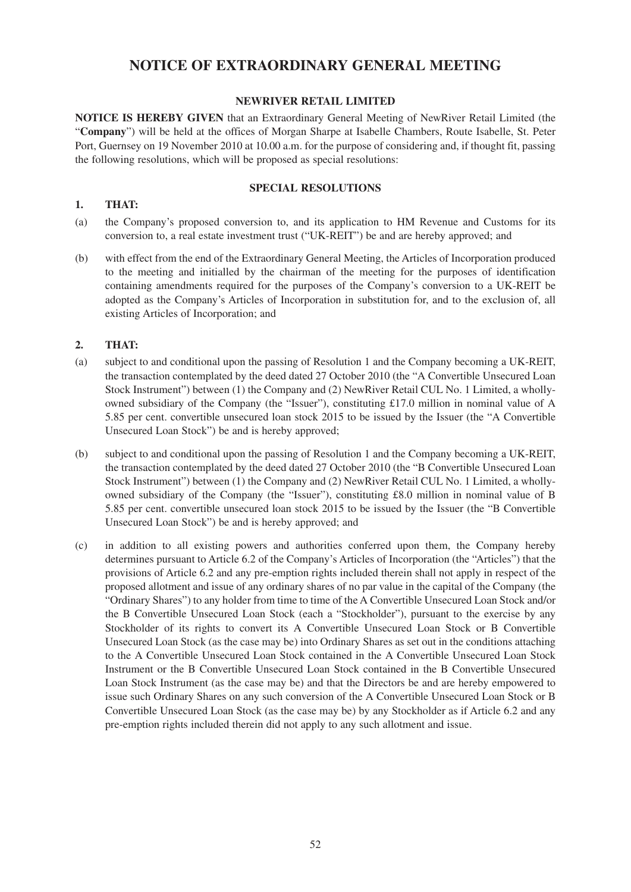# NOTICE OF EXTRAORDINARY GENERAL MEETING

## NEWRIVER RETAIL LIMITED

**NOTICE IS HEREBY GIVEN** that an Extraordinary General Meeting of NewRiver Retail Limited (the "**Company**") will be held at the offices of Morgan Sharpe at Isabelle Chambers, Route Isabelle, St. Peter Port, Guernsey on 19 November 2010 at 10.00 a.m. for the purpose of considering and, if thought fit, passing the following resolutions, which will be proposed as special resolutions:

### SPECIAL RESOLUTIONS

**1. THAT:**

(a) the Company's proposed conversion to, and its application to HM Revenue and Customs for its conversion to, a real estate investment trust ("UK-REIT") be and are hereby approved; and

(b) with effect from the end of the Extraordinary General Meeting, the Articles of Incorporation produced to the meeting and initialled by the chairman of the meeting for the purposes of identification containing amendments required for the purposes of the Company's conversion to a UK-REIT be adopted as the Company's Articles of Incorporation in substitution for, and to the exclusion of, all existing Articles of Incorporation; and

**2. THAT:**

(a) subject to and conditional upon the passing of Resolution 1 and the Company becoming a UK-REIT, the transaction contemplated by the deed dated 27 October 2010 (the "A Convertible Unsecured Loan Stock Instrument") between (1) the Company and (2) NewRiver Retail CUL No. 1 Limited, a wholly-owned subsidiary of the Company (the "Issuer"), constituting £17.0 million in nominal value of A 5.85 per cent. convertible unsecured loan stock 2015 to be issued by the Issuer (the "A Convertible Unsecured Loan Stock") be and is hereby approved;

(b) subject to and conditional upon the passing of Resolution 1 and the Company becoming a UK-REIT, the transaction contemplated by the deed dated 27 October 2010 (the "B Convertible Unsecured Loan Stock Instrument") between (1) the Company and (2) NewRiver Retail CUL No. 1 Limited, a wholly-owned subsidiary of the Company (the "Issuer"), constituting £8.0 million in nominal value of B 5.85 per cent. convertible unsecured loan stock 2015 to be issued by the Issuer (the "B Convertible Unsecured Loan Stock") be and is hereby approved; and

(c) in addition to all existing powers and authorities conferred upon them, the Company hereby determines pursuant to Article 6.2 of the Company's Articles of Incorporation (the "Articles") that the provisions of Article 6.2 and any pre-emption rights included therein shall not apply in respect of the proposed allotment and issue of any ordinary shares of no par value in the capital of the Company (the "Ordinary Shares") to any holder from time to time of the A Convertible Unsecured Loan Stock and/or the B Convertible Unsecured Loan Stock (each a "Stockholder"), pursuant to the exercise by any Stockholder of its rights to convert its A Convertible Unsecured Loan Stock or B Convertible Unsecured Loan Stock (as the case may be) into Ordinary Shares as set out in the conditions attaching to the A Convertible Unsecured Loan Stock contained in the A Convertible Unsecured Loan Stock Instrument or the B Convertible Unsecured Loan Stock contained in the B Convertible Unsecured Loan Stock Instrument (as the case may be) and that the Directors be and are hereby empowered to issue such Ordinary Shares on any such conversion of the A Convertible Unsecured Loan Stock or B Convertible Unsecured Loan Stock (as the case may be) by any Stockholder as if Article 6.2 and any pre-emption rights included therein did not apply to any such allotment and issue.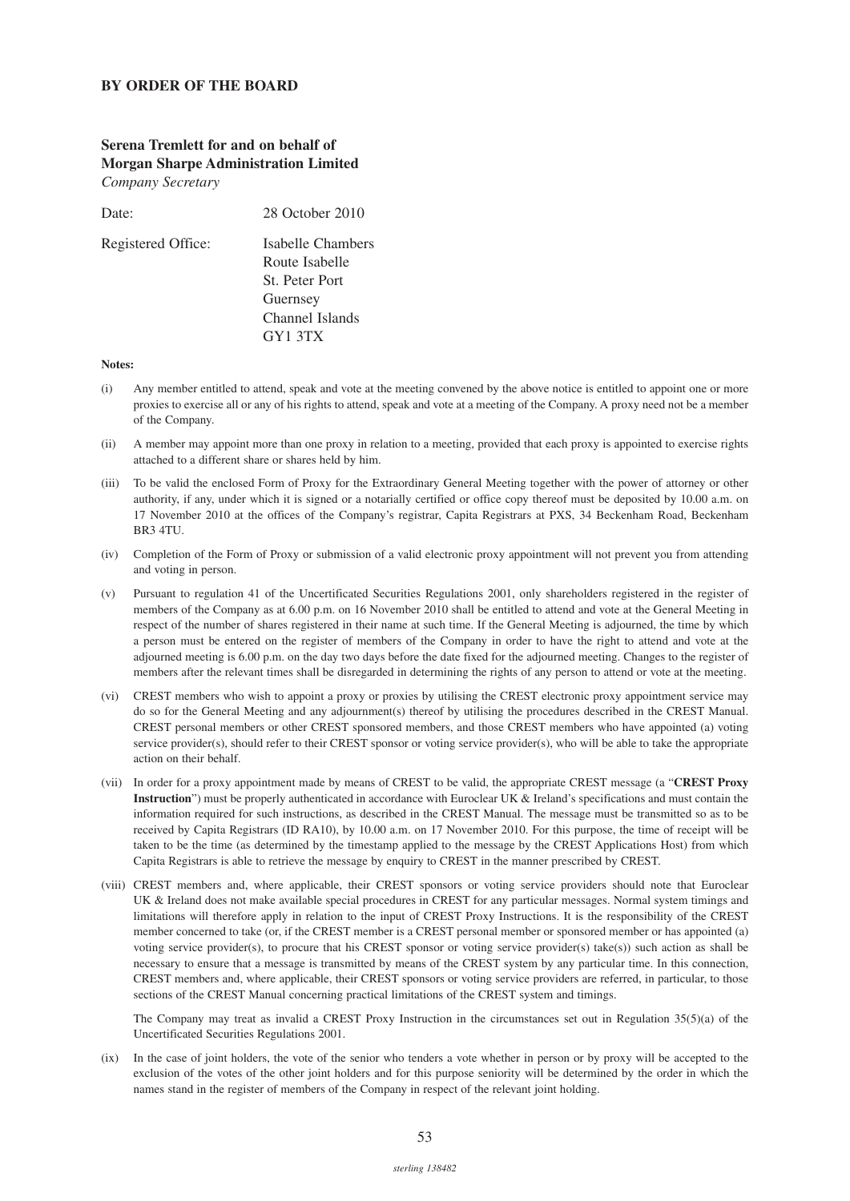**BY ORDER OF THE BOARD**

**Serena Tremlett for and on behalf of**
**Morgan Sharpe Administration Limited**
*Company Secretary*

| | |
|---|---|
| Date: | 28 October 2010 |
| Registered Office: | Isabelle Chambers<br>Route Isabelle<br>St. Peter Port<br>Guernsey<br>Channel Islands<br>GY1 3TX |

**Notes:**

(i) Any member entitled to attend, speak and vote at the meeting convened by the above notice is entitled to appoint one or more proxies to exercise all or any of his rights to attend, speak and vote at a meeting of the Company. A proxy need not be a member of the Company.

(ii) A member may appoint more than one proxy in relation to a meeting, provided that each proxy is appointed to exercise rights attached to a different share or shares held by him.

(iii) To be valid the enclosed Form of Proxy for the Extraordinary General Meeting together with the power of attorney or other authority, if any, under which it is signed or a notarially certified or office copy thereof must be deposited by 10.00 a.m. on 17 November 2010 at the offices of the Company's registrar, Capita Registrars at PXS, 34 Beckenham Road, Beckenham BR3 4TU.

(iv) Completion of the Form of Proxy or submission of a valid electronic proxy appointment will not prevent you from attending and voting in person.

(v) Pursuant to regulation 41 of the Uncertificated Securities Regulations 2001, only shareholders registered in the register of members of the Company as at 6.00 p.m. on 16 November 2010 shall be entitled to attend and vote at the General Meeting in respect of the number of shares registered in their name at such time. If the General Meeting is adjourned, the time by which a person must be entered on the register of members of the Company in order to have the right to attend and vote at the adjourned meeting is 6.00 p.m. on the day two days before the date fixed for the adjourned meeting. Changes to the register of members after the relevant times shall be disregarded in determining the rights of any person to attend or vote at the meeting.

(vi) CREST members who wish to appoint a proxy or proxies by utilising the CREST electronic proxy appointment service may do so for the General Meeting and any adjournment(s) thereof by utilising the procedures described in the CREST Manual. CREST personal members or other CREST sponsored members, and those CREST members who have appointed (a) voting service provider(s), should refer to their CREST sponsor or voting service provider(s), who will be able to take the appropriate action on their behalf.

(vii) In order for a proxy appointment made by means of CREST to be valid, the appropriate CREST message (a "**CREST Proxy Instruction**") must be properly authenticated in accordance with Euroclear UK & Ireland's specifications and must contain the information required for such instructions, as described in the CREST Manual. The message must be transmitted so as to be received by Capita Registrars (ID RA10), by 10.00 a.m. on 17 November 2010. For this purpose, the time of receipt will be taken to be the time (as determined by the timestamp applied to the message by the CREST Applications Host) from which Capita Registrars is able to retrieve the message by enquiry to CREST in the manner prescribed by CREST.

(viii) CREST members and, where applicable, their CREST sponsors or voting service providers should note that Euroclear UK & Ireland does not make available special procedures in CREST for any particular messages. Normal system timings and limitations will therefore apply in relation to the input of CREST Proxy Instructions. It is the responsibility of the CREST member concerned to take (or, if the CREST member is a CREST personal member or sponsored member or has appointed (a) voting service provider(s), to procure that his CREST sponsor or voting service provider(s) take(s)) such action as shall be necessary to ensure that a message is transmitted by means of the CREST system by any particular time. In this connection, CREST members and, where applicable, their CREST sponsors or voting service providers are referred, in particular, to those sections of the CREST Manual concerning practical limitations of the CREST system and timings.

The Company may treat as invalid a CREST Proxy Instruction in the circumstances set out in Regulation 35(5)(a) of the Uncertificated Securities Regulations 2001.

(ix) In the case of joint holders, the vote of the senior who tenders a vote whether in person or by proxy will be accepted to the exclusion of the votes of the other joint holders and for this purpose seniority will be determined by the order in which the names stand in the register of members of the Company in respect of the relevant joint holding.